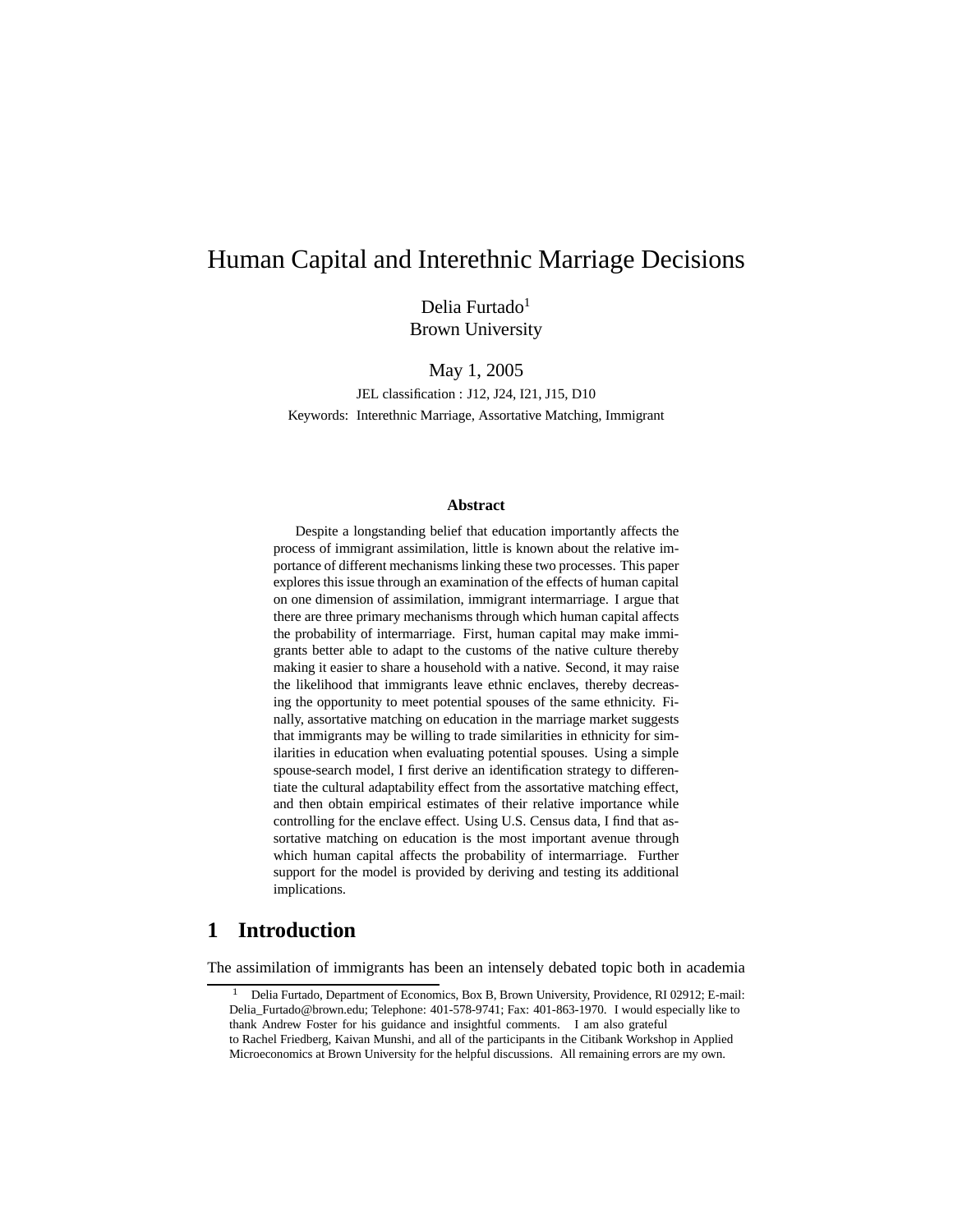# Human Capital and Interethnic Marriage Decisions

Delia Furtado[1]
Brown University

May 1, 2005

JEL classification : J12, J24, I21, J15, D10

Keywords: Interethnic Marriage, Assortative Matching, Immigrant

**Abstract**

Despite a longstanding belief that education importantly affects the process of immigrant assimilation, little is known about the relative importance of different mechanisms linking these two processes. This paper explores this issue through an examination of the effects of human capital on one dimension of assimilation, immigrant intermarriage. I argue that there are three primary mechanisms through which human capital affects the probability of intermarriage. First, human capital may make immigrants better able to adapt to the customs of the native culture thereby making it easier to share a household with a native. Second, it may raise the likelihood that immigrants leave ethnic enclaves, thereby decreasing the opportunity to meet potential spouses of the same ethnicity. Finally, assortative matching on education in the marriage market suggests that immigrants may be willing to trade similarities in ethnicity for similarities in education when evaluating potential spouses. Using a simple spouse-search model, I first derive an identification strategy to differentiate the cultural adaptability effect from the assortative matching effect, and then obtain empirical estimates of their relative importance while controlling for the enclave effect. Using U.S. Census data, I find that assortative matching on education is the most important avenue through which human capital affects the probability of intermarriage. Further support for the model is provided by deriving and testing its additional implications.

## 1 Introduction

The assimilation of immigrants has been an intensely debated topic both in academia

[1] Delia Furtado, Department of Economics, Box B, Brown University, Providence, RI 02912; E-mail: Delia_Furtado@brown.edu; Telephone: 401-578-9741; Fax: 401-863-1970. I would especially like to thank Andrew Foster for his guidance and insightful comments. I am also grateful to Rachel Friedberg, Kaivan Munshi, and all of the participants in the Citibank Workshop in Applied Microeconomics at Brown University for the helpful discussions. All remaining errors are my own.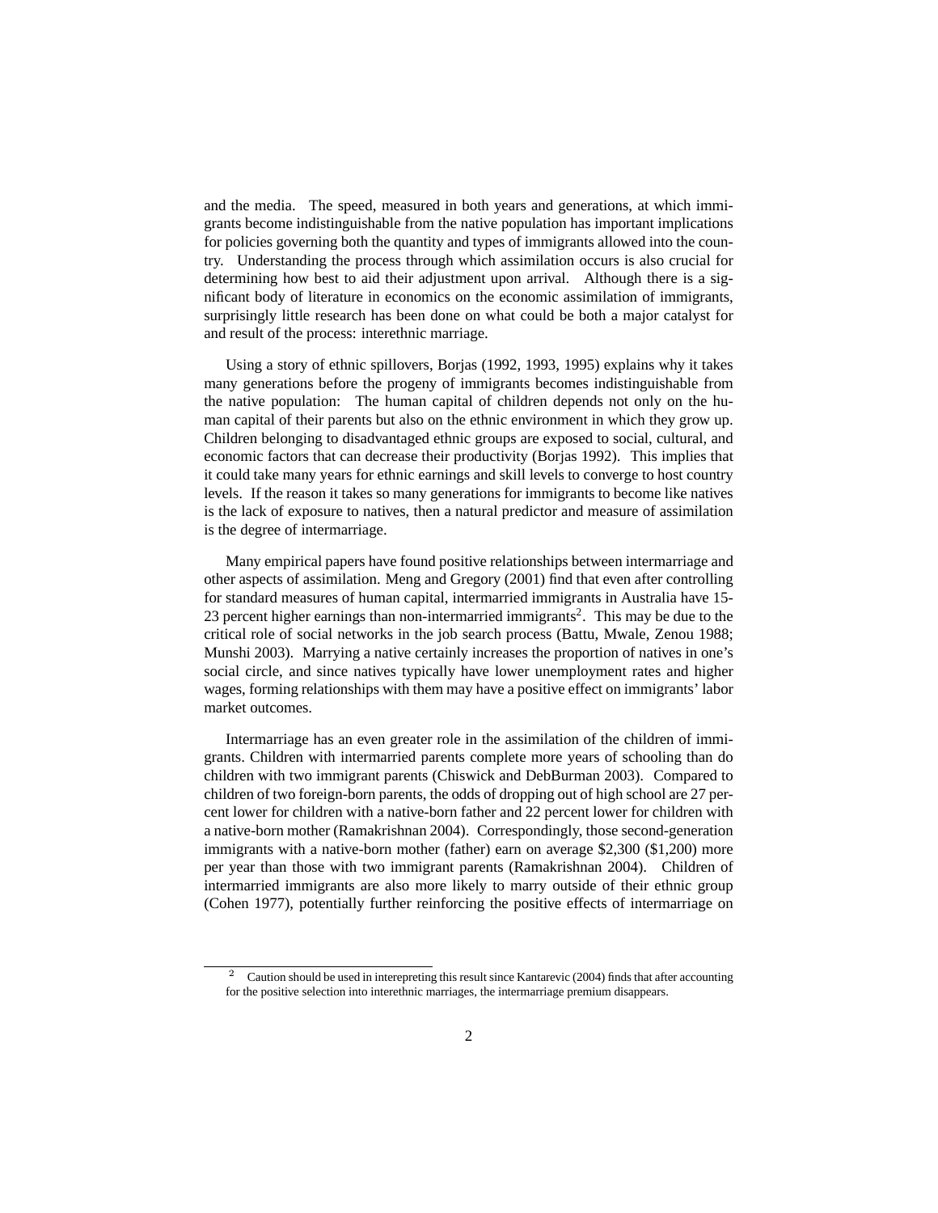and the media. The speed, measured in both years and generations, at which immigrants become indistinguishable from the native population has important implications for policies governing both the quantity and types of immigrants allowed into the country. Understanding the process through which assimilation occurs is also crucial for determining how best to aid their adjustment upon arrival. Although there is a significant body of literature in economics on the economic assimilation of immigrants, surprisingly little research has been done on what could be both a major catalyst for and result of the process: interethnic marriage.

Using a story of ethnic spillovers, Borjas (1992, 1993, 1995) explains why it takes many generations before the progeny of immigrants becomes indistinguishable from the native population: The human capital of children depends not only on the human capital of their parents but also on the ethnic environment in which they grow up. Children belonging to disadvantaged ethnic groups are exposed to social, cultural, and economic factors that can decrease their productivity (Borjas 1992). This implies that it could take many years for ethnic earnings and skill levels to converge to host country levels. If the reason it takes so many generations for immigrants to become like natives is the lack of exposure to natives, then a natural predictor and measure of assimilation is the degree of intermarriage.

Many empirical papers have found positive relationships between intermarriage and other aspects of assimilation. Meng and Gregory (2001) find that even after controlling for standard measures of human capital, intermarried immigrants in Australia have 15-23 percent higher earnings than non-intermarried immigrants[2]. This may be due to the critical role of social networks in the job search process (Battu, Mwale, Zenou 1988; Munshi 2003). Marrying a native certainly increases the proportion of natives in one's social circle, and since natives typically have lower unemployment rates and higher wages, forming relationships with them may have a positive effect on immigrants' labor market outcomes.

Intermarriage has an even greater role in the assimilation of the children of immigrants. Children with intermarried parents complete more years of schooling than do children with two immigrant parents (Chiswick and DebBurman 2003). Compared to children of two foreign-born parents, the odds of dropping out of high school are 27 percent lower for children with a native-born father and 22 percent lower for children with a native-born mother (Ramakrishnan 2004). Correspondingly, those second-generation immigrants with a native-born mother (father) earn on average \$2,300 (\$1,200) more per year than those with two immigrant parents (Ramakrishnan 2004). Children of intermarried immigrants are also more likely to marry outside of their ethnic group (Cohen 1977), potentially further reinforcing the positive effects of intermarriage on

[2] Caution should be used in interepreting this result since Kantarevic (2004) finds that after accounting for the positive selection into interethnic marriages, the intermarriage premium disappears.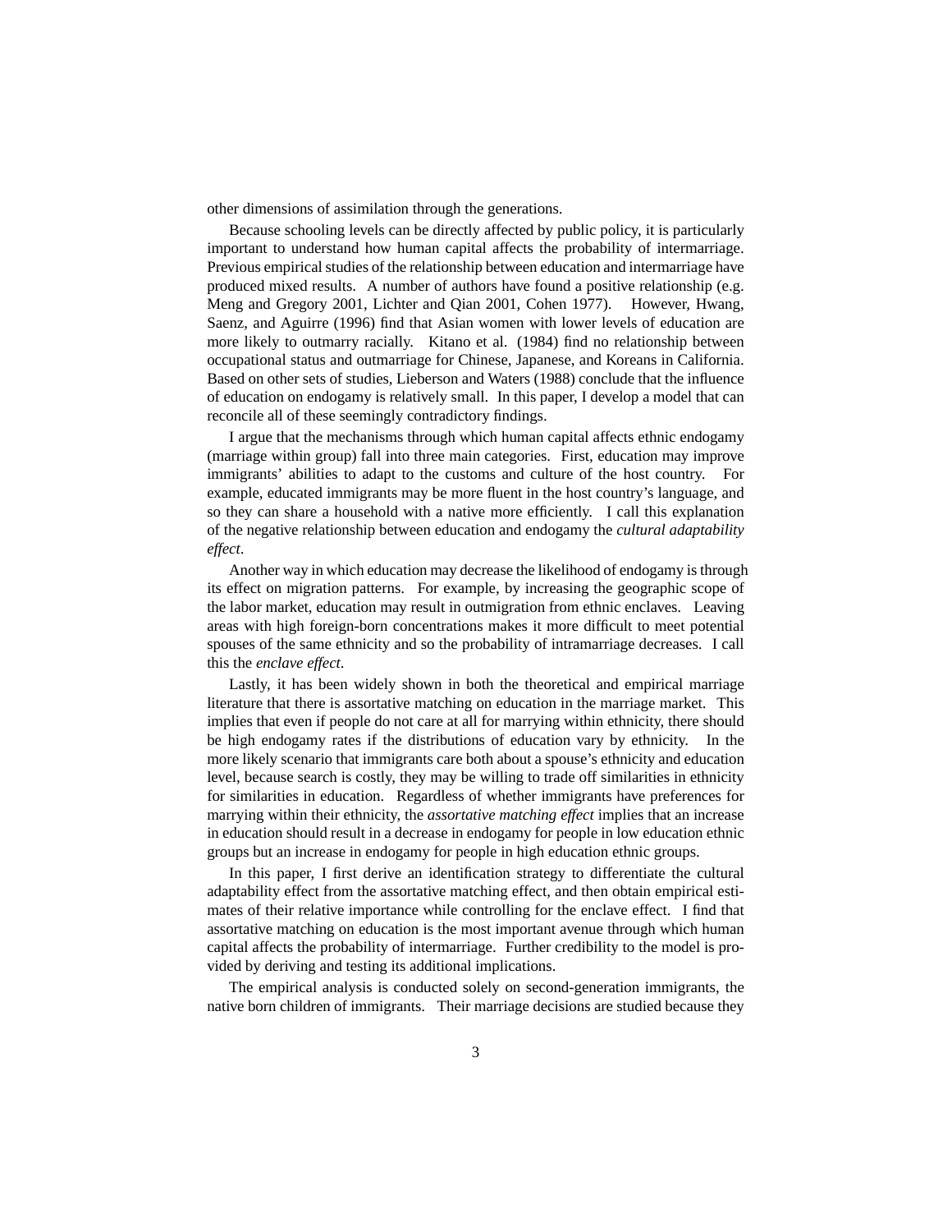other dimensions of assimilation through the generations.

Because schooling levels can be directly affected by public policy, it is particularly important to understand how human capital affects the probability of intermarriage. Previous empirical studies of the relationship between education and intermarriage have produced mixed results. A number of authors have found a positive relationship (e.g. Meng and Gregory 2001, Lichter and Qian 2001, Cohen 1977). However, Hwang, Saenz, and Aguirre (1996) find that Asian women with lower levels of education are more likely to outmarry racially. Kitano et al. (1984) find no relationship between occupational status and outmarriage for Chinese, Japanese, and Koreans in California. Based on other sets of studies, Lieberson and Waters (1988) conclude that the influence of education on endogamy is relatively small. In this paper, I develop a model that can reconcile all of these seemingly contradictory findings.

I argue that the mechanisms through which human capital affects ethnic endogamy (marriage within group) fall into three main categories. First, education may improve immigrants' abilities to adapt to the customs and culture of the host country. For example, educated immigrants may be more fluent in the host country's language, and so they can share a household with a native more efficiently. I call this explanation of the negative relationship between education and endogamy the *cultural adaptability effect*.

Another way in which education may decrease the likelihood of endogamy is through its effect on migration patterns. For example, by increasing the geographic scope of the labor market, education may result in outmigration from ethnic enclaves. Leaving areas with high foreign-born concentrations makes it more difficult to meet potential spouses of the same ethnicity and so the probability of intramarriage decreases. I call this the *enclave effect*.

Lastly, it has been widely shown in both the theoretical and empirical marriage literature that there is assortative matching on education in the marriage market. This implies that even if people do not care at all for marrying within ethnicity, there should be high endogamy rates if the distributions of education vary by ethnicity. In the more likely scenario that immigrants care both about a spouse's ethnicity and education level, because search is costly, they may be willing to trade off similarities in ethnicity for similarities in education. Regardless of whether immigrants have preferences for marrying within their ethnicity, the *assortative matching effect* implies that an increase in education should result in a decrease in endogamy for people in low education ethnic groups but an increase in endogamy for people in high education ethnic groups.

In this paper, I first derive an identification strategy to differentiate the cultural adaptability effect from the assortative matching effect, and then obtain empirical estimates of their relative importance while controlling for the enclave effect. I find that assortative matching on education is the most important avenue through which human capital affects the probability of intermarriage. Further credibility to the model is provided by deriving and testing its additional implications.

The empirical analysis is conducted solely on second-generation immigrants, the native born children of immigrants. Their marriage decisions are studied because they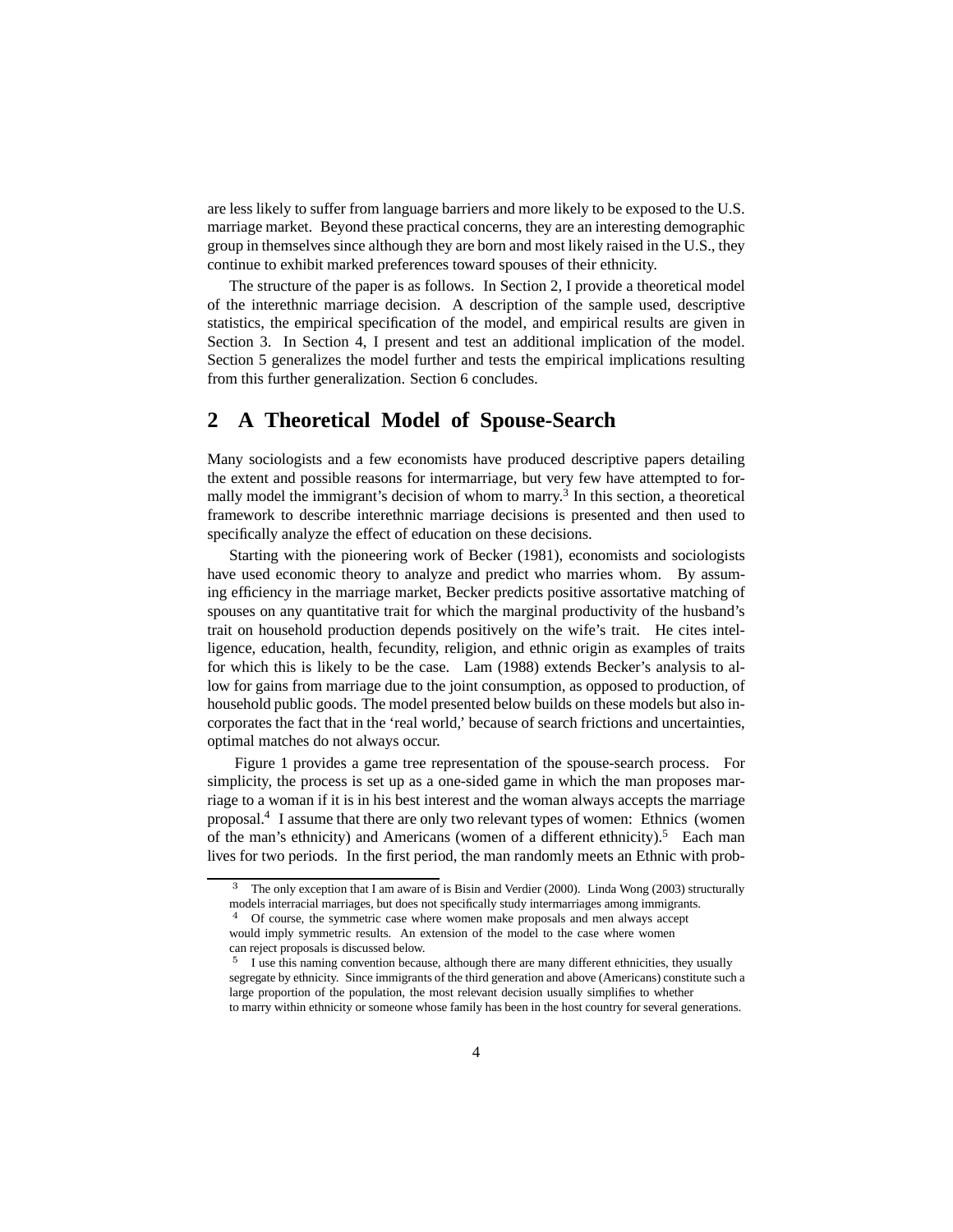are less likely to suffer from language barriers and more likely to be exposed to the U.S. marriage market. Beyond these practical concerns, they are an interesting demographic group in themselves since although they are born and most likely raised in the U.S., they continue to exhibit marked preferences toward spouses of their ethnicity.

The structure of the paper is as follows. In Section 2, I provide a theoretical model of the interethnic marriage decision. A description of the sample used, descriptive statistics, the empirical specification of the model, and empirical results are given in Section 3. In Section 4, I present and test an additional implication of the model. Section 5 generalizes the model further and tests the empirical implications resulting from this further generalization. Section 6 concludes.

## 2 A Theoretical Model of Spouse-Search

Many sociologists and a few economists have produced descriptive papers detailing the extent and possible reasons for intermarriage, but very few have attempted to formally model the immigrant's decision of whom to marry.[3] In this section, a theoretical framework to describe interethnic marriage decisions is presented and then used to specifically analyze the effect of education on these decisions.

Starting with the pioneering work of Becker (1981), economists and sociologists have used economic theory to analyze and predict who marries whom. By assuming efficiency in the marriage market, Becker predicts positive assortative matching of spouses on any quantitative trait for which the marginal productivity of the husband's trait on household production depends positively on the wife's trait. He cites intelligence, education, health, fecundity, religion, and ethnic origin as examples of traits for which this is likely to be the case. Lam (1988) extends Becker's analysis to allow for gains from marriage due to the joint consumption, as opposed to production, of household public goods. The model presented below builds on these models but also incorporates the fact that in the 'real world,' because of search frictions and uncertainties, optimal matches do not always occur.

Figure 1 provides a game tree representation of the spouse-search process. For simplicity, the process is set up as a one-sided game in which the man proposes marriage to a woman if it is in his best interest and the woman always accepts the marriage proposal.[4] I assume that there are only two relevant types of women: Ethnics (women of the man's ethnicity) and Americans (women of a different ethnicity).[5] Each man lives for two periods. In the first period, the man randomly meets an Ethnic with prob-

[3] The only exception that I am aware of is Bisin and Verdier (2000). Linda Wong (2003) structurally models interracial marriages, but does not specifically study intermarriages among immigrants.

[4] Of course, the symmetric case where women make proposals and men always accept would imply symmetric results. An extension of the model to the case where women can reject proposals is discussed below.

[5] I use this naming convention because, although there are many different ethnicities, they usually segregate by ethnicity. Since immigrants of the third generation and above (Americans) constitute such a large proportion of the population, the most relevant decision usually simplifies to whether to marry within ethnicity or someone whose family has been in the host country for several generations.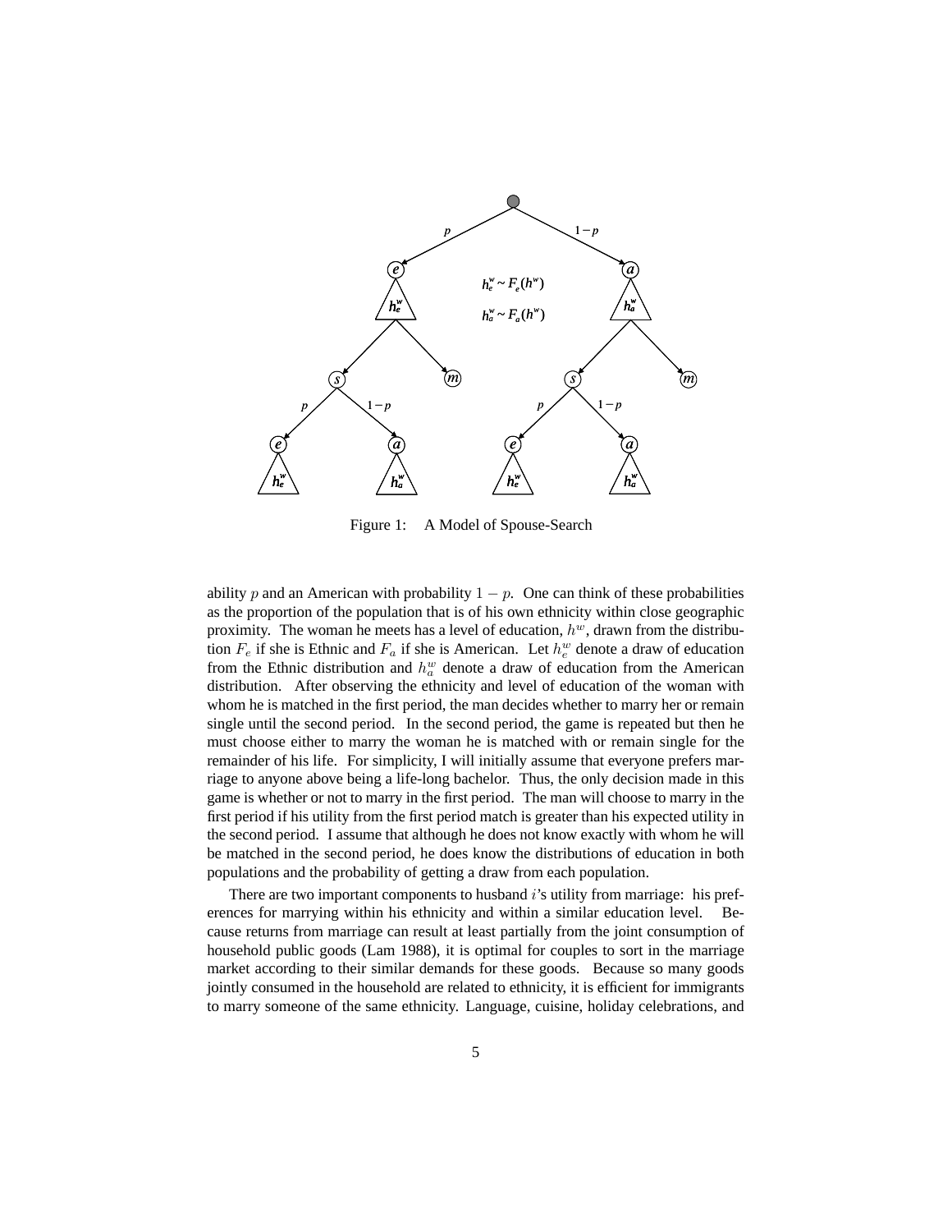Figure 1: A Model of Spouse-Search

ability $p$ and an American with probability $1 - p$. One can think of these probabilities as the proportion of the population that is of his own ethnicity within close geographic proximity. The woman he meets has a level of education, $h^w$, drawn from the distribution $F_e$ if she is Ethnic and $F_a$ if she is American. Let $h_e^w$ denote a draw of education from the Ethnic distribution and $h_a^w$ denote a draw of education from the American distribution. After observing the ethnicity and level of education of the woman with whom he is matched in the first period, the man decides whether to marry her or remain single until the second period. In the second period, the game is repeated but then he must choose either to marry the woman he is matched with or remain single for the remainder of his life. For simplicity, I will initially assume that everyone prefers marriage to anyone above being a life-long bachelor. Thus, the only decision made in this game is whether or not to marry in the first period. The man will choose to marry in the first period if his utility from the first period match is greater than his expected utility in the second period. I assume that although he does not know exactly with whom he will be matched in the second period, he does know the distributions of education in both populations and the probability of getting a draw from each population.

There are two important components to husband $i$'s utility from marriage: his preferences for marrying within his ethnicity and within a similar education level. Because returns from marriage can result at least partially from the joint consumption of household public goods (Lam 1988), it is optimal for couples to sort in the marriage market according to their similar demands for these goods. Because so many goods jointly consumed in the household are related to ethnicity, it is efficient for immigrants to marry someone of the same ethnicity. Language, cuisine, holiday celebrations, and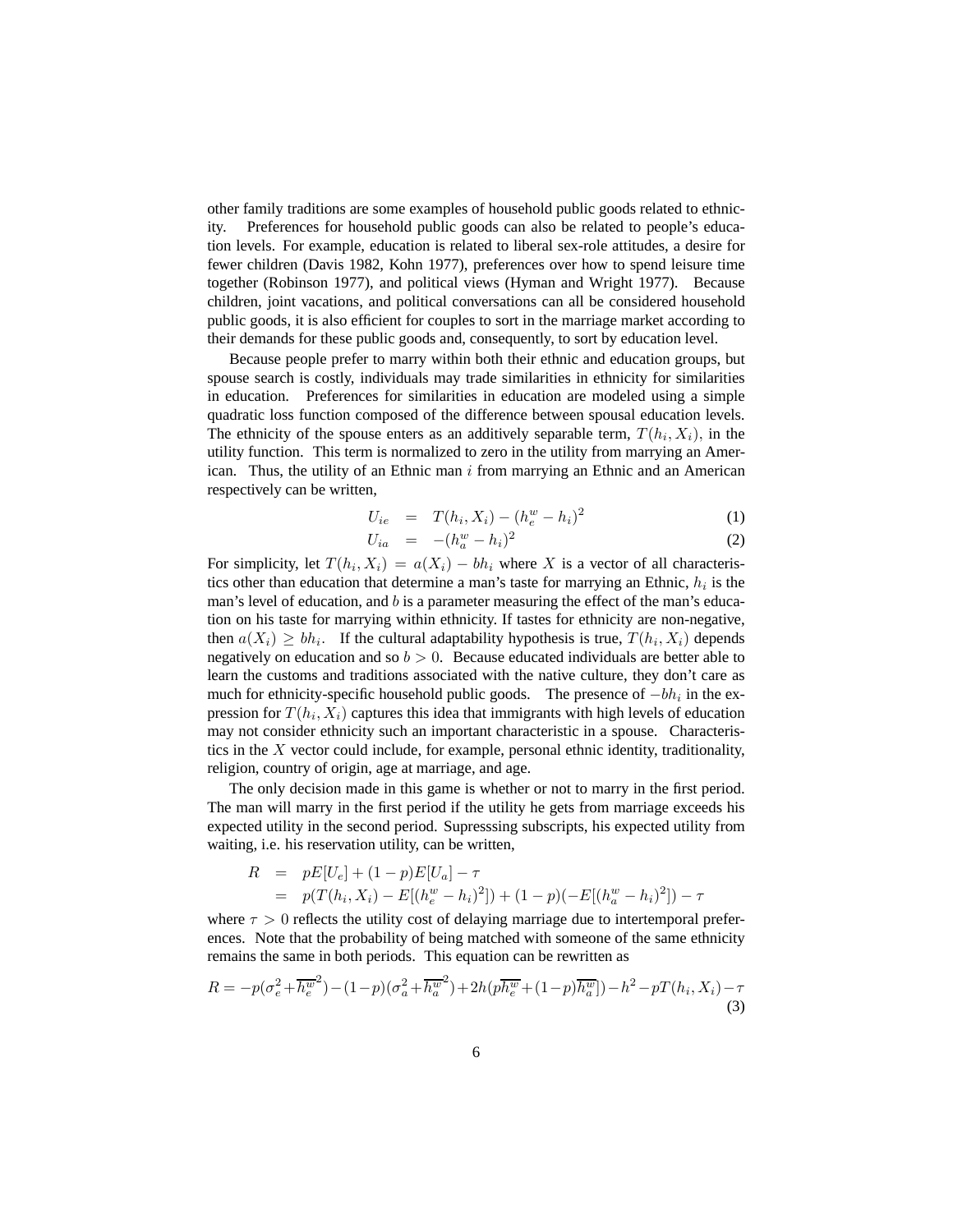other family traditions are some examples of household public goods related to ethnicity. Preferences for household public goods can also be related to people's education levels. For example, education is related to liberal sex-role attitudes, a desire for fewer children (Davis 1982, Kohn 1977), preferences over how to spend leisure time together (Robinson 1977), and political views (Hyman and Wright 1977). Because children, joint vacations, and political conversations can all be considered household public goods, it is also efficient for couples to sort in the marriage market according to their demands for these public goods and, consequently, to sort by education level.

Because people prefer to marry within both their ethnic and education groups, but spouse search is costly, individuals may trade similarities in ethnicity for similarities in education. Preferences for similarities in education are modeled using a simple quadratic loss function composed of the difference between spousal education levels. The ethnicity of the spouse enters as an additively separable term, $T(h_i, X_i)$, in the utility function. This term is normalized to zero in the utility from marrying an American. Thus, the utility of an Ethnic man $i$ from marrying an Ethnic and an American respectively can be written,

$$U_{ie} = T(h_i, X_i) - (h_e^w - h_i)^2 \tag{1}$$

$$U_{ia} = -(h_a^w - h_i)^2 \tag{2}$$

For simplicity, let $T(h_i, X_i) = a(X_i) - bh_i$ where $X$ is a vector of all characteristics other than education that determine a man's taste for marrying an Ethnic, $h_i$ is the man's level of education, and $b$ is a parameter measuring the effect of the man's education on his taste for marrying within ethnicity. If tastes for ethnicity are non-negative, then $a(X_i) \geq bh_i$. If the cultural adaptability hypothesis is true, $T(h_i, X_i)$ depends negatively on education and so $b > 0$. Because educated individuals are better able to learn the customs and traditions associated with the native culture, they don't care as much for ethnicity-specific household public goods. The presence of $-bh_i$ in the expression for $T(h_i, X_i)$ captures this idea that immigrants with high levels of education may not consider ethnicity such an important characteristic in a spouse. Characteristics in the $X$ vector could include, for example, personal ethnic identity, traditionality, religion, country of origin, age at marriage, and age.

The only decision made in this game is whether or not to marry in the first period. The man will marry in the first period if the utility he gets from marriage exceeds his expected utility in the second period. Supresssing subscripts, his expected utility from waiting, i.e. his reservation utility, can be written,

$$\begin{aligned} R &= pE[U_e] + (1-p)E[U_a] - \tau \\ &= p(T(h_i, X_i) - E[(h_e^w - h_i)^2]) + (1-p)(-E[(h_a^w - h_i)^2]) - \tau \end{aligned}$$

where $\tau > 0$ reflects the utility cost of delaying marriage due to intertemporal preferences. Note that the probability of being matched with someone of the same ethnicity remains the same in both periods. This equation can be rewritten as

$$R = -p(\sigma_e^2 + \overline{h_e^w}^2) - (1-p)(\sigma_a^2 + \overline{h_a^w}^2) + 2h(p\overline{h_e^w} + (1-p)\overline{h_a^w}]) - h^2 - pT(h_i, X_i) - \tau \tag{3}$$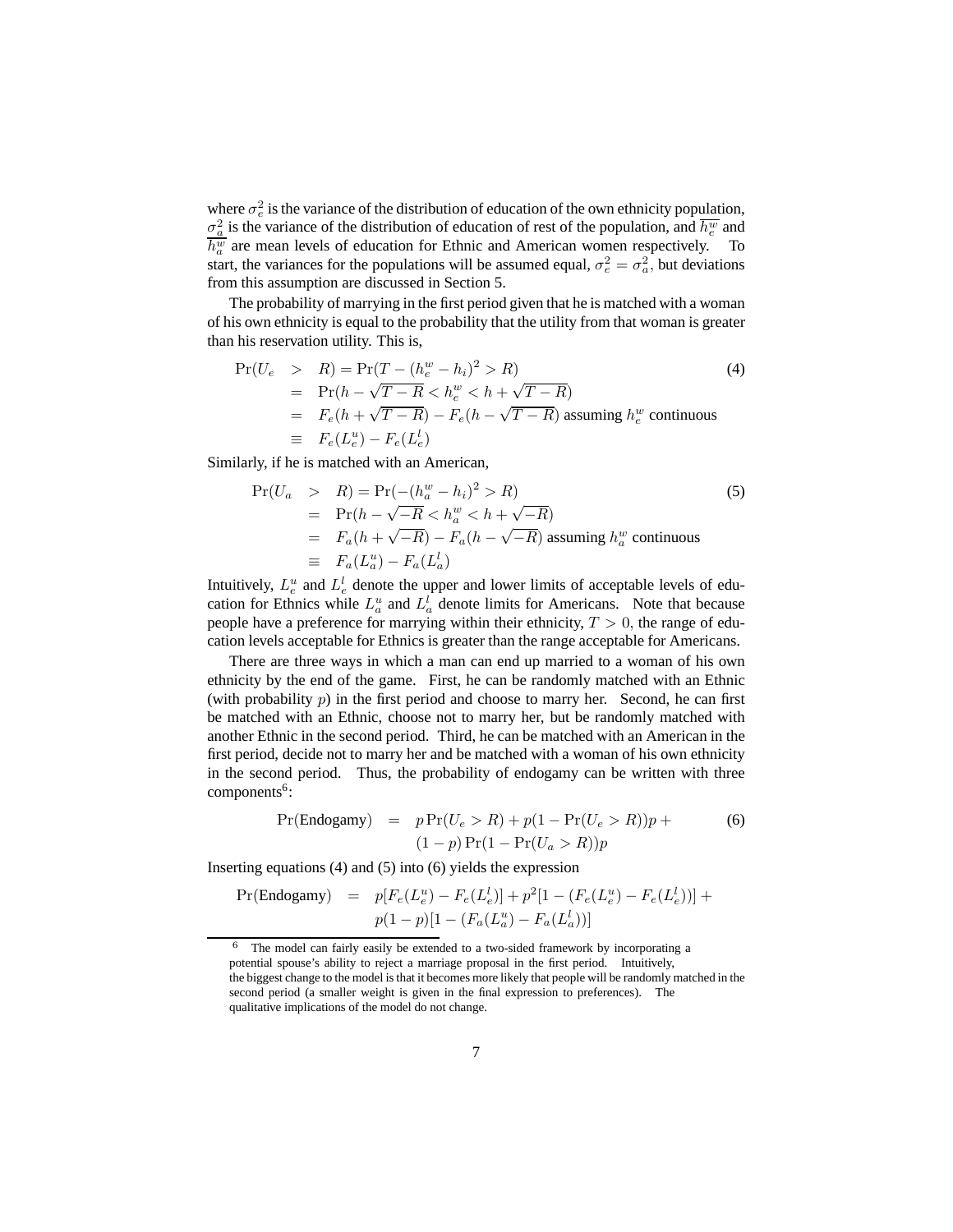where $\sigma_e^2$ is the variance of the distribution of education of the own ethnicity population, $\sigma_a^2$ is the variance of the distribution of education of rest of the population, and $\overline{h_e^w}$ and $\overline{h_a^w}$ are mean levels of education for Ethnic and American women respectively. To start, the variances for the populations will be assumed equal, $\sigma_e^2 = \sigma_a^2$, but deviations from this assumption are discussed in Section 5.

The probability of marrying in the first period given that he is matched with a woman of his own ethnicity is equal to the probability that the utility from that woman is greater than his reservation utility. This is,

$$
\begin{aligned}
\Pr(U_e &> R) = \Pr(T - (h_e^w - h_i)^2 > R) \qquad (4)\\
&= \Pr(h - \sqrt{T - R} < h_e^w < h + \sqrt{T - R})\\
&= F_e(h + \sqrt{T - R}) - F_e(h - \sqrt{T - R}) \text{ assuming } h_e^w \text{ continuous}\\
&\equiv F_e(L_e^u) - F_e(L_e^l)
\end{aligned}
$$

Similarly, if he is matched with an American,

$$
\begin{aligned}
\Pr(U_a &> R) = \Pr(-(h_a^w - h_i)^2 > R) \qquad (5)\\
&= \Pr(h - \sqrt{-R} < h_a^w < h + \sqrt{-R})\\
&= F_a(h + \sqrt{-R}) - F_a(h - \sqrt{-R}) \text{ assuming } h_a^w \text{ continuous}\\
&\equiv F_a(L_a^u) - F_a(L_a^l)
\end{aligned}
$$

Intuitively, $L_e^u$ and $L_e^l$ denote the upper and lower limits of acceptable levels of education for Ethnics while $L_a^u$ and $L_a^l$ denote limits for Americans. Note that because people have a preference for marrying within their ethnicity, $T > 0$, the range of education levels acceptable for Ethnics is greater than the range acceptable for Americans.

There are three ways in which a man can end up married to a woman of his own ethnicity by the end of the game. First, he can be randomly matched with an Ethnic (with probability $p$) in the first period and choose to marry her. Second, he can first be matched with an Ethnic, choose not to marry her, but be randomly matched with another Ethnic in the second period. Third, he can be matched with an American in the first period, decide not to marry her and be matched with a woman of his own ethnicity in the second period. Thus, the probability of endogamy can be written with three components[6]:

$$
\begin{aligned}
\Pr(\text{Endogamy}) &= p\Pr(U_e > R) + p(1 - \Pr(U_e > R))p + \qquad (6)\\
&\quad (1 - p)\Pr(1 - \Pr(U_a > R))p
\end{aligned}
$$

Inserting equations (4) and (5) into (6) yields the expression

$$
\begin{aligned}
\Pr(\text{Endogamy}) &= p[F_e(L_e^u) - F_e(L_e^l)] + p^2[1 - (F_e(L_e^u) - F_e(L_e^l))] + \\
&\quad p(1 - p)[1 - (F_a(L_a^u) - F_a(L_a^l))]
\end{aligned}
$$

[6] The model can fairly easily be extended to a two-sided framework by incorporating a potential spouse's ability to reject a marriage proposal in the first period. Intuitively, the biggest change to the model is that it becomes more likely that people will be randomly matched in the second period (a smaller weight is given in the final expression to preferences). The qualitative implications of the model do not change.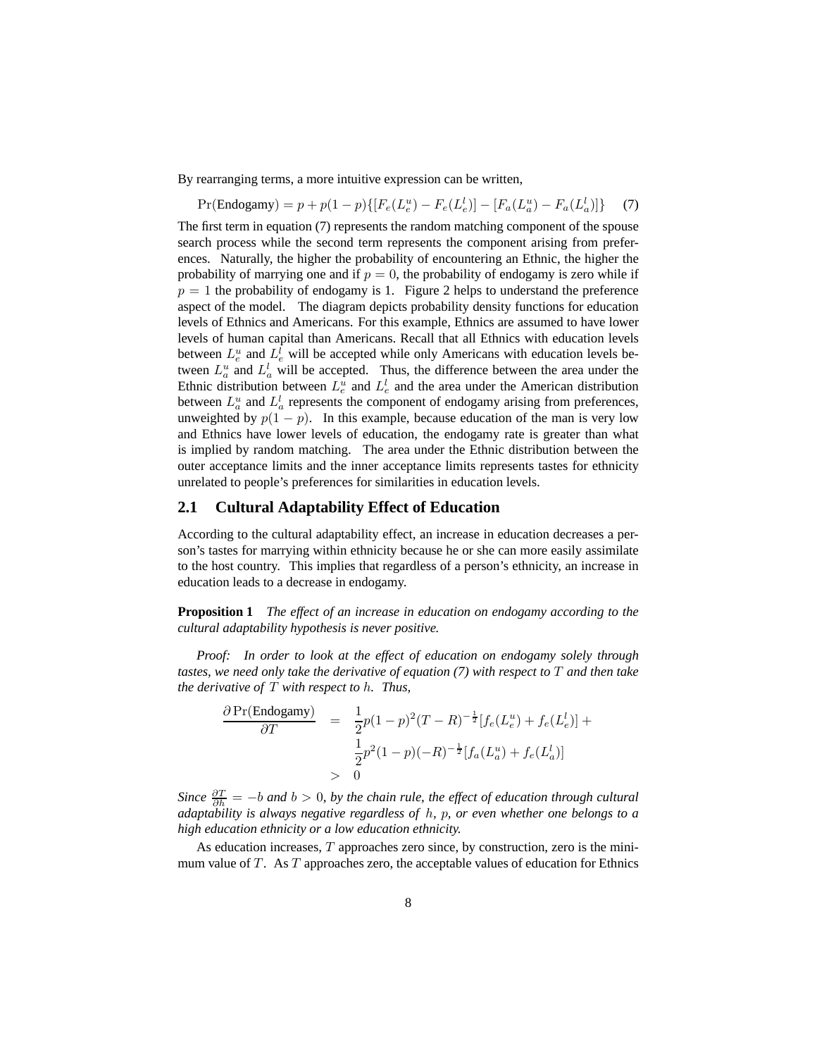By rearranging terms, a more intuitive expression can be written,

$$\Pr(\text{Endogamy}) = p + p(1-p)\{[F_e(L_e^u) - F_e(L_e^l)] - [F_a(L_a^u) - F_a(L_a^l)]\} \quad (7)$$

The first term in equation (7) represents the random matching component of the spouse search process while the second term represents the component arising from preferences. Naturally, the higher the probability of encountering an Ethnic, the higher the probability of marrying one and if $p = 0$, the probability of endogamy is zero while if $p = 1$ the probability of endogamy is 1. Figure 2 helps to understand the preference aspect of the model. The diagram depicts probability density functions for education levels of Ethnics and Americans. For this example, Ethnics are assumed to have lower levels of human capital than Americans. Recall that all Ethnics with education levels between $L_e^u$ and $L_e^l$ will be accepted while only Americans with education levels between $L_a^u$ and $L_a^l$ will be accepted. Thus, the difference between the area under the Ethnic distribution between $L_e^u$ and $L_e^l$ and the area under the American distribution between $L_a^u$ and $L_a^l$ represents the component of endogamy arising from preferences, unweighted by $p(1-p)$. In this example, because education of the man is very low and Ethnics have lower levels of education, the endogamy rate is greater than what is implied by random matching. The area under the Ethnic distribution between the outer acceptance limits and the inner acceptance limits represents tastes for ethnicity unrelated to people's preferences for similarities in education levels.

## 2.1 Cultural Adaptability Effect of Education

According to the cultural adaptability effect, an increase in education decreases a person's tastes for marrying within ethnicity because he or she can more easily assimilate to the host country. This implies that regardless of a person's ethnicity, an increase in education leads to a decrease in endogamy.

**Proposition 1** *The effect of an increase in education on endogamy according to the cultural adaptability hypothesis is never positive.*

*Proof: In order to look at the effect of education on endogamy solely through tastes, we need only take the derivative of equation (7) with respect to $T$ and then take the derivative of $T$ with respect to $h$. Thus,*

$$\begin{aligned}
\frac{\partial \Pr(\text{Endogamy})}{\partial T} &= \frac{1}{2}p(1-p)^2(T-R)^{-\frac{1}{2}}[f_e(L_e^u) + f_e(L_e^l)] + \\
&\quad \frac{1}{2}p^2(1-p)(-R)^{-\frac{1}{2}}[f_a(L_a^u) + f_e(L_a^l)] \\
&> 0
\end{aligned}$$

*Since $\frac{\partial T}{\partial h} = -b$ and $b > 0$, by the chain rule, the effect of education through cultural adaptability is always negative regardless of $h$, $p$, or even whether one belongs to a high education ethnicity or a low education ethnicity.*

As education increases, $T$ approaches zero since, by construction, zero is the minimum value of $T$. As $T$ approaches zero, the acceptable values of education for Ethnics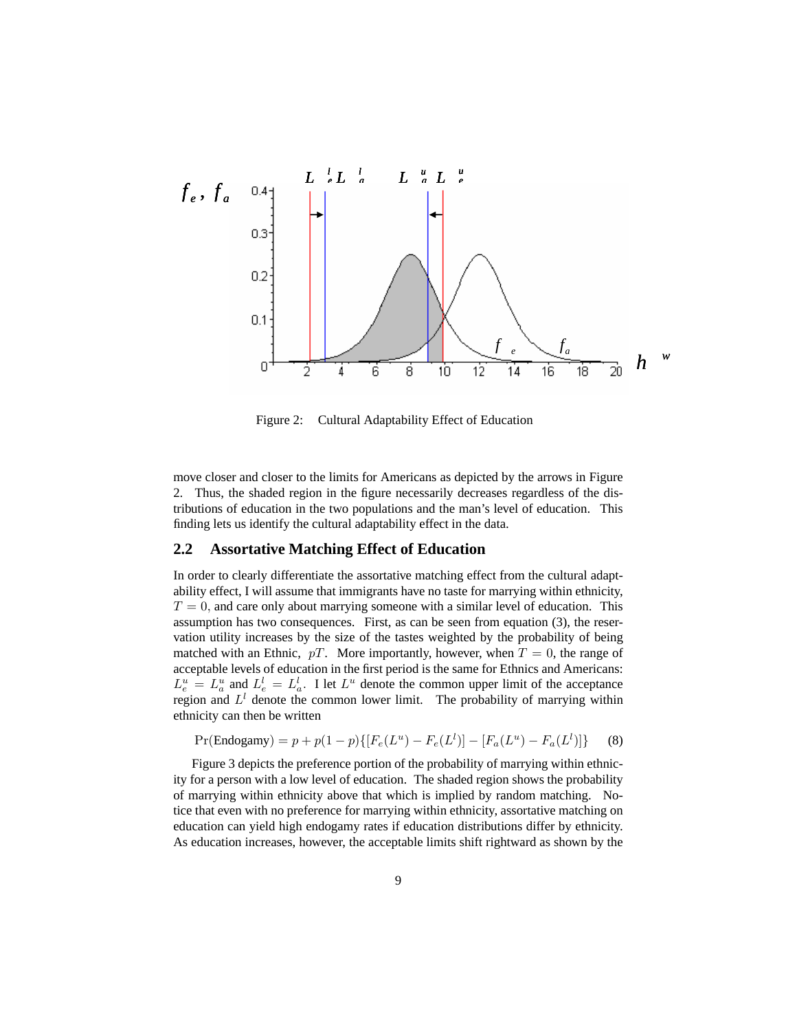Figure 2: Cultural Adaptability Effect of Education

move closer and closer to the limits for Americans as depicted by the arrows in Figure 2. Thus, the shaded region in the figure necessarily decreases regardless of the distributions of education in the two populations and the man's level of education. This finding lets us identify the cultural adaptability effect in the data.

## 2.2 Assortative Matching Effect of Education

In order to clearly differentiate the assortative matching effect from the cultural adaptability effect, I will assume that immigrants have no taste for marrying within ethnicity, $T = 0$, and care only about marrying someone with a similar level of education. This assumption has two consequences. First, as can be seen from equation (3), the reservation utility increases by the size of the tastes weighted by the probability of being matched with an Ethnic, $pT$. More importantly, however, when $T = 0$, the range of acceptable levels of education in the first period is the same for Ethnics and Americans: $L_e^u = L_a^u$ and $L_e^l = L_a^l$. I let $L^u$ denote the common upper limit of the acceptance region and $L^l$ denote the common lower limit. The probability of marrying within ethnicity can then be written

$$\Pr(\text{Endogamy}) = p + p(1-p)\{[F_e(L^u) - F_e(L^l)] - [F_a(L^u) - F_a(L^l)]\} \quad (8)$$

Figure 3 depicts the preference portion of the probability of marrying within ethnicity for a person with a low level of education. The shaded region shows the probability of marrying within ethnicity above that which is implied by random matching. Notice that even with no preference for marrying within ethnicity, assortative matching on education can yield high endogamy rates if education distributions differ by ethnicity. As education increases, however, the acceptable limits shift rightward as shown by the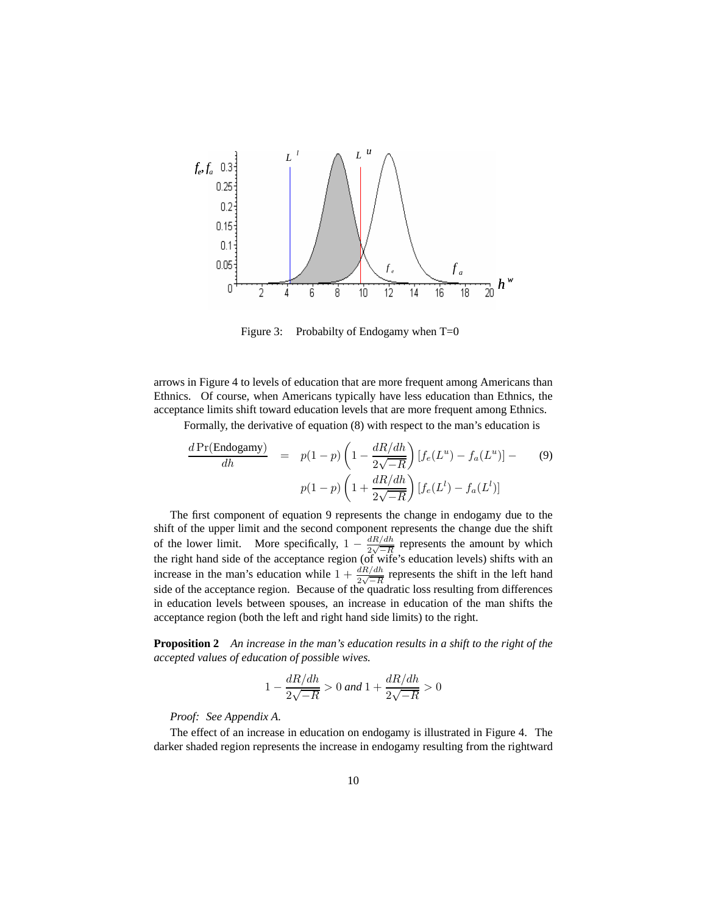Figure 3: Probabilty of Endogamy when T=0

arrows in Figure 4 to levels of education that are more frequent among Americans than Ethnics. Of course, when Americans typically have less education than Ethnics, the acceptance limits shift toward education levels that are more frequent among Ethnics.

Formally, the derivative of equation (8) with respect to the man's education is

$$
\begin{aligned}
\frac{d\Pr(\text{Endogamy})}{dh} &= p(1-p)\left(1-\frac{dR/dh}{2\sqrt{-R}}\right)\left[f_e(L^u)-f_a(L^u)\right]- \\
&\quad p(1-p)\left(1+\frac{dR/dh}{2\sqrt{-R}}\right)\left[f_e(L^l)-f_a(L^l)\right]
\end{aligned}
\tag{9}
$$

The first component of equation 9 represents the change in endogamy due to the shift of the upper limit and the second component represents the change due the shift of the lower limit. More specifically, $1-\frac{dR/dh}{2\sqrt{-R}}$ represents the amount by which the right hand side of the acceptance region (of wife's education levels) shifts with an increase in the man's education while $1+\frac{dR/dh}{2\sqrt{-R}}$ represents the shift in the left hand side of the acceptance region. Because of the quadratic loss resulting from differences in education levels between spouses, an increase in education of the man shifts the acceptance region (both the left and right hand side limits) to the right.

**Proposition 2** *An increase in the man's education results in a shift to the right of the accepted values of education of possible wives.*

$$1-\frac{dR/dh}{2\sqrt{-R}}>0 \text{ and } 1+\frac{dR/dh}{2\sqrt{-R}}>0$$

*Proof: See Appendix A.*

The effect of an increase in education on endogamy is illustrated in Figure 4. The darker shaded region represents the increase in endogamy resulting from the rightward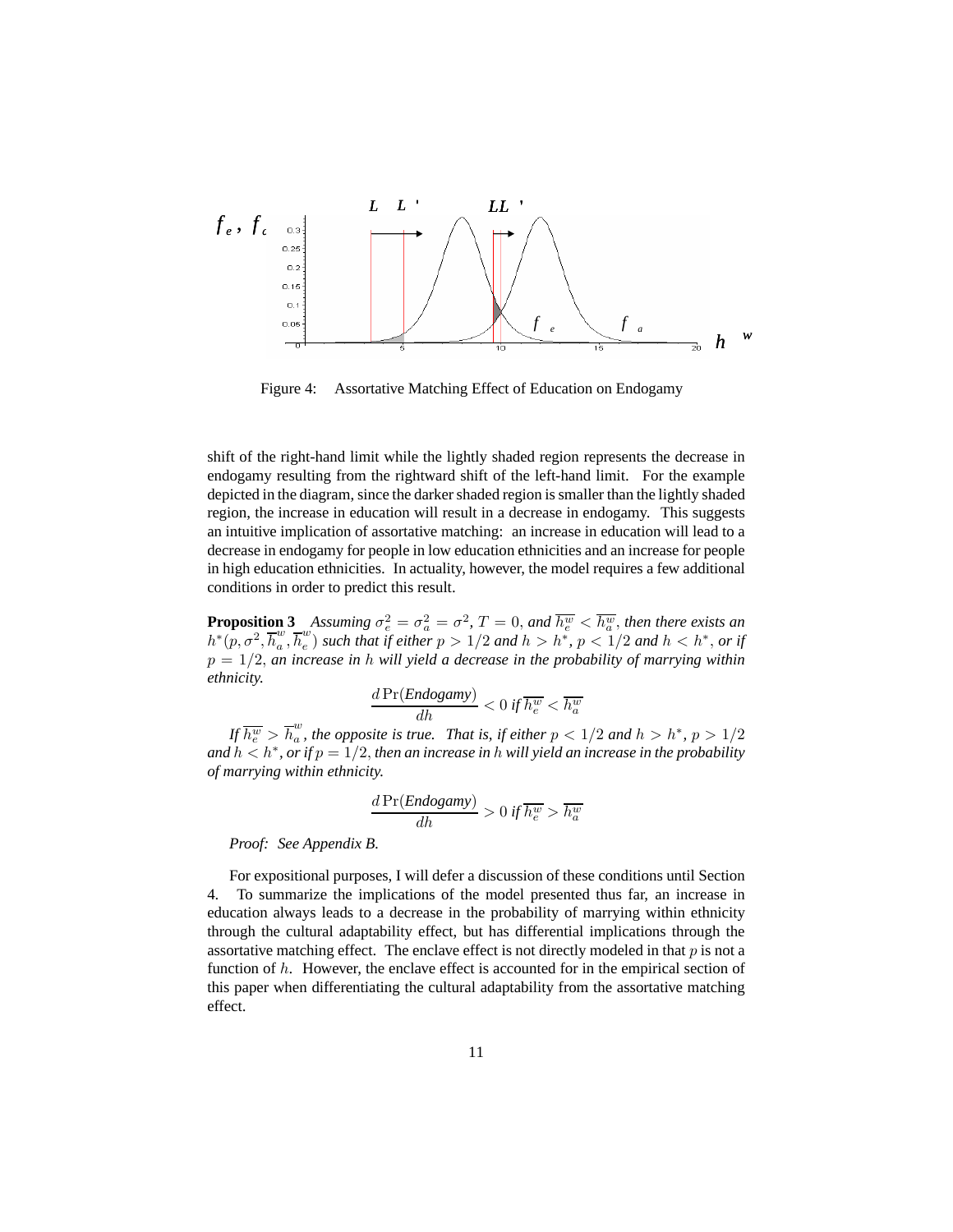Figure 4: Assortative Matching Effect of Education on Endogamy

shift of the right-hand limit while the lightly shaded region represents the decrease in endogamy resulting from the rightward shift of the left-hand limit. For the example depicted in the diagram, since the darker shaded region is smaller than the lightly shaded region, the increase in education will result in a decrease in endogamy. This suggests an intuitive implication of assortative matching: an increase in education will lead to a decrease in endogamy for people in low education ethnicities and an increase for people in high education ethnicities. In actuality, however, the model requires a few additional conditions in order to predict this result.

**Proposition 3** *Assuming $\sigma_e^2 = \sigma_a^2 = \sigma^2$, $T = 0$, and $\overline{h_e^w} < \overline{h_a^w}$, then there exists an $h^*(p, \sigma^2, \overline{h}_a^w, \overline{h}_e^w)$ such that if either $p > 1/2$ and $h > h^*$, $p < 1/2$ and $h < h^*$, or if $p = 1/2$, an increase in $h$ will yield a decrease in the probability of marrying within ethnicity.*

$$\frac{d\Pr(\textit{Endogamy})}{dh} < 0 \text{ if } \overline{h_e^w} < \overline{h_a^w}$$

*If $\overline{h_e^w} > \overline{h}_a^w$, the opposite is true. That is, if either $p < 1/2$ and $h > h^*$, $p > 1/2$ and $h < h^*$, or if $p = 1/2$, then an increase in $h$ will yield an increase in the probability of marrying within ethnicity.*

$$\frac{d\Pr(\textit{Endogamy})}{dh} > 0 \text{ if } \overline{h_e^w} > \overline{h_a^w}$$

*Proof: See Appendix B.*

For expositional purposes, I will defer a discussion of these conditions until Section 4. To summarize the implications of the model presented thus far, an increase in education always leads to a decrease in the probability of marrying within ethnicity through the cultural adaptability effect, but has differential implications through the assortative matching effect. The enclave effect is not directly modeled in that $p$ is not a function of $h$. However, the enclave effect is accounted for in the empirical section of this paper when differentiating the cultural adaptability from the assortative matching effect.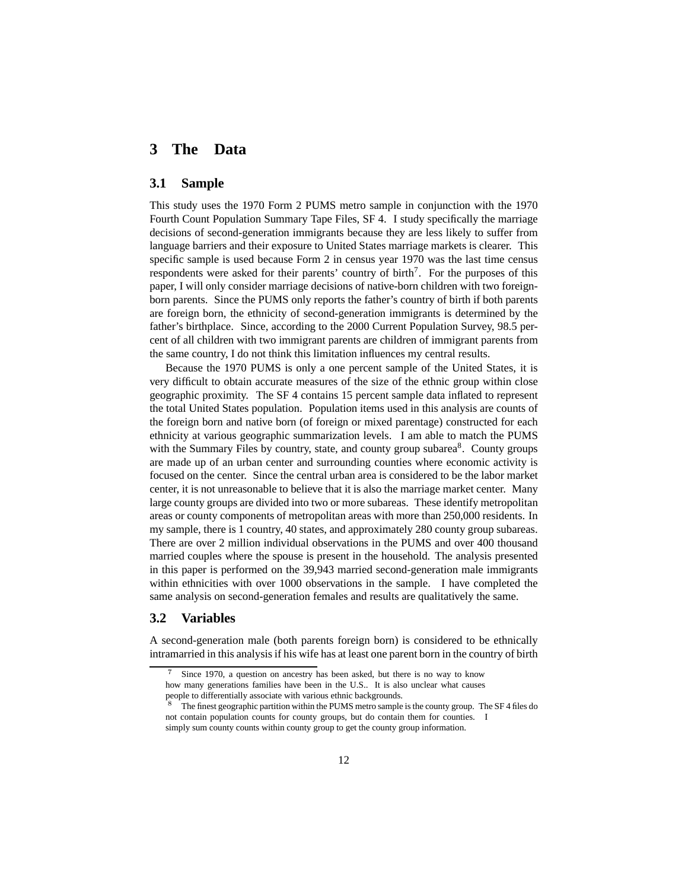## 3 The Data

### 3.1 Sample

This study uses the 1970 Form 2 PUMS metro sample in conjunction with the 1970 Fourth Count Population Summary Tape Files, SF 4. I study specifically the marriage decisions of second-generation immigrants because they are less likely to suffer from language barriers and their exposure to United States marriage markets is clearer. This specific sample is used because Form 2 in census year 1970 was the last time census respondents were asked for their parents' country of birth[7]. For the purposes of this paper, I will only consider marriage decisions of native-born children with two foreign-born parents. Since the PUMS only reports the father's country of birth if both parents are foreign born, the ethnicity of second-generation immigrants is determined by the father's birthplace. Since, according to the 2000 Current Population Survey, 98.5 percent of all children with two immigrant parents are children of immigrant parents from the same country, I do not think this limitation influences my central results.

Because the 1970 PUMS is only a one percent sample of the United States, it is very difficult to obtain accurate measures of the size of the ethnic group within close geographic proximity. The SF 4 contains 15 percent sample data inflated to represent the total United States population. Population items used in this analysis are counts of the foreign born and native born (of foreign or mixed parentage) constructed for each ethnicity at various geographic summarization levels. I am able to match the PUMS with the Summary Files by country, state, and county group subarea[8]. County groups are made up of an urban center and surrounding counties where economic activity is focused on the center. Since the central urban area is considered to be the labor market center, it is not unreasonable to believe that it is also the marriage market center. Many large county groups are divided into two or more subareas. These identify metropolitan areas or county components of metropolitan areas with more than 250,000 residents. In my sample, there is 1 country, 40 states, and approximately 280 county group subareas. There are over 2 million individual observations in the PUMS and over 400 thousand married couples where the spouse is present in the household. The analysis presented in this paper is performed on the 39,943 married second-generation male immigrants within ethnicities with over 1000 observations in the sample. I have completed the same analysis on second-generation females and results are qualitatively the same.

### 3.2 Variables

A second-generation male (both parents foreign born) is considered to be ethnically intramarried in this analysis if his wife has at least one parent born in the country of birth

[7] Since 1970, a question on ancestry has been asked, but there is no way to know how many generations families have been in the U.S.. It is also unclear what causes people to differentially associate with various ethnic backgrounds.

[8] The finest geographic partition within the PUMS metro sample is the county group. The SF 4 files do not contain population counts for county groups, but do contain them for counties. I simply sum county counts within county group to get the county group information.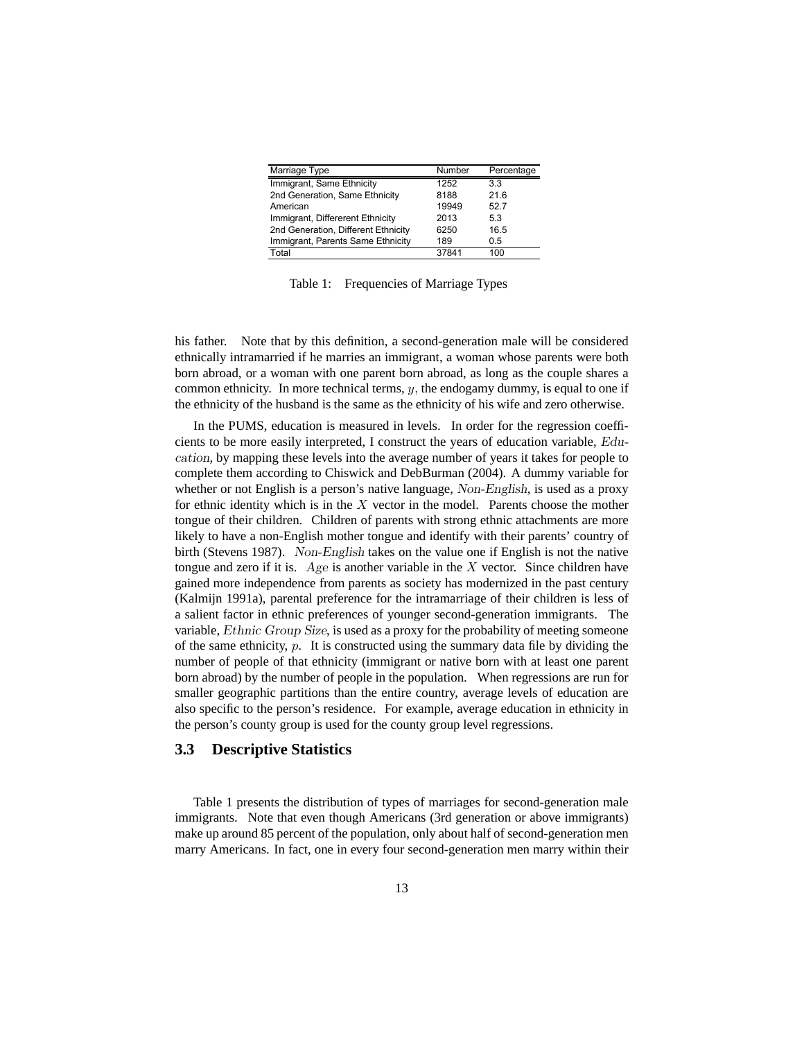| Marriage Type | Number | Percentage |
|---|---|---|
| Immigrant, Same Ethnicity | 1252 | 3.3 |
| 2nd Generation, Same Ethnicity | 8188 | 21.6 |
| American | 19949 | 52.7 |
| Immigrant, Differerent Ethnicity | 2013 | 5.3 |
| 2nd Generation, Different Ethnicity | 6250 | 16.5 |
| Immigrant, Parents Same Ethnicity | 189 | 0.5 |
| Total | 37841 | 100 |

Table 1: Frequencies of Marriage Types

his father. Note that by this definition, a second-generation male will be considered ethnically intramarried if he marries an immigrant, a woman whose parents were both born abroad, or a woman with one parent born abroad, as long as the couple shares a common ethnicity. In more technical terms, $y$, the endogamy dummy, is equal to one if the ethnicity of the husband is the same as the ethnicity of his wife and zero otherwise.

In the PUMS, education is measured in levels. In order for the regression coefficients to be more easily interpreted, I construct the years of education variable, $Education$, by mapping these levels into the average number of years it takes for people to complete them according to Chiswick and DebBurman (2004). A dummy variable for whether or not English is a person's native language, $Non\text{-}English$, is used as a proxy for ethnic identity which is in the $X$ vector in the model. Parents choose the mother tongue of their children. Children of parents with strong ethnic attachments are more likely to have a non-English mother tongue and identify with their parents' country of birth (Stevens 1987). $Non\text{-}English$ takes on the value one if English is not the native tongue and zero if it is. $Age$ is another variable in the $X$ vector. Since children have gained more independence from parents as society has modernized in the past century (Kalmijn 1991a), parental preference for the intramarriage of their children is less of a salient factor in ethnic preferences of younger second-generation immigrants. The variable, $Ethnic\ Group\ Size$, is used as a proxy for the probability of meeting someone of the same ethnicity, $p$. It is constructed using the summary data file by dividing the number of people of that ethnicity (immigrant or native born with at least one parent born abroad) by the number of people in the population. When regressions are run for smaller geographic partitions than the entire country, average levels of education are also specific to the person's residence. For example, average education in ethnicity in the person's county group is used for the county group level regressions.

## 3.3 Descriptive Statistics

Table 1 presents the distribution of types of marriages for second-generation male immigrants. Note that even though Americans (3rd generation or above immigrants) make up around 85 percent of the population, only about half of second-generation men marry Americans. In fact, one in every four second-generation men marry within their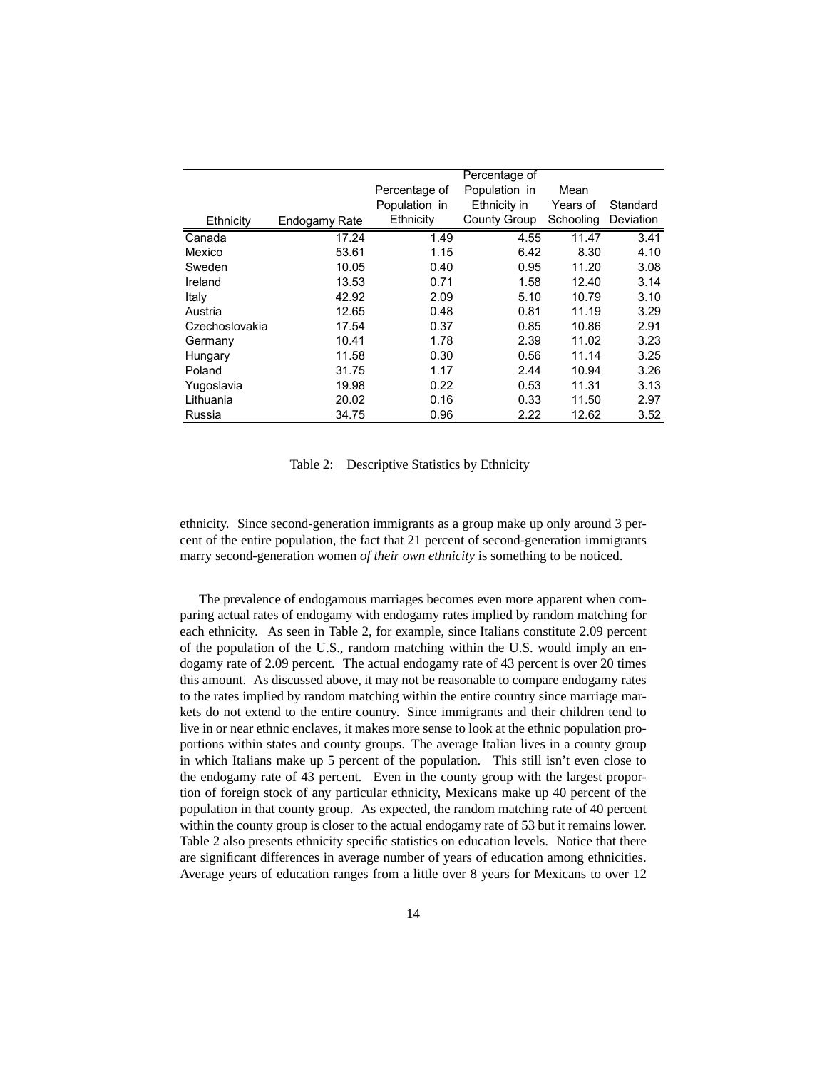| Ethnicity | Endogamy Rate | Percentage of Population in Ethnicity | Percentage of Population in Ethnicity in County Group | Mean Years of Schooling | Standard Deviation |
|---|---|---|---|---|---|
| Canada | 17.24 | 1.49 | 4.55 | 11.47 | 3.41 |
| Mexico | 53.61 | 1.15 | 6.42 | 8.30 | 4.10 |
| Sweden | 10.05 | 0.40 | 0.95 | 11.20 | 3.08 |
| Ireland | 13.53 | 0.71 | 1.58 | 12.40 | 3.14 |
| Italy | 42.92 | 2.09 | 5.10 | 10.79 | 3.10 |
| Austria | 12.65 | 0.48 | 0.81 | 11.19 | 3.29 |
| Czechoslovakia | 17.54 | 0.37 | 0.85 | 10.86 | 2.91 |
| Germany | 10.41 | 1.78 | 2.39 | 11.02 | 3.23 |
| Hungary | 11.58 | 0.30 | 0.56 | 11.14 | 3.25 |
| Poland | 31.75 | 1.17 | 2.44 | 10.94 | 3.26 |
| Yugoslavia | 19.98 | 0.22 | 0.53 | 11.31 | 3.13 |
| Lithuania | 20.02 | 0.16 | 0.33 | 11.50 | 2.97 |
| Russia | 34.75 | 0.96 | 2.22 | 12.62 | 3.52 |

Table 2: Descriptive Statistics by Ethnicity

ethnicity. Since second-generation immigrants as a group make up only around 3 percent of the entire population, the fact that 21 percent of second-generation immigrants marry second-generation women *of their own ethnicity* is something to be noticed.

The prevalence of endogamous marriages becomes even more apparent when comparing actual rates of endogamy with endogamy rates implied by random matching for each ethnicity. As seen in Table 2, for example, since Italians constitute 2.09 percent of the population of the U.S., random matching within the U.S. would imply an endogamy rate of 2.09 percent. The actual endogamy rate of 43 percent is over 20 times this amount. As discussed above, it may not be reasonable to compare endogamy rates to the rates implied by random matching within the entire country since marriage markets do not extend to the entire country. Since immigrants and their children tend to live in or near ethnic enclaves, it makes more sense to look at the ethnic population proportions within states and county groups. The average Italian lives in a county group in which Italians make up 5 percent of the population. This still isn't even close to the endogamy rate of 43 percent. Even in the county group with the largest proportion of foreign stock of any particular ethnicity, Mexicans make up 40 percent of the population in that county group. As expected, the random matching rate of 40 percent within the county group is closer to the actual endogamy rate of 53 but it remains lower. Table 2 also presents ethnicity specific statistics on education levels. Notice that there are significant differences in average number of years of education among ethnicities. Average years of education ranges from a little over 8 years for Mexicans to over 12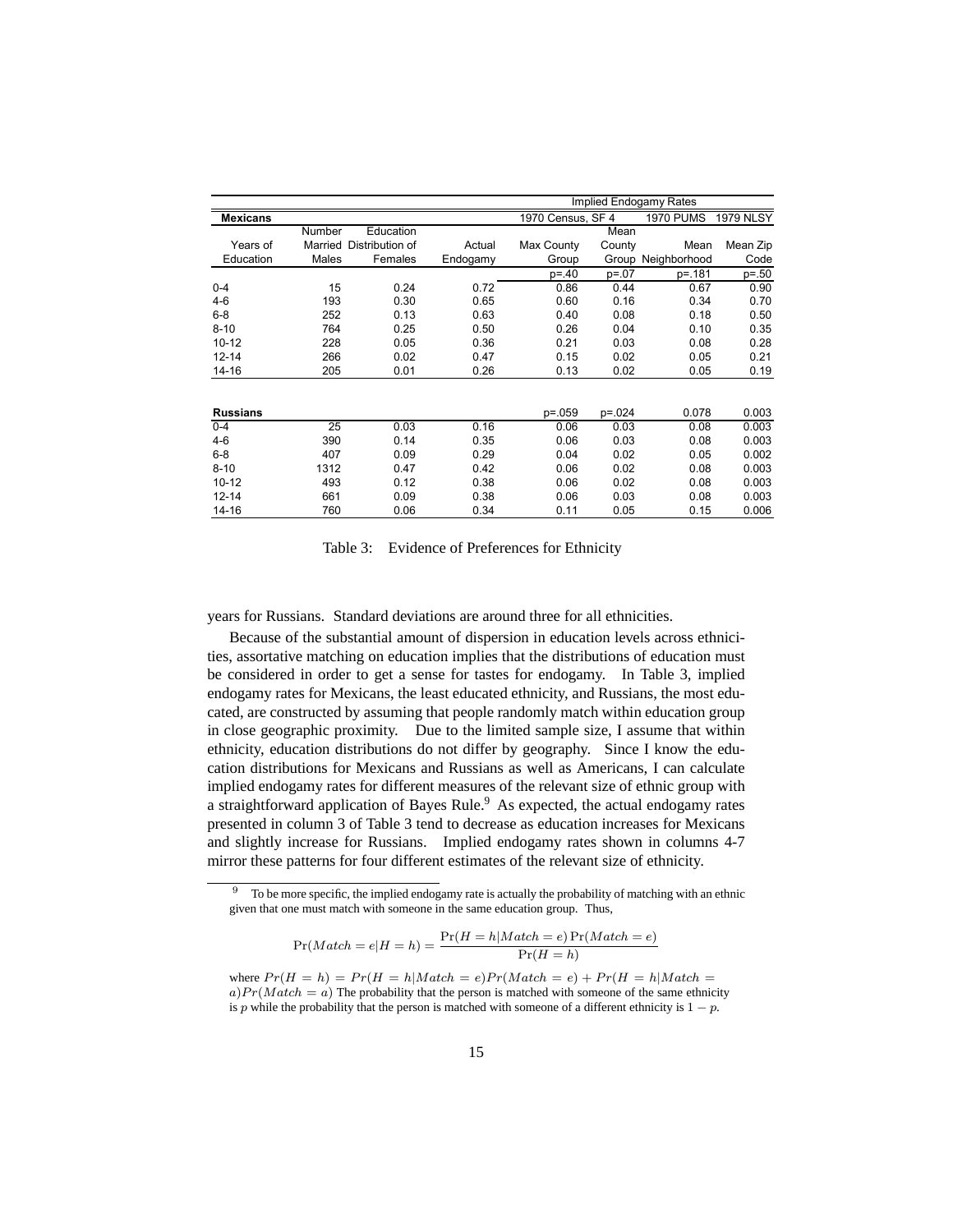| | | | | Implied Endogamy Rates | | | |
|---|---|---|---|---|---|---|---|
| **Mexicans** | | | | 1970 Census, SF 4 | | 1970 PUMS | 1979 NLSY |
| Years of Education | Number Married Males | Education Distribution of Females | Actual Endogamy | Max County Group | Mean County Group | Mean Neighborhood | Mean Zip Code |
| | | | | p=.40 | p=.07 | p=.181 | p=.50 |
| 0-4 | 15 | 0.24 | 0.72 | 0.86 | 0.44 | 0.67 | 0.90 |
| 4-6 | 193 | 0.30 | 0.65 | 0.60 | 0.16 | 0.34 | 0.70 |
| 6-8 | 252 | 0.13 | 0.63 | 0.40 | 0.08 | 0.18 | 0.50 |
| 8-10 | 764 | 0.25 | 0.50 | 0.26 | 0.04 | 0.10 | 0.35 |
| 10-12 | 228 | 0.05 | 0.36 | 0.21 | 0.03 | 0.08 | 0.28 |
| 12-14 | 266 | 0.02 | 0.47 | 0.15 | 0.02 | 0.05 | 0.21 |
| 14-16 | 205 | 0.01 | 0.26 | 0.13 | 0.02 | 0.05 | 0.19 |
| | | | | | | | |
| **Russians** | | | | p=.059 | p=.024 | 0.078 | 0.003 |
| 0-4 | 25 | 0.03 | 0.16 | 0.06 | 0.03 | 0.08 | 0.003 |
| 4-6 | 390 | 0.14 | 0.35 | 0.06 | 0.03 | 0.08 | 0.003 |
| 6-8 | 407 | 0.09 | 0.29 | 0.04 | 0.02 | 0.05 | 0.002 |
| 8-10 | 1312 | 0.47 | 0.42 | 0.06 | 0.02 | 0.08 | 0.003 |
| 10-12 | 493 | 0.12 | 0.38 | 0.06 | 0.02 | 0.08 | 0.003 |
| 12-14 | 661 | 0.09 | 0.38 | 0.06 | 0.03 | 0.08 | 0.003 |
| 14-16 | 760 | 0.06 | 0.34 | 0.11 | 0.05 | 0.15 | 0.006 |

Table 3: Evidence of Preferences for Ethnicity

years for Russians. Standard deviations are around three for all ethnicities.

Because of the substantial amount of dispersion in education levels across ethnicities, assortative matching on education implies that the distributions of education must be considered in order to get a sense for tastes for endogamy. In Table 3, implied endogamy rates for Mexicans, the least educated ethnicity, and Russians, the most educated, are constructed by assuming that people randomly match within education group in close geographic proximity. Due to the limited sample size, I assume that within ethnicity, education distributions do not differ by geography. Since I know the education distributions for Mexicans and Russians as well as Americans, I can calculate implied endogamy rates for different measures of the relevant size of ethnic group with a straightforward application of Bayes Rule.[9] As expected, the actual endogamy rates presented in column 3 of Table 3 tend to decrease as education increases for Mexicans and slightly increase for Russians. Implied endogamy rates shown in columns 4-7 mirror these patterns for four different estimates of the relevant size of ethnicity.

[9] To be more specific, the implied endogamy rate is actually the probability of matching with an ethnic given that one must match with someone in the same education group. Thus,

$$\Pr(Match = e|H = h) = \frac{\Pr(H = h|Match = e)\Pr(Match = e)}{\Pr(H = h)}$$

where $Pr(H = h) = Pr(H = h|Match = e)Pr(Match = e) + Pr(H = h|Match = a)Pr(Match = a)$ The probability that the person is matched with someone of the same ethnicity is $p$ while the probability that the person is matched with someone of a different ethnicity is $1 - p$.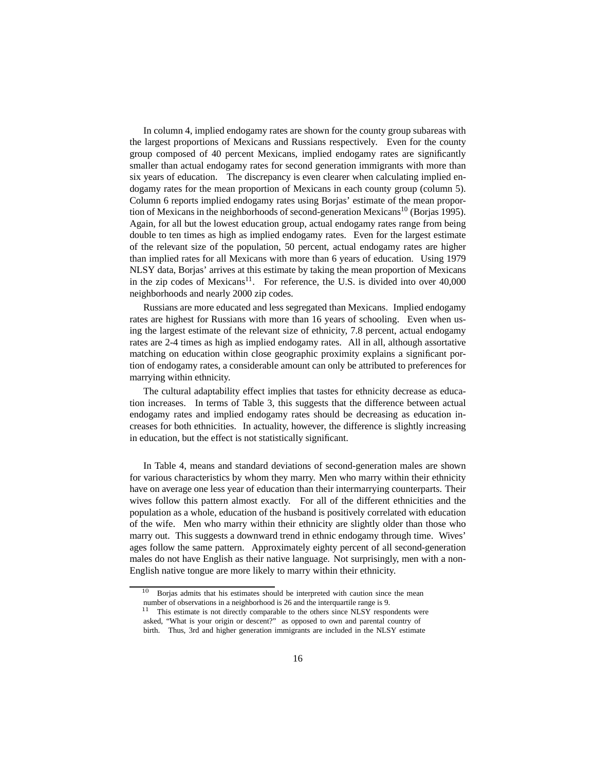In column 4, implied endogamy rates are shown for the county group subareas with the largest proportions of Mexicans and Russians respectively. Even for the county group composed of 40 percent Mexicans, implied endogamy rates are significantly smaller than actual endogamy rates for second generation immigrants with more than six years of education. The discrepancy is even clearer when calculating implied endogamy rates for the mean proportion of Mexicans in each county group (column 5). Column 6 reports implied endogamy rates using Borjas' estimate of the mean proportion of Mexicans in the neighborhoods of second-generation Mexicans[10] (Borjas 1995). Again, for all but the lowest education group, actual endogamy rates range from being double to ten times as high as implied endogamy rates. Even for the largest estimate of the relevant size of the population, 50 percent, actual endogamy rates are higher than implied rates for all Mexicans with more than 6 years of education. Using 1979 NLSY data, Borjas' arrives at this estimate by taking the mean proportion of Mexicans in the zip codes of Mexicans[11]. For reference, the U.S. is divided into over 40,000 neighborhoods and nearly 2000 zip codes.

Russians are more educated and less segregated than Mexicans. Implied endogamy rates are highest for Russians with more than 16 years of schooling. Even when using the largest estimate of the relevant size of ethnicity, 7.8 percent, actual endogamy rates are 2-4 times as high as implied endogamy rates. All in all, although assortative matching on education within close geographic proximity explains a significant portion of endogamy rates, a considerable amount can only be attributed to preferences for marrying within ethnicity.

The cultural adaptability effect implies that tastes for ethnicity decrease as education increases. In terms of Table 3, this suggests that the difference between actual endogamy rates and implied endogamy rates should be decreasing as education increases for both ethnicities. In actuality, however, the difference is slightly increasing in education, but the effect is not statistically significant.

In Table 4, means and standard deviations of second-generation males are shown for various characteristics by whom they marry. Men who marry within their ethnicity have on average one less year of education than their intermarrying counterparts. Their wives follow this pattern almost exactly. For all of the different ethnicities and the population as a whole, education of the husband is positively correlated with education of the wife. Men who marry within their ethnicity are slightly older than those who marry out. This suggests a downward trend in ethnic endogamy through time. Wives' ages follow the same pattern. Approximately eighty percent of all second-generation males do not have English as their native language. Not surprisingly, men with a non-English native tongue are more likely to marry within their ethnicity.

[10] Borjas admits that his estimates should be interpreted with caution since the mean number of observations in a neighborhood is 26 and the interquartile range is 9.

[11] This estimate is not directly comparable to the others since NLSY respondents were asked, "What is your origin or descent?" as opposed to own and parental country of birth. Thus, 3rd and higher generation immigrants are included in the NLSY estimate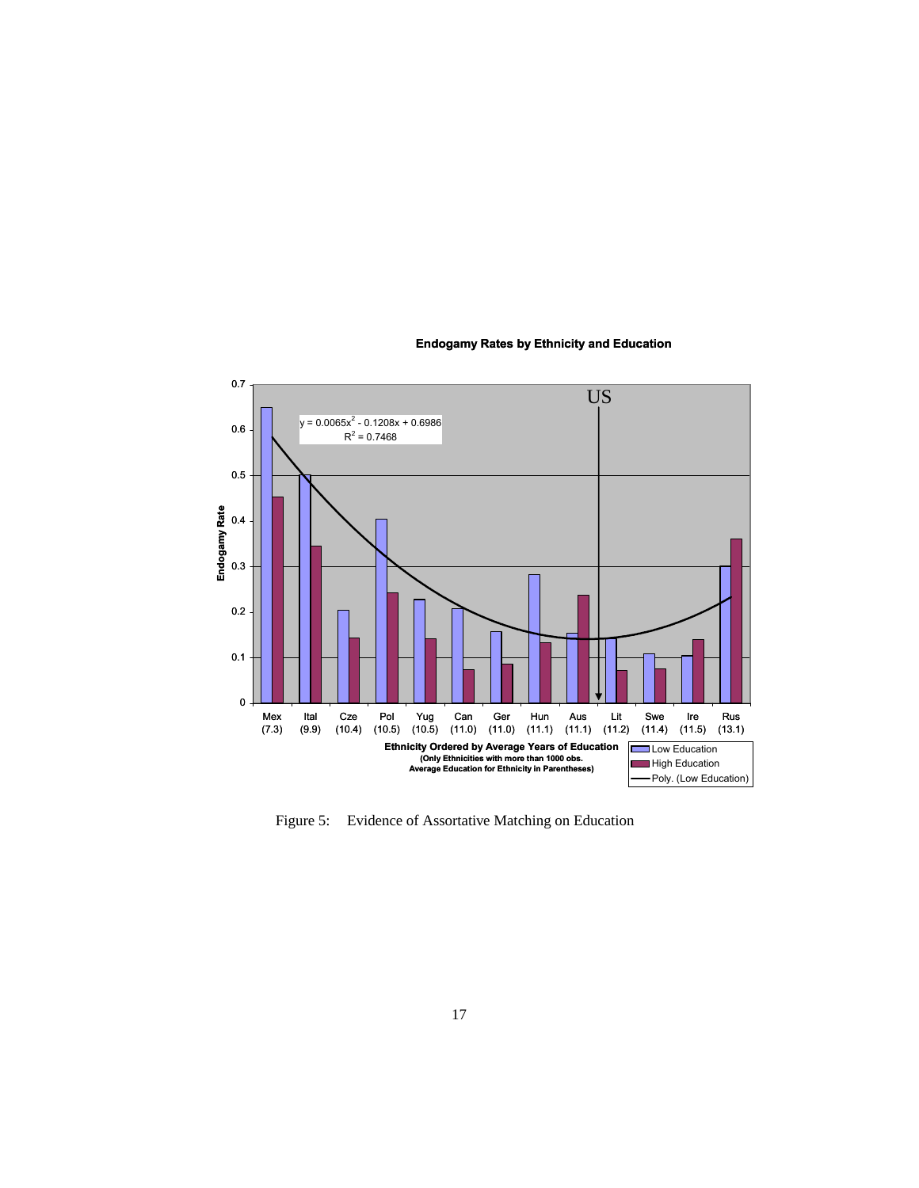**Endogamy Rates by Ethnicity and Education**

$y = 0.0065x^2 - 0.1208x + 0.6986$

$R^2 = 0.7468$

Endogamy Rate

US

| Mex (7.3) | Ital (9.9) | Cze (10.4) | Pol (10.5) | Yug (10.5) | Can (11.0) | Ger (11.0) | Hun (11.1) | Aus (11.1) | Lit (11.2) | Swe (11.4) | Ire (11.5) | Rus (13.1) |
|---|---|---|---|---|---|---|---|---|---|---|---|---|

**Ethnicity Ordered by Average Years of Education**
**(Only Ethnicities with more than 1000 obs. Average Education for Ethnicity in Parentheses)**

Low Education
High Education
Poly. (Low Education)

Figure 5: Evidence of Assortative Matching on Education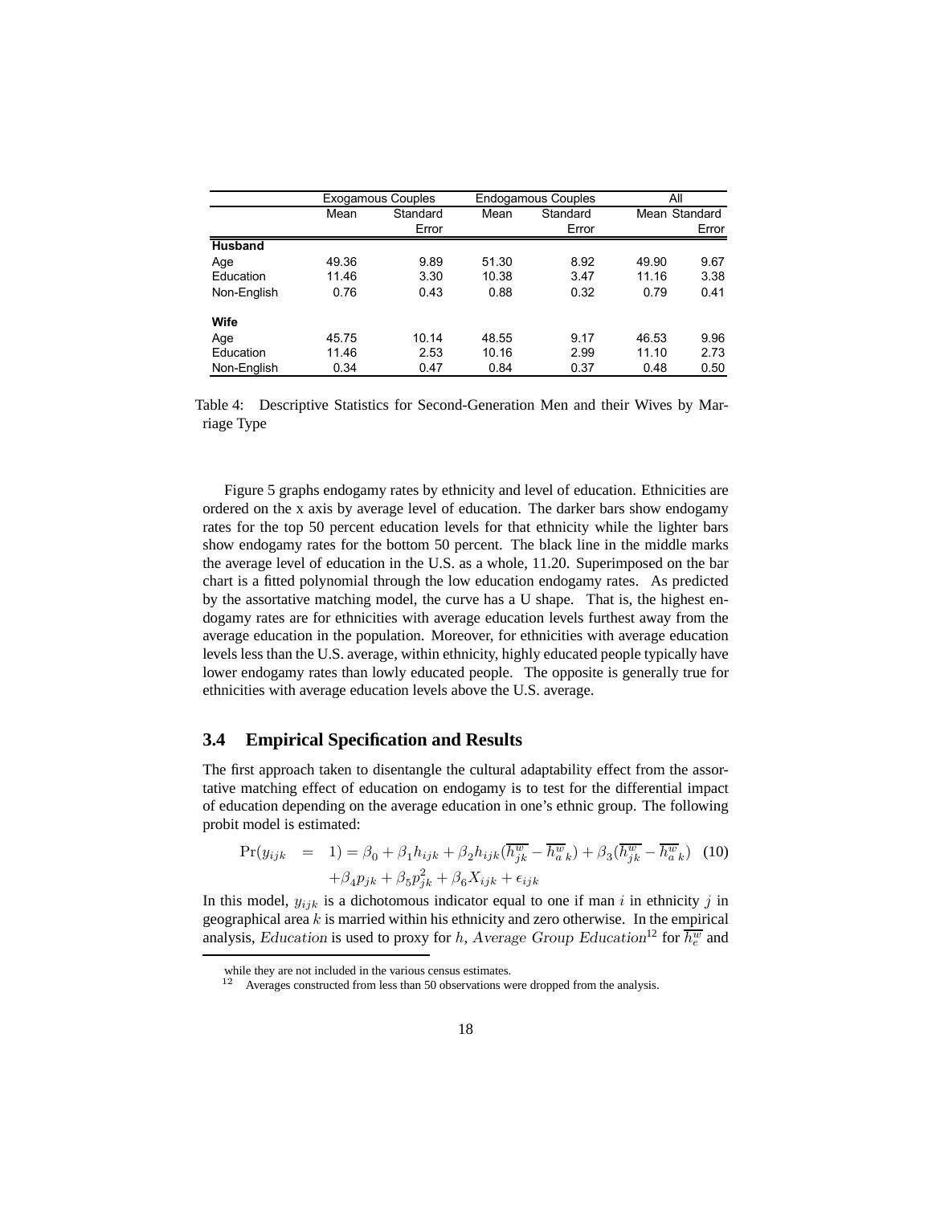| | Exogamous Couples | | Endogamous Couples | | All | |
|---|---|---|---|---|---|---|
| | Mean | Standard Error | Mean | Standard Error | Mean | Standard Error |
| **Husband** | | | | | | |
| Age | 49.36 | 9.89 | 51.30 | 8.92 | 49.90 | 9.67 |
| Education | 11.46 | 3.30 | 10.38 | 3.47 | 11.16 | 3.38 |
| Non-English | 0.76 | 0.43 | 0.88 | 0.32 | 0.79 | 0.41 |
| **Wife** | | | | | | |
| Age | 45.75 | 10.14 | 48.55 | 9.17 | 46.53 | 9.96 |
| Education | 11.46 | 2.53 | 10.16 | 2.99 | 11.10 | 2.73 |
| Non-English | 0.34 | 0.47 | 0.84 | 0.37 | 0.48 | 0.50 |

Table 4: Descriptive Statistics for Second-Generation Men and their Wives by Marriage Type

Figure 5 graphs endogamy rates by ethnicity and level of education. Ethnicities are ordered on the x axis by average level of education. The darker bars show endogamy rates for the top 50 percent education levels for that ethnicity while the lighter bars show endogamy rates for the bottom 50 percent. The black line in the middle marks the average level of education in the U.S. as a whole, 11.20. Superimposed on the bar chart is a fitted polynomial through the low education endogamy rates. As predicted by the assortative matching model, the curve has a U shape. That is, the highest endogamy rates are for ethnicities with average education levels furthest away from the average education in the population. Moreover, for ethnicities with average education levels less than the U.S. average, within ethnicity, highly educated people typically have lower endogamy rates than lowly educated people. The opposite is generally true for ethnicities with average education levels above the U.S. average.

## 3.4 Empirical Specification and Results

The first approach taken to disentangle the cultural adaptability effect from the assortative matching effect of education on endogamy is to test for the differential impact of education depending on the average education in one's ethnic group. The following probit model is estimated:

$$\begin{aligned}\Pr(y_{ijk} &= 1) = \beta_0 + \beta_1 h_{ijk} + \beta_2 h_{ijk}(\overline{h^w_{jk}} - \overline{h^w_{a}}_k) + \beta_3(\overline{h^w_{jk}} - \overline{h^w_{a}}_k) \quad (10)\\ &+\beta_4 p_{jk} + \beta_5 p^2_{jk} + \beta_6 X_{ijk} + \epsilon_{ijk}\end{aligned}$$

In this model, $y_{ijk}$ is a dichotomous indicator equal to one if man $i$ in ethnicity $j$ in geographical area $k$ is married within his ethnicity and zero otherwise. In the empirical analysis, $Education$ is used to proxy for $h$, $Average\ Group\ Education$[12] for $\overline{h^w_e}$ and

while they are not included in the various census estimates.

[12] Averages constructed from less than 50 observations were dropped from the analysis.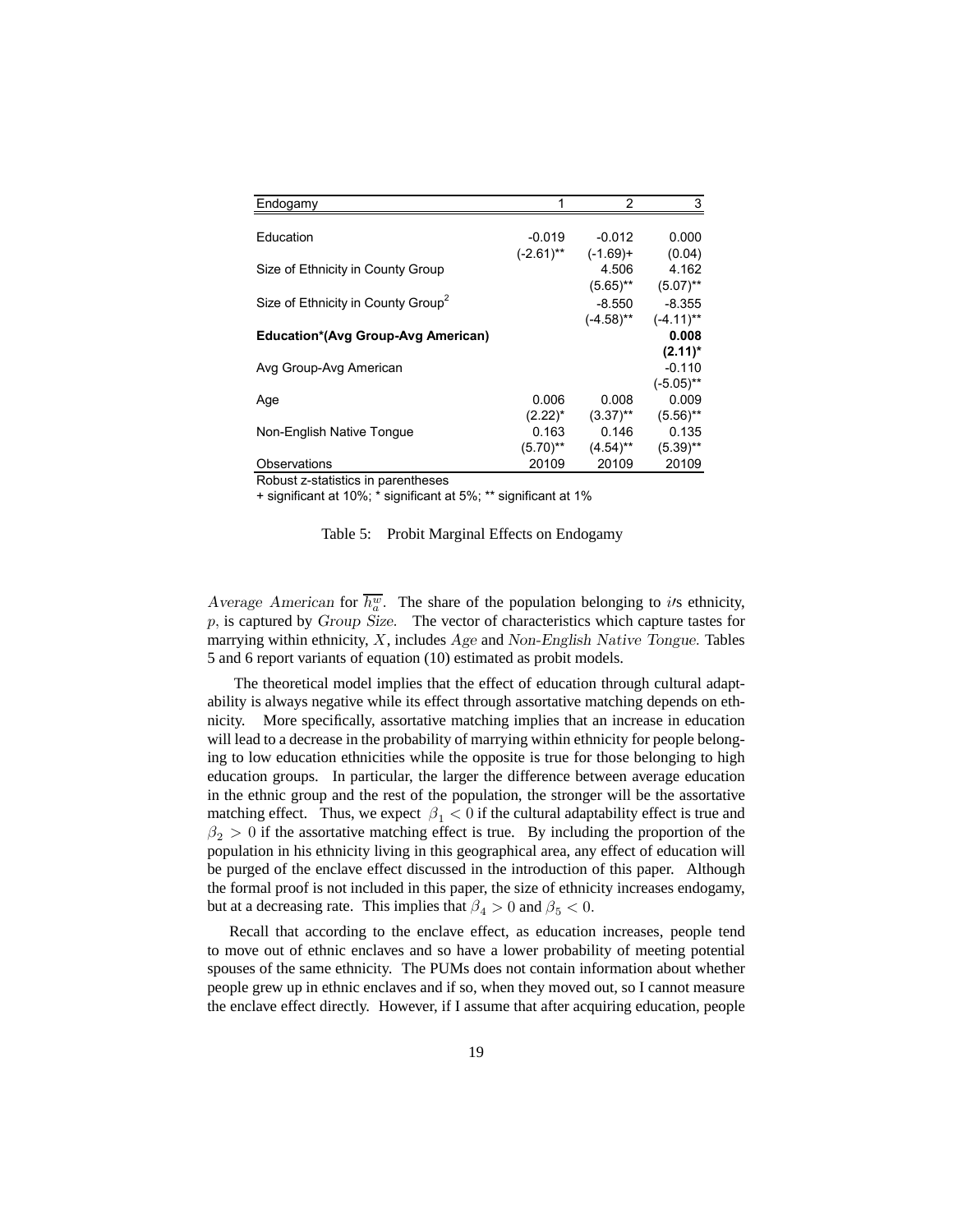| Endogamy | 1 | 2 | 3 |
|---|---|---|---|
| Education | -0.019 | -0.012 | 0.000 |
| | (-2.61)** | (-1.69)+ | (0.04) |
| Size of Ethnicity in County Group | | 4.506 | 4.162 |
| | | (5.65)** | (5.07)** |
| Size of Ethnicity in County Group$^2$ | | -8.550 | -8.355 |
| | | (-4.58)** | (-4.11)** |
| **Education*(Avg Group-Avg American)** | | | **0.008** |
| | | | **(2.11)*** |
| Avg Group-Avg American | | | -0.110 |
| | | | (-5.05)** |
| Age | 0.006 | 0.008 | 0.009 |
| | (2.22)* | (3.37)** | (5.56)** |
| Non-English Native Tongue | 0.163 | 0.146 | 0.135 |
| | (5.70)** | (4.54)** | (5.39)** |
| Observations | 20109 | 20109 | 20109 |

Robust z-statistics in parentheses

+ significant at 10%; * significant at 5%; ** significant at 1%

Table 5: Probit Marginal Effects on Endogamy

*Average American* for $\overline{h_a^w}$. The share of the population belonging to $i$'s ethnicity, $p$, is captured by *Group Size*. The vector of characteristics which capture tastes for marrying within ethnicity, $X$, includes *Age* and *Non-English Native Tongue*. Tables 5 and 6 report variants of equation (10) estimated as probit models.

The theoretical model implies that the effect of education through cultural adaptability is always negative while its effect through assortative matching depends on ethnicity. More specifically, assortative matching implies that an increase in education will lead to a decrease in the probability of marrying within ethnicity for people belonging to low education ethnicities while the opposite is true for those belonging to high education groups. In particular, the larger the difference between average education in the ethnic group and the rest of the population, the stronger will be the assortative matching effect. Thus, we expect $\beta_1 < 0$ if the cultural adaptability effect is true and $\beta_2 > 0$ if the assortative matching effect is true. By including the proportion of the population in his ethnicity living in this geographical area, any effect of education will be purged of the enclave effect discussed in the introduction of this paper. Although the formal proof is not included in this paper, the size of ethnicity increases endogamy, but at a decreasing rate. This implies that $\beta_4 > 0$ and $\beta_5 < 0$.

Recall that according to the enclave effect, as education increases, people tend to move out of ethnic enclaves and so have a lower probability of meeting potential spouses of the same ethnicity. The PUMs does not contain information about whether people grew up in ethnic enclaves and if so, when they moved out, so I cannot measure the enclave effect directly. However, if I assume that after acquiring education, people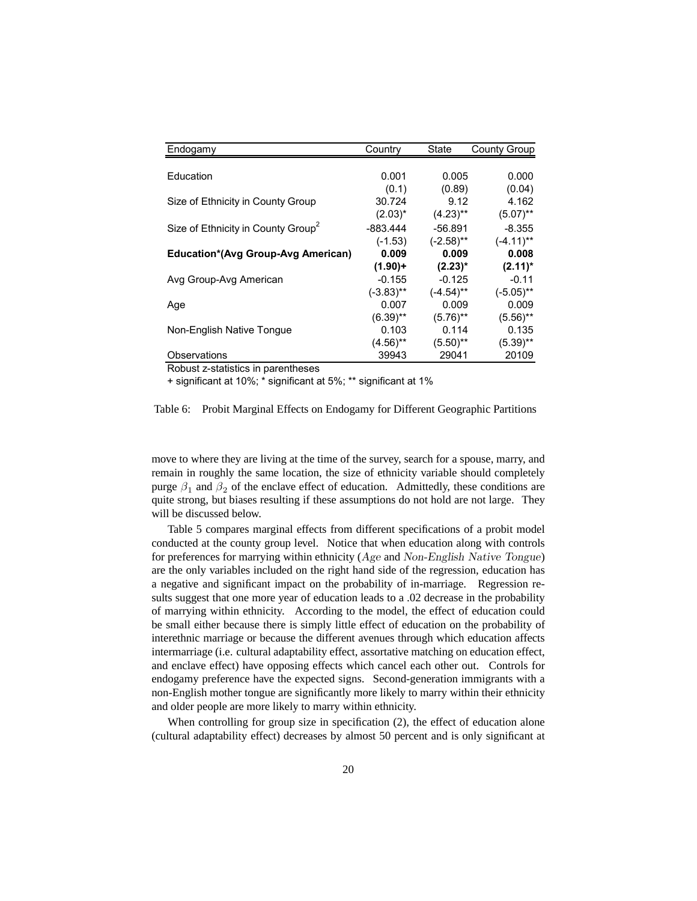| Endogamy | Country | State | County Group |
| --- | --- | --- | --- |
| Education | 0.001 | 0.005 | 0.000 |
| | (0.1) | (0.89) | (0.04) |
| Size of Ethnicity in County Group | 30.724 | 9.12 | 4.162 |
| | (2.03)* | (4.23)** | (5.07)** |
| Size of Ethnicity in County Group$^2$ | -883.444 | -56.891 | -8.355 |
| | (-1.53) | (-2.58)** | (-4.11)** |
| **Education*(Avg Group-Avg American)** | **0.009** | **0.009** | **0.008** |
| | **(1.90)+** | **(2.23)*** | **(2.11)*** |
| Avg Group-Avg American | -0.155 | -0.125 | -0.11 |
| | (-3.83)** | (-4.54)** | (-5.05)** |
| Age | 0.007 | 0.009 | 0.009 |
| | (6.39)** | (5.76)** | (5.56)** |
| Non-English Native Tongue | 0.103 | 0.114 | 0.135 |
| | (4.56)** | (5.50)** | (5.39)** |
| Observations | 39943 | 29041 | 20109 |

Robust z-statistics in parentheses

+ significant at 10%; * significant at 5%; ** significant at 1%

Table 6: Probit Marginal Effects on Endogamy for Different Geographic Partitions

move to where they are living at the time of the survey, search for a spouse, marry, and remain in roughly the same location, the size of ethnicity variable should completely purge $\beta_1$ and $\beta_2$ of the enclave effect of education. Admittedly, these conditions are quite strong, but biases resulting if these assumptions do not hold are not large. They will be discussed below.

Table 5 compares marginal effects from different specifications of a probit model conducted at the county group level. Notice that when education along with controls for preferences for marrying within ethnicity ($Age$ and $Non\text{-}English\ Native\ Tongue$) are the only variables included on the right hand side of the regression, education has a negative and significant impact on the probability of in-marriage. Regression results suggest that one more year of education leads to a .02 decrease in the probability of marrying within ethnicity. According to the model, the effect of education could be small either because there is simply little effect of education on the probability of interethnic marriage or because the different avenues through which education affects intermarriage (i.e. cultural adaptability effect, assortative matching on education effect, and enclave effect) have opposing effects which cancel each other out. Controls for endogamy preference have the expected signs. Second-generation immigrants with a non-English mother tongue are significantly more likely to marry within their ethnicity and older people are more likely to marry within ethnicity.

When controlling for group size in specification (2), the effect of education alone (cultural adaptability effect) decreases by almost 50 percent and is only significant at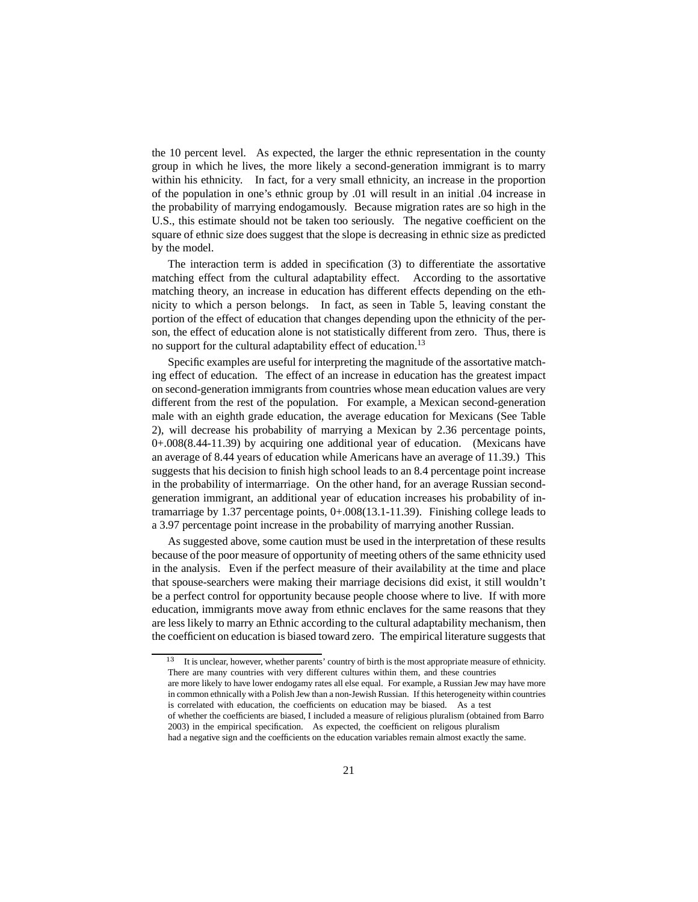the 10 percent level. As expected, the larger the ethnic representation in the county group in which he lives, the more likely a second-generation immigrant is to marry within his ethnicity. In fact, for a very small ethnicity, an increase in the proportion of the population in one's ethnic group by .01 will result in an initial .04 increase in the probability of marrying endogamously. Because migration rates are so high in the U.S., this estimate should not be taken too seriously. The negative coefficient on the square of ethnic size does suggest that the slope is decreasing in ethnic size as predicted by the model.

The interaction term is added in specification (3) to differentiate the assortative matching effect from the cultural adaptability effect. According to the assortative matching theory, an increase in education has different effects depending on the ethnicity to which a person belongs. In fact, as seen in Table 5, leaving constant the portion of the effect of education that changes depending upon the ethnicity of the person, the effect of education alone is not statistically different from zero. Thus, there is no support for the cultural adaptability effect of education.[13]

Specific examples are useful for interpreting the magnitude of the assortative matching effect of education. The effect of an increase in education has the greatest impact on second-generation immigrants from countries whose mean education values are very different from the rest of the population. For example, a Mexican second-generation male with an eighth grade education, the average education for Mexicans (See Table 2), will decrease his probability of marrying a Mexican by 2.36 percentage points, $0+.008(8.44-11.39)$ by acquiring one additional year of education. (Mexicans have an average of 8.44 years of education while Americans have an average of 11.39.) This suggests that his decision to finish high school leads to an 8.4 percentage point increase in the probability of intermarriage. On the other hand, for an average Russian second-generation immigrant, an additional year of education increases his probability of intramarriage by 1.37 percentage points, $0+.008(13.1-11.39)$. Finishing college leads to a 3.97 percentage point increase in the probability of marrying another Russian.

As suggested above, some caution must be used in the interpretation of these results because of the poor measure of opportunity of meeting others of the same ethnicity used in the analysis. Even if the perfect measure of their availability at the time and place that spouse-searchers were making their marriage decisions did exist, it still wouldn't be a perfect control for opportunity because people choose where to live. If with more education, immigrants move away from ethnic enclaves for the same reasons that they are less likely to marry an Ethnic according to the cultural adaptability mechanism, then the coefficient on education is biased toward zero. The empirical literature suggests that

---

[13] It is unclear, however, whether parents' country of birth is the most appropriate measure of ethnicity. There are many countries with very different cultures within them, and these countries are more likely to have lower endogamy rates all else equal. For example, a Russian Jew may have more in common ethnically with a Polish Jew than a non-Jewish Russian. If this heterogeneity within countries is correlated with education, the coefficients on education may be biased. As a test of whether the coefficients are biased, I included a measure of religious pluralism (obtained from Barro 2003) in the empirical specification. As expected, the coefficient on religous pluralism had a negative sign and the coefficients on the education variables remain almost exactly the same.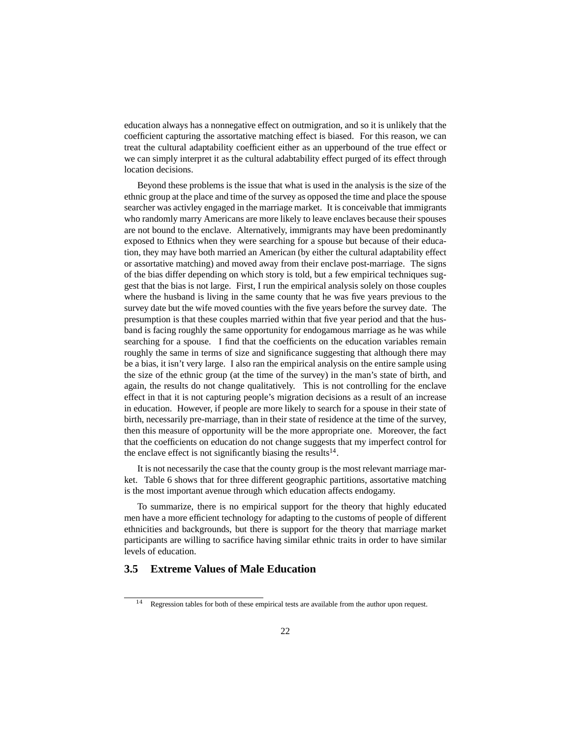education always has a nonnegative effect on outmigration, and so it is unlikely that the coefficient capturing the assortative matching effect is biased. For this reason, we can treat the cultural adaptability coefficient either as an upperbound of the true effect or we can simply interpret it as the cultural adabtability effect purged of its effect through location decisions.

Beyond these problems is the issue that what is used in the analysis is the size of the ethnic group at the place and time of the survey as opposed the time and place the spouse searcher was activley engaged in the marriage market. It is conceivable that immigrants who randomly marry Americans are more likely to leave enclaves because their spouses are not bound to the enclave. Alternatively, immigrants may have been predominantly exposed to Ethnics when they were searching for a spouse but because of their education, they may have both married an American (by either the cultural adaptability effect or assortative matching) and moved away from their enclave post-marriage. The signs of the bias differ depending on which story is told, but a few empirical techniques suggest that the bias is not large. First, I run the empirical analysis solely on those couples where the husband is living in the same county that he was five years previous to the survey date but the wife moved counties with the five years before the survey date. The presumption is that these couples married within that five year period and that the husband is facing roughly the same opportunity for endogamous marriage as he was while searching for a spouse. I find that the coefficients on the education variables remain roughly the same in terms of size and significance suggesting that although there may be a bias, it isn't very large. I also ran the empirical analysis on the entire sample using the size of the ethnic group (at the time of the survey) in the man's state of birth, and again, the results do not change qualitatively. This is not controlling for the enclave effect in that it is not capturing people's migration decisions as a result of an increase in education. However, if people are more likely to search for a spouse in their state of birth, necessarily pre-marriage, than in their state of residence at the time of the survey, then this measure of opportunity will be the more appropriate one. Moreover, the fact that the coefficients on education do not change suggests that my imperfect control for the enclave effect is not significantly biasing the results[14].

It is not necessarily the case that the county group is the most relevant marriage market. Table 6 shows that for three different geographic partitions, assortative matching is the most important avenue through which education affects endogamy.

To summarize, there is no empirical support for the theory that highly educated men have a more efficient technology for adapting to the customs of people of different ethnicities and backgrounds, but there is support for the theory that marriage market participants are willing to sacrifice having similar ethnic traits in order to have similar levels of education.

## 3.5 Extreme Values of Male Education

[14] Regression tables for both of these empirical tests are available from the author upon request.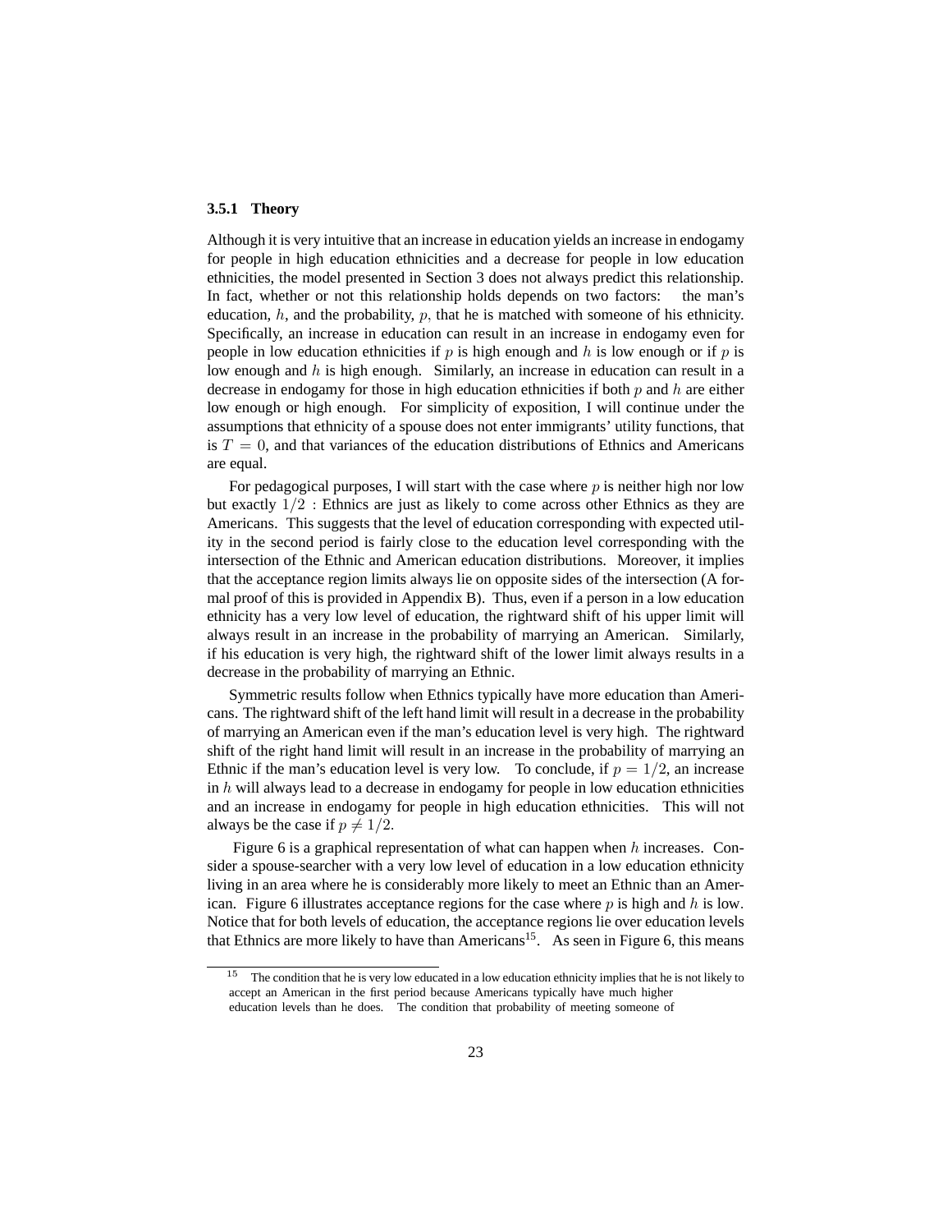### 3.5.1 Theory

Although it is very intuitive that an increase in education yields an increase in endogamy for people in high education ethnicities and a decrease for people in low education ethnicities, the model presented in Section 3 does not always predict this relationship. In fact, whether or not this relationship holds depends on two factors: the man's education, $h$, and the probability, $p$, that he is matched with someone of his ethnicity. Specifically, an increase in education can result in an increase in endogamy even for people in low education ethnicities if $p$ is high enough and $h$ is low enough or if $p$ is low enough and $h$ is high enough. Similarly, an increase in education can result in a decrease in endogamy for those in high education ethnicities if both $p$ and $h$ are either low enough or high enough. For simplicity of exposition, I will continue under the assumptions that ethnicity of a spouse does not enter immigrants' utility functions, that is $T = 0$, and that variances of the education distributions of Ethnics and Americans are equal.

For pedagogical purposes, I will start with the case where $p$ is neither high nor low but exactly $1/2$ : Ethnics are just as likely to come across other Ethnics as they are Americans. This suggests that the level of education corresponding with expected utility in the second period is fairly close to the education level corresponding with the intersection of the Ethnic and American education distributions. Moreover, it implies that the acceptance region limits always lie on opposite sides of the intersection (A formal proof of this is provided in Appendix B). Thus, even if a person in a low education ethnicity has a very low level of education, the rightward shift of his upper limit will always result in an increase in the probability of marrying an American. Similarly, if his education is very high, the rightward shift of the lower limit always results in a decrease in the probability of marrying an Ethnic.

Symmetric results follow when Ethnics typically have more education than Americans. The rightward shift of the left hand limit will result in a decrease in the probability of marrying an American even if the man's education level is very high. The rightward shift of the right hand limit will result in an increase in the probability of marrying an Ethnic if the man's education level is very low. To conclude, if $p = 1/2$, an increase in $h$ will always lead to a decrease in endogamy for people in low education ethnicities and an increase in endogamy for people in high education ethnicities. This will not always be the case if $p \neq 1/2$.

Figure 6 is a graphical representation of what can happen when $h$ increases. Consider a spouse-searcher with a very low level of education in a low education ethnicity living in an area where he is considerably more likely to meet an Ethnic than an American. Figure 6 illustrates acceptance regions for the case where $p$ is high and $h$ is low. Notice that for both levels of education, the acceptance regions lie over education levels that Ethnics are more likely to have than Americans[15]. As seen in Figure 6, this means

[15] The condition that he is very low educated in a low education ethnicity implies that he is not likely to accept an American in the first period because Americans typically have much higher education levels than he does. The condition that probability of meeting someone of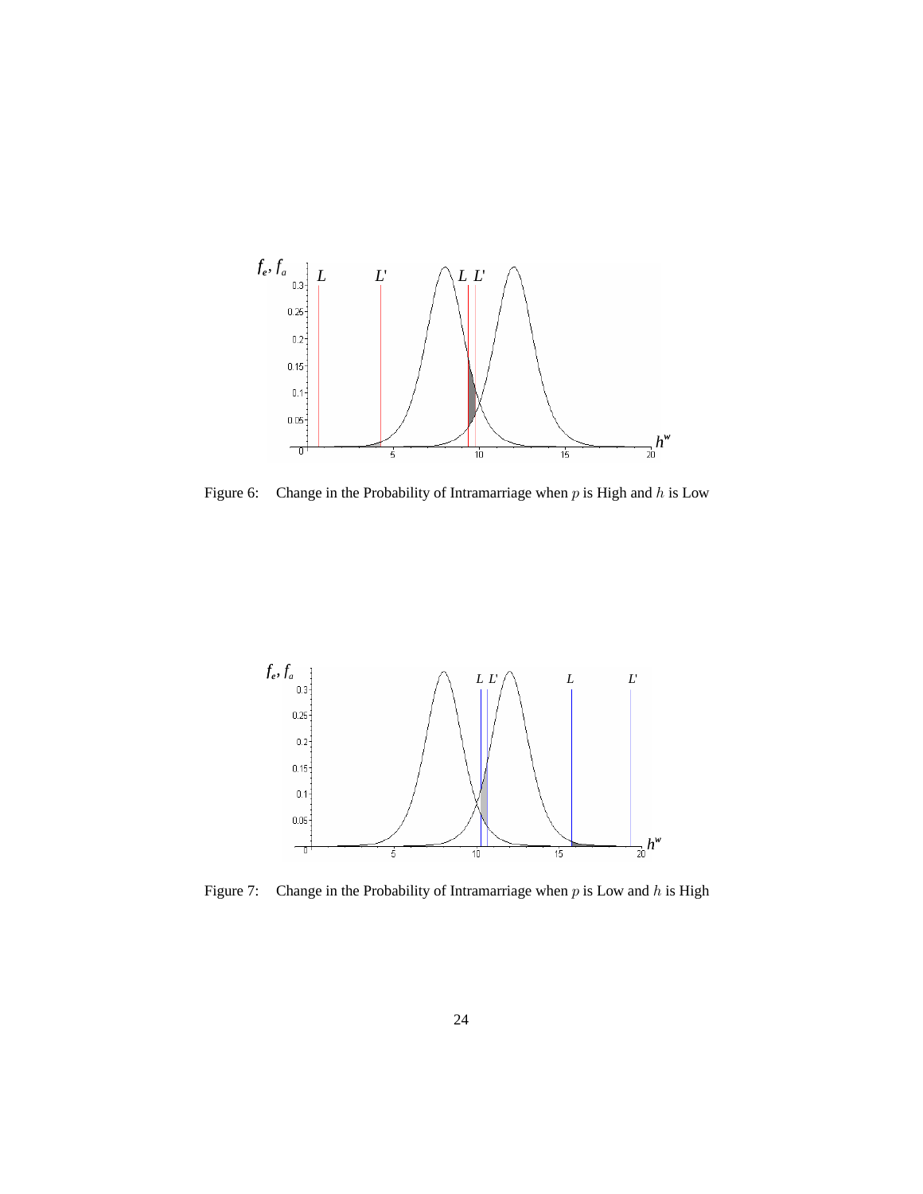Figure 6: Change in the Probability of Intramarriage when $p$ is High and $h$ is Low

Figure 7: Change in the Probability of Intramarriage when $p$ is Low and $h$ is High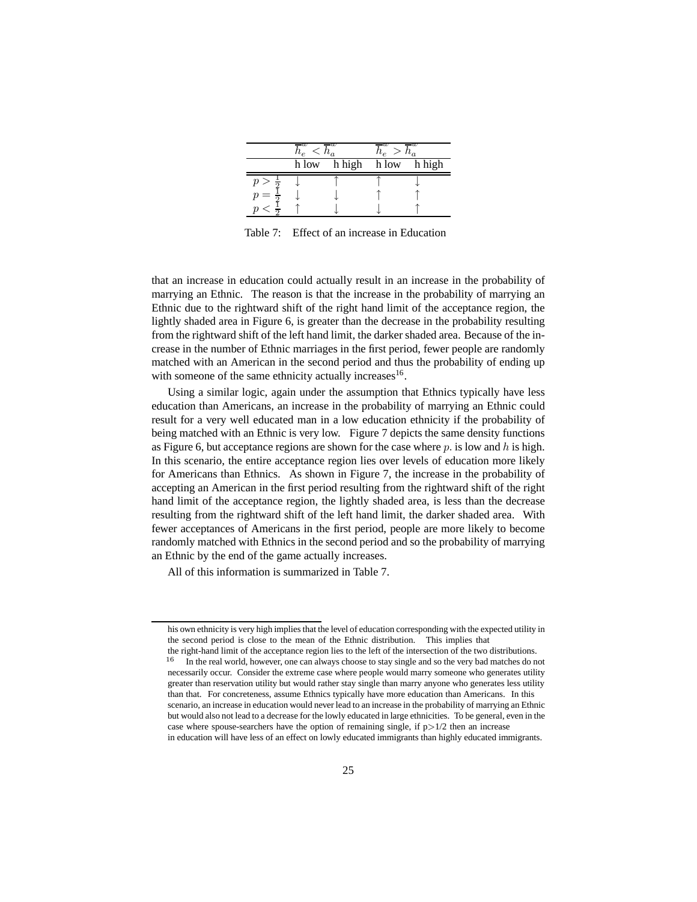| | $\overline{h}_e^w < \overline{h}_a^w$ | | $\overline{h}_e^w > \overline{h}_a^w$ | |
|---|---|---|---|---|
| | h low | h high | h low | h high |
| $p > \frac{1}{2}$ | ↓ | ↑ | ↑ | ↓ |
| $p = \frac{1}{2}$ | ↓ | ↓ | ↑ | ↑ |
| $p < \frac{1}{2}$ | ↑ | ↓ | ↓ | ↑ |

Table 7: Effect of an increase in Education

that an increase in education could actually result in an increase in the probability of marrying an Ethnic. The reason is that the increase in the probability of marrying an Ethnic due to the rightward shift of the right hand limit of the acceptance region, the lightly shaded area in Figure 6, is greater than the decrease in the probability resulting from the rightward shift of the left hand limit, the darker shaded area. Because of the increase in the number of Ethnic marriages in the first period, fewer people are randomly matched with an American in the second period and thus the probability of ending up with someone of the same ethnicity actually increases[16].

Using a similar logic, again under the assumption that Ethnics typically have less education than Americans, an increase in the probability of marrying an Ethnic could result for a very well educated man in a low education ethnicity if the probability of being matched with an Ethnic is very low. Figure 7 depicts the same density functions as Figure 6, but acceptance regions are shown for the case where $p$. is low and $h$ is high. In this scenario, the entire acceptance region lies over levels of education more likely for Americans than Ethnics. As shown in Figure 7, the increase in the probability of accepting an American in the first period resulting from the rightward shift of the right hand limit of the acceptance region, the lightly shaded area, is less than the decrease resulting from the rightward shift of the left hand limit, the darker shaded area. With fewer acceptances of Americans in the first period, people are more likely to become randomly matched with Ethnics in the second period and so the probability of marrying an Ethnic by the end of the game actually increases.

All of this information is summarized in Table 7.

---

his own ethnicity is very high implies that the level of education corresponding with the expected utility in the second period is close to the mean of the Ethnic distribution. This implies that the right-hand limit of the acceptance region lies to the left of the intersection of the two distributions.

[16] In the real world, however, one can always choose to stay single and so the very bad matches do not necessarily occur. Consider the extreme case where people would marry someone who generates utility greater than reservation utility but would rather stay single than marry anyone who generates less utility than that. For concreteness, assume Ethnics typically have more education than Americans. In this scenario, an increase in education would never lead to an increase in the probability of marrying an Ethnic but would also not lead to a decrease for the lowly educated in large ethnicities. To be general, even in the case where spouse-searchers have the option of remaining single, if p>1/2 then an increase in education will have less of an effect on lowly educated immigrants than highly educated immigrants.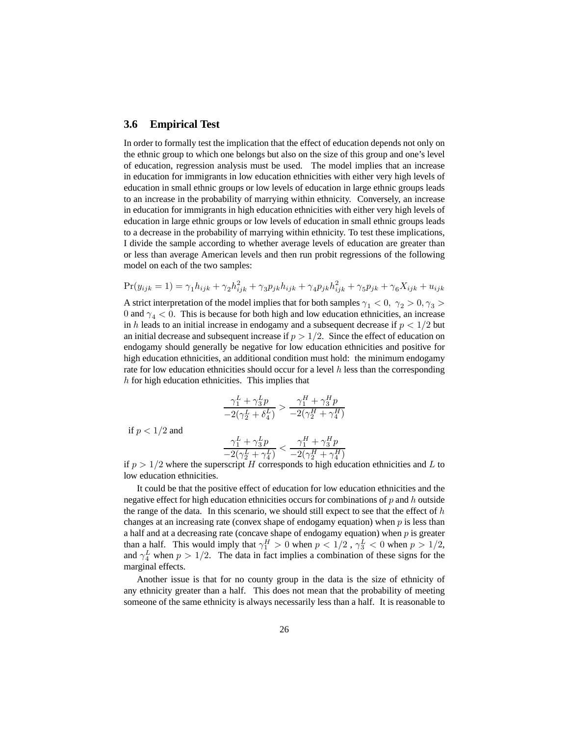### 3.6 Empirical Test

In order to formally test the implication that the effect of education depends not only on the ethnic group to which one belongs but also on the size of this group and one's level of education, regression analysis must be used. The model implies that an increase in education for immigrants in low education ethnicities with either very high levels of education in small ethnic groups or low levels of education in large ethnic groups leads to an increase in the probability of marrying within ethnicity. Conversely, an increase in education for immigrants in high education ethnicities with either very high levels of education in large ethnic groups or low levels of education in small ethnic groups leads to a decrease in the probability of marrying within ethnicity. To test these implications, I divide the sample according to whether average levels of education are greater than or less than average American levels and then run probit regressions of the following model on each of the two samples:

$$\Pr(y_{ijk} = 1) = \gamma_1 h_{ijk} + \gamma_2 h_{ijk}^2 + \gamma_3 p_{jk} h_{ijk} + \gamma_4 p_{jk} h_{ijk}^2 + \gamma_5 p_{jk} + \gamma_6 X_{ijk} + u_{ijk}$$

A strict interpretation of the model implies that for both samples $\gamma_1 < 0,\ \gamma_2 > 0, \gamma_3 > 0$ and $\gamma_4 < 0$. This is because for both high and low education ethnicities, an increase in $h$ leads to an initial increase in endogamy and a subsequent decrease if $p < 1/2$ but an initial decrease and subsequent increase if $p > 1/2$. Since the effect of education on endogamy should generally be negative for low education ethnicities and positive for high education ethnicities, an additional condition must hold: the minimum endogamy rate for low education ethnicities should occur for a level $h$ less than the corresponding $h$ for high education ethnicities. This implies that

$$\frac{\gamma_1^L + \gamma_3^L p}{-2(\gamma_2^L + \delta_4^L)} > \frac{\gamma_1^H + \gamma_3^H p}{-2(\gamma_2^H + \gamma_4^H)}$$

if $p < 1/2$ and

$$\frac{\gamma_1^L + \gamma_3^L p}{-2(\gamma_2^L + \gamma_4^L)} < \frac{\gamma_1^H + \gamma_3^H p}{-2(\gamma_2^H + \gamma_4^H)}$$

if $p > 1/2$ where the superscript $H$ corresponds to high education ethnicities and $L$ to low education ethnicities.

It could be that the positive effect of education for low education ethnicities and the negative effect for high education ethnicities occurs for combinations of $p$ and $h$ outside the range of the data. In this scenario, we should still expect to see that the effect of $h$ changes at an increasing rate (convex shape of endogamy equation) when $p$ is less than a half and at a decreasing rate (concave shape of endogamy equation) when $p$ is greater than a half. This would imply that $\gamma_1^H > 0$ when $p < 1/2$ , $\gamma_3^L < 0$ when $p > 1/2$, and $\gamma_4^L$ when $p > 1/2$. The data in fact implies a combination of these signs for the marginal effects.

Another issue is that for no county group in the data is the size of ethnicity of any ethnicity greater than a half. This does not mean that the probability of meeting someone of the same ethnicity is always necessarily less than a half. It is reasonable to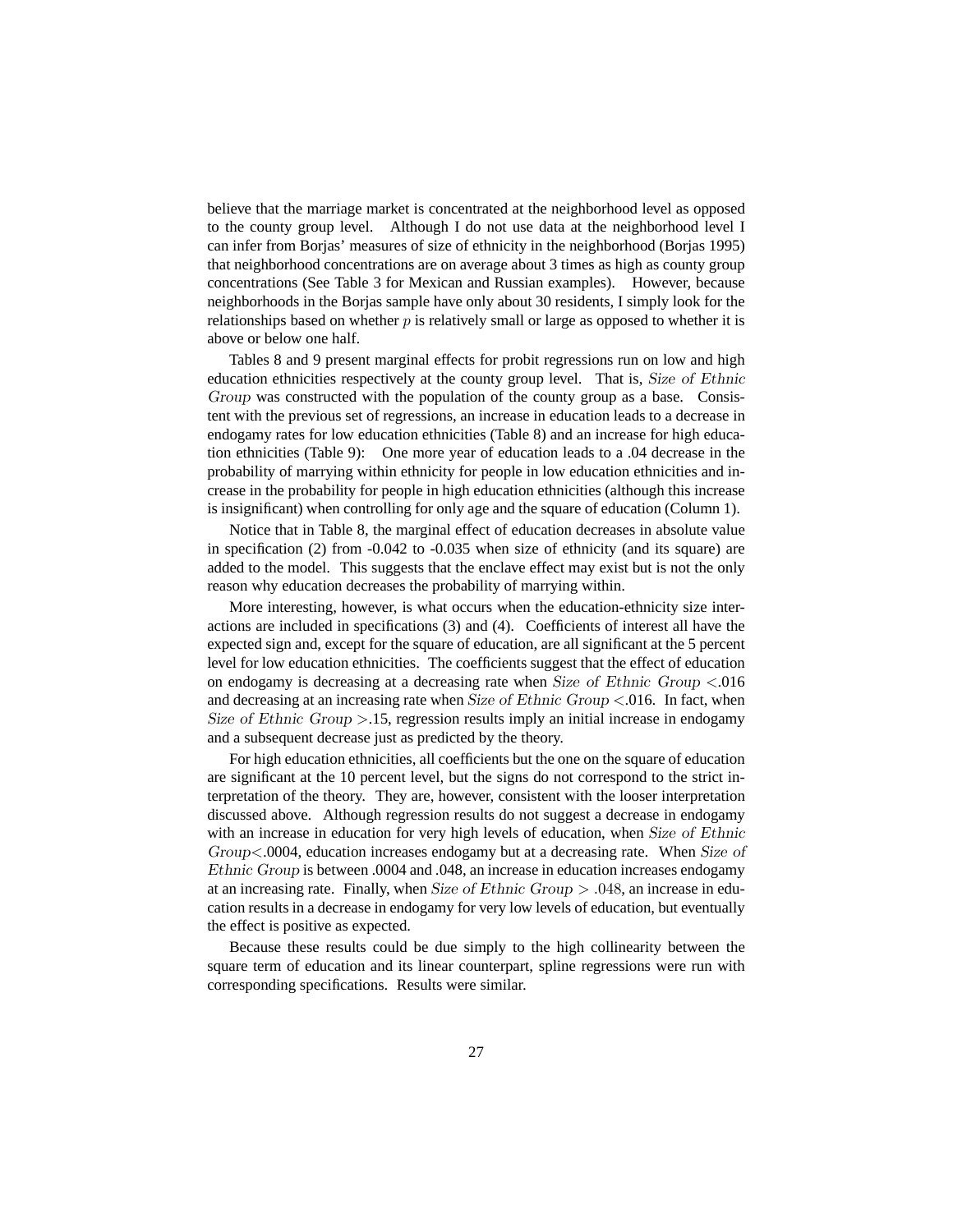believe that the marriage market is concentrated at the neighborhood level as opposed to the county group level. Although I do not use data at the neighborhood level I can infer from Borjas' measures of size of ethnicity in the neighborhood (Borjas 1995) that neighborhood concentrations are on average about 3 times as high as county group concentrations (See Table 3 for Mexican and Russian examples). However, because neighborhoods in the Borjas sample have only about 30 residents, I simply look for the relationships based on whether $p$ is relatively small or large as opposed to whether it is above or below one half.

Tables 8 and 9 present marginal effects for probit regressions run on low and high education ethnicities respectively at the county group level. That is, $Size\ of\ Ethnic\ Group$ was constructed with the population of the county group as a base. Consistent with the previous set of regressions, an increase in education leads to a decrease in endogamy rates for low education ethnicities (Table 8) and an increase for high education ethnicities (Table 9): One more year of education leads to a .04 decrease in the probability of marrying within ethnicity for people in low education ethnicities and increase in the probability for people in high education ethnicities (although this increase is insignificant) when controlling for only age and the square of education (Column 1).

Notice that in Table 8, the marginal effect of education decreases in absolute value in specification (2) from -0.042 to -0.035 when size of ethnicity (and its square) are added to the model. This suggests that the enclave effect may exist but is not the only reason why education decreases the probability of marrying within.

More interesting, however, is what occurs when the education-ethnicity size interactions are included in specifications (3) and (4). Coefficients of interest all have the expected sign and, except for the square of education, are all significant at the 5 percent level for low education ethnicities. The coefficients suggest that the effect of education on endogamy is decreasing at a decreasing rate when $Size\ of\ Ethnic\ Group$ <.016 and decreasing at an increasing rate when $Size\ of\ Ethnic\ Group$ <.016. In fact, when $Size\ of\ Ethnic\ Group$ >.15, regression results imply an initial increase in endogamy and a subsequent decrease just as predicted by the theory.

For high education ethnicities, all coefficients but the one on the square of education are significant at the 10 percent level, but the signs do not correspond to the strict interpretation of the theory. They are, however, consistent with the looser interpretation discussed above. Although regression results do not suggest a decrease in endogamy with an increase in education for very high levels of education, when $Size\ of\ Ethnic\ Group$<.0004, education increases endogamy but at a decreasing rate. When $Size\ of\ Ethnic\ Group$ is between .0004 and .048, an increase in education increases endogamy at an increasing rate. Finally, when $Size\ of\ Ethnic\ Group > .048$, an increase in education results in a decrease in endogamy for very low levels of education, but eventually the effect is positive as expected.

Because these results could be due simply to the high collinearity between the square term of education and its linear counterpart, spline regressions were run with corresponding specifications. Results were similar.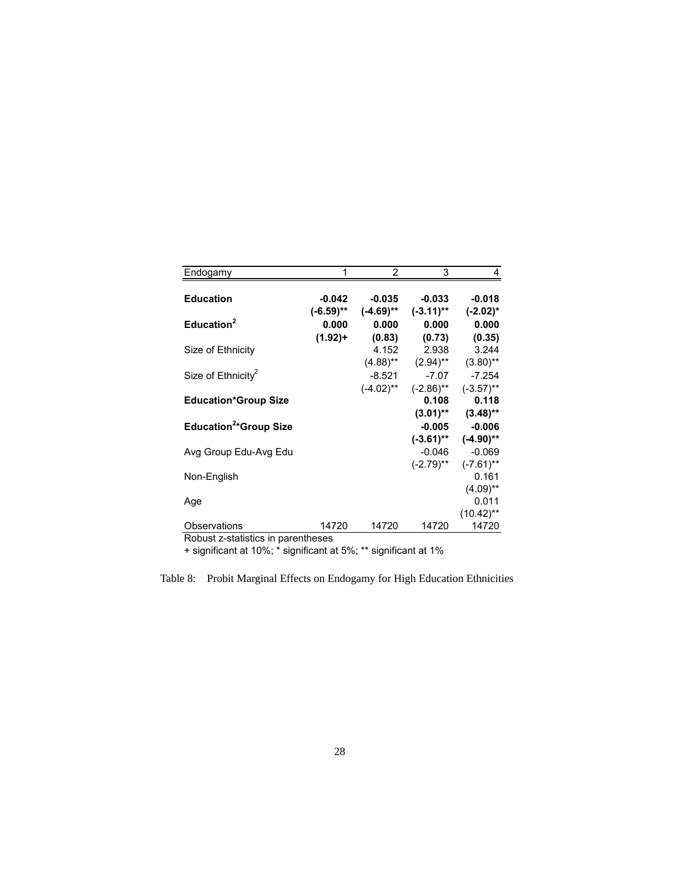| Endogamy | 1 | 2 | 3 | 4 |
|---|---|---|---|---|
| **Education** | **-0.042** | **-0.035** | **-0.033** | **-0.018** |
| | **(-6.59)**** | **(-4.69)**** | **(-3.11)**** | **(-2.02)*** |
| **Education$^2$** | **0.000** | **0.000** | **0.000** | **0.000** |
| | **(1.92)+** | **(0.83)** | **(0.73)** | **(0.35)** |
| Size of Ethnicity | | 4.152 | 2.938 | 3.244 |
| | | (4.88)** | (2.94)** | (3.80)** |
| Size of Ethnicity$^2$ | | -8.521 | -7.07 | -7.254 |
| | | (-4.02)** | (-2.86)** | (-3.57)** |
| **Education*Group Size** | | | **0.108** | **0.118** |
| | | | **(3.01)**** | **(3.48)**** |
| **Education$^2$*Group Size** | | | **-0.005** | **-0.006** |
| | | | **(-3.61)**** | **(-4.90)**** |
| Avg Group Edu-Avg Edu | | | -0.046 | -0.069 |
| | | | (-2.79)** | (-7.61)** |
| Non-English | | | | 0.161 |
| | | | | (4.09)** |
| Age | | | | 0.011 |
| | | | | (10.42)** |
| Observations | 14720 | 14720 | 14720 | 14720 |

Robust z-statistics in parentheses

+ significant at 10%; * significant at 5%; ** significant at 1%

Table 8: Probit Marginal Effects on Endogamy for High Education Ethnicities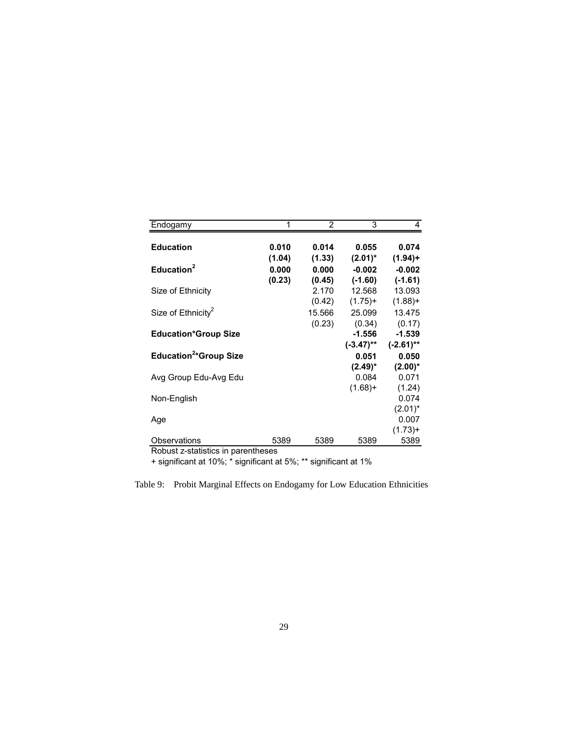| Endogamy | 1 | 2 | 3 | 4 |
|---|---|---|---|---|
| **Education** | **0.010** | **0.014** | **0.055** | **0.074** |
| | **(1.04)** | **(1.33)** | **(2.01)*** | **(1.94)+** |
| **Education$^2$** | **0.000** | **0.000** | **-0.002** | **-0.002** |
| | **(0.23)** | **(0.45)** | **(-1.60)** | **(-1.61)** |
| Size of Ethnicity | | 2.170 | 12.568 | 13.093 |
| | | (0.42) | (1.75)+ | (1.88)+ |
| Size of Ethnicity$^2$ | | 15.566 | 25.099 | 13.475 |
| | | (0.23) | (0.34) | (0.17) |
| **Education*Group Size** | | | **-1.556** | **-1.539** |
| | | | **(-3.47)**** | **(-2.61)**** |
| **Education$^2$*Group Size** | | | **0.051** | **0.050** |
| | | | **(2.49)*** | **(2.00)*** |
| Avg Group Edu-Avg Edu | | | 0.084 | 0.071 |
| | | | (1.68)+ | (1.24) |
| Non-English | | | | 0.074 |
| | | | | (2.01)* |
| Age | | | | 0.007 |
| | | | | (1.73)+ |
| Observations | 5389 | 5389 | 5389 | 5389 |

Robust z-statistics in parentheses

+ significant at 10%; * significant at 5%; ** significant at 1%

Table 9: Probit Marginal Effects on Endogamy for Low Education Ethnicities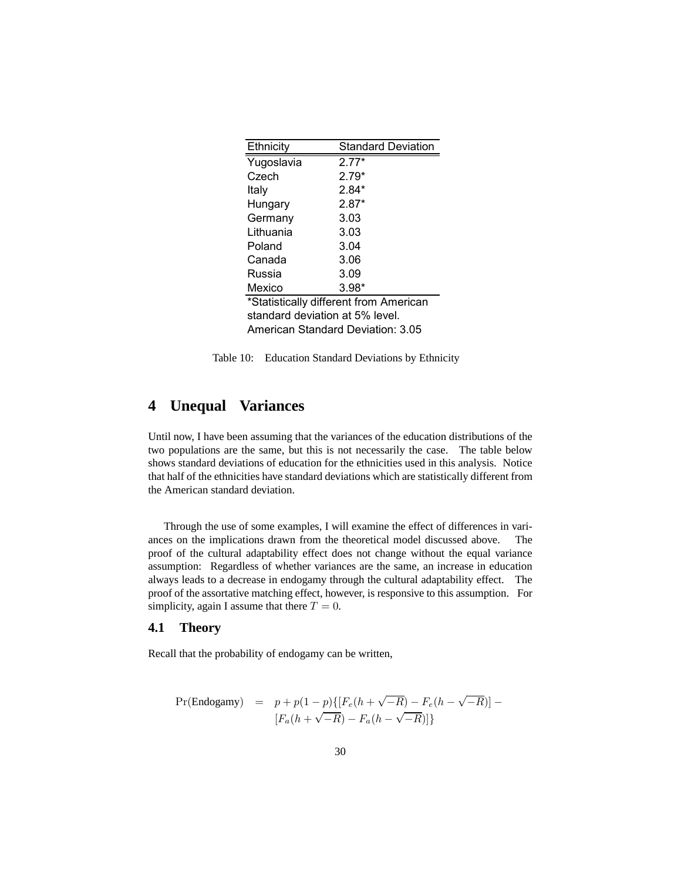| Ethnicity | Standard Deviation |
|---|---|
| Yugoslavia | 2.77* |
| Czech | 2.79* |
| Italy | 2.84* |
| Hungary | 2.87* |
| Germany | 3.03 |
| Lithuania | 3.03 |
| Poland | 3.04 |
| Canada | 3.06 |
| Russia | 3.09 |
| Mexico | 3.98* |

*Statistically different from American standard deviation at 5% level.
American Standard Deviation: 3.05

Table 10: Education Standard Deviations by Ethnicity

# 4 Unequal Variances

Until now, I have been assuming that the variances of the education distributions of the two populations are the same, but this is not necessarily the case. The table below shows standard deviations of education for the ethnicities used in this analysis. Notice that half of the ethnicities have standard deviations which are statistically different from the American standard deviation.

Through the use of some examples, I will examine the effect of differences in variances on the implications drawn from the theoretical model discussed above. The proof of the cultural adaptability effect does not change without the equal variance assumption: Regardless of whether variances are the same, an increase in education always leads to a decrease in endogamy through the cultural adaptability effect. The proof of the assortative matching effect, however, is responsive to this assumption. For simplicity, again I assume that there $T = 0$.

## 4.1 Theory

Recall that the probability of endogamy can be written,

$$
\begin{aligned}
\Pr(\text{Endogamy}) \;=\;& p + p(1-p)\{[F_e(h+\sqrt{-R}) - F_e(h-\sqrt{-R})] - \\
& [F_a(h+\sqrt{-R}) - F_a(h-\sqrt{-R})]\}
\end{aligned}
$$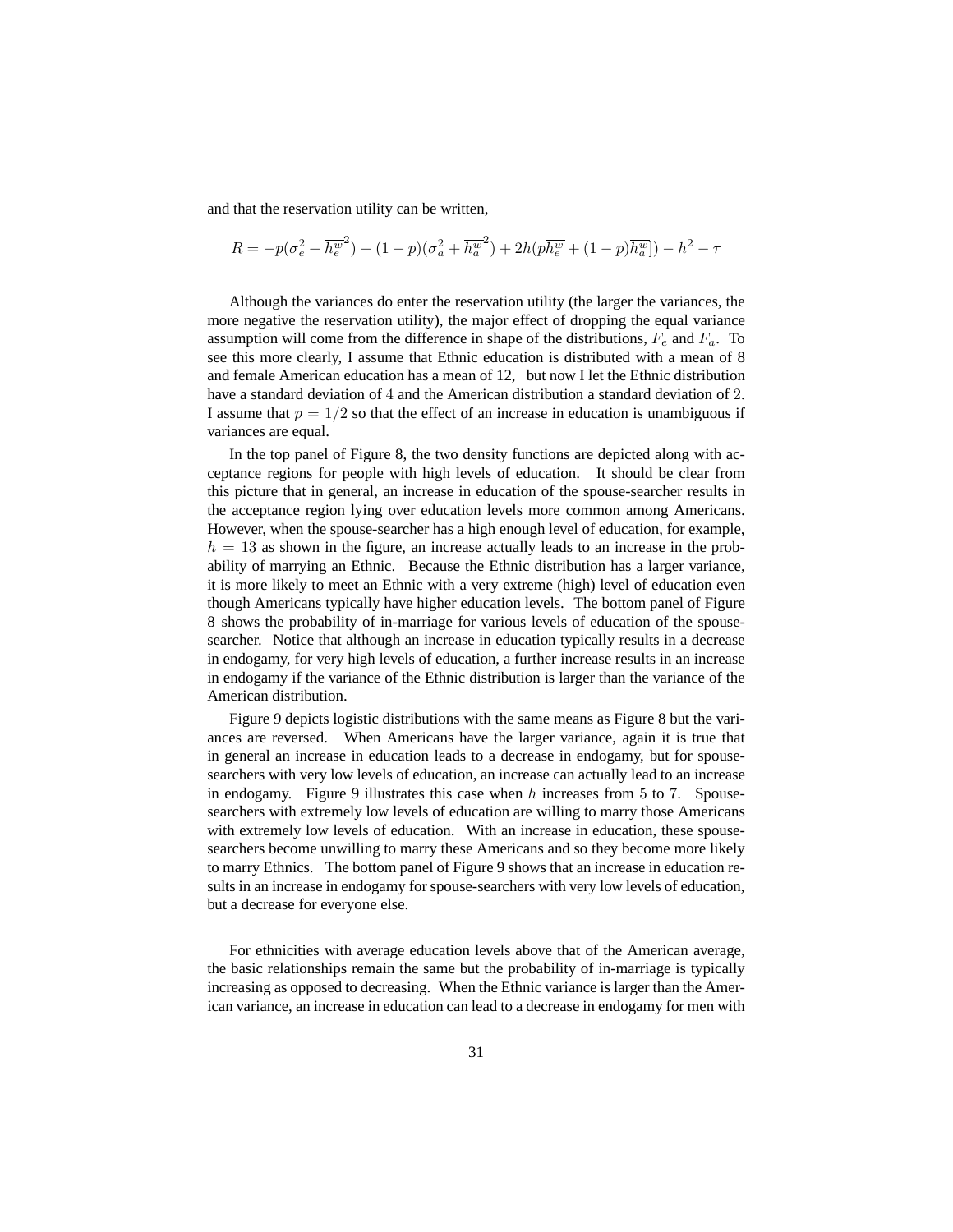and that the reservation utility can be written,

$$R = -p(\sigma_e^2 + \overline{h_e^w}^2) - (1-p)(\sigma_a^2 + \overline{h_a^w}^2) + 2h(p\overline{h_e^w} + (1-p)\overline{h_a^w}]) - h^2 - \tau$$

Although the variances do enter the reservation utility (the larger the variances, the more negative the reservation utility), the major effect of dropping the equal variance assumption will come from the difference in shape of the distributions, $F_e$ and $F_a$. To see this more clearly, I assume that Ethnic education is distributed with a mean of 8 and female American education has a mean of 12, but now I let the Ethnic distribution have a standard deviation of 4 and the American distribution a standard deviation of 2. I assume that $p = 1/2$ so that the effect of an increase in education is unambiguous if variances are equal.

In the top panel of Figure 8, the two density functions are depicted along with acceptance regions for people with high levels of education. It should be clear from this picture that in general, an increase in education of the spouse-searcher results in the acceptance region lying over education levels more common among Americans. However, when the spouse-searcher has a high enough level of education, for example, $h = 13$ as shown in the figure, an increase actually leads to an increase in the probability of marrying an Ethnic. Because the Ethnic distribution has a larger variance, it is more likely to meet an Ethnic with a very extreme (high) level of education even though Americans typically have higher education levels. The bottom panel of Figure 8 shows the probability of in-marriage for various levels of education of the spouse-searcher. Notice that although an increase in education typically results in a decrease in endogamy, for very high levels of education, a further increase results in an increase in endogamy if the variance of the Ethnic distribution is larger than the variance of the American distribution.

Figure 9 depicts logistic distributions with the same means as Figure 8 but the variances are reversed. When Americans have the larger variance, again it is true that in general an increase in education leads to a decrease in endogamy, but for spouse-searchers with very low levels of education, an increase can actually lead to an increase in endogamy. Figure 9 illustrates this case when $h$ increases from 5 to 7. Spouse-searchers with extremely low levels of education are willing to marry those Americans with extremely low levels of education. With an increase in education, these spouse-searchers become unwilling to marry these Americans and so they become more likely to marry Ethnics. The bottom panel of Figure 9 shows that an increase in education results in an increase in endogamy for spouse-searchers with very low levels of education, but a decrease for everyone else.

For ethnicities with average education levels above that of the American average, the basic relationships remain the same but the probability of in-marriage is typically increasing as opposed to decreasing. When the Ethnic variance is larger than the American variance, an increase in education can lead to a decrease in endogamy for men with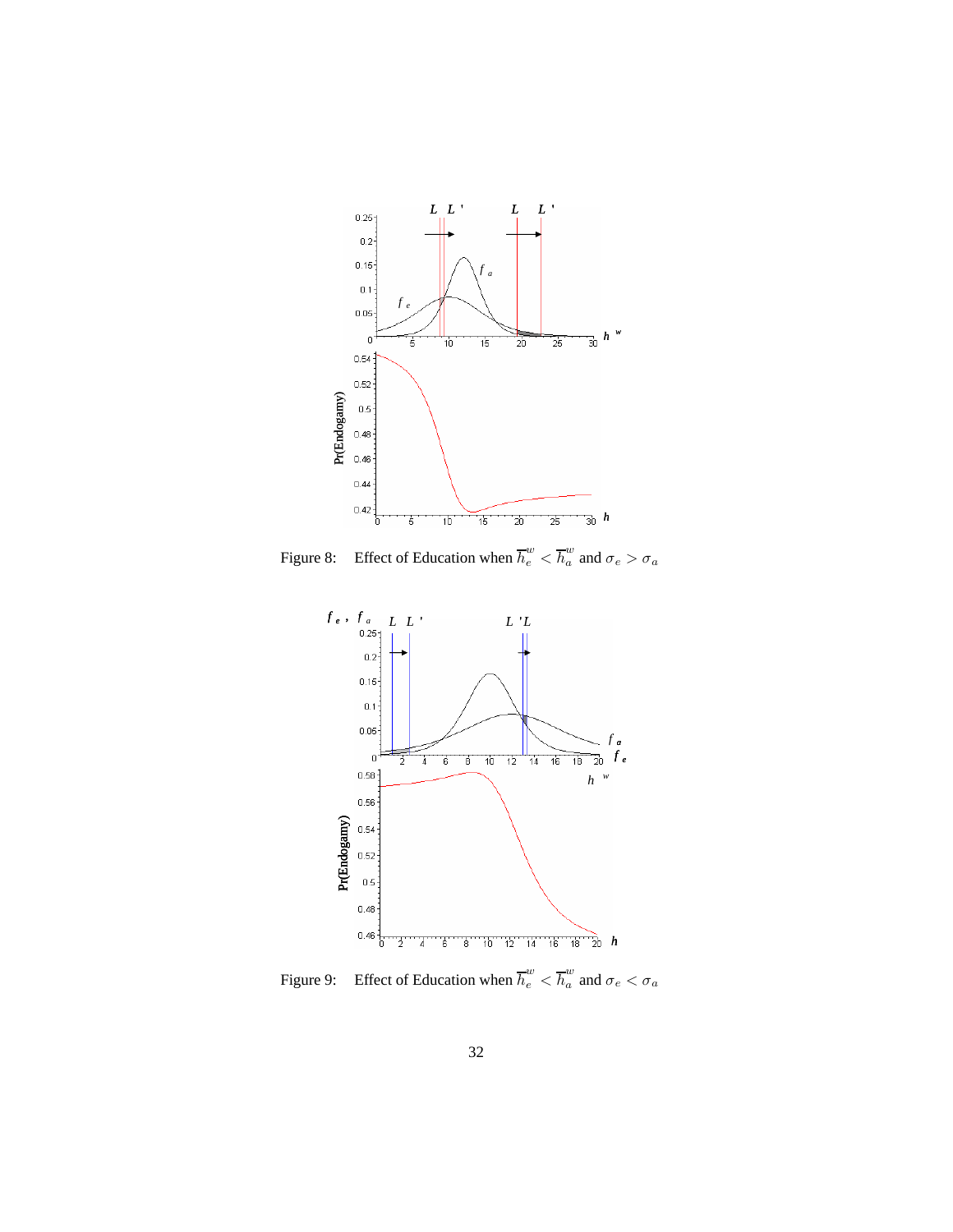Figure 8: Effect of Education when $\overline{h}_e^w < \overline{h}_a^w$ and $\sigma_e > \sigma_a$

Figure 9: Effect of Education when $\overline{h}_e^w < \overline{h}_a^w$ and $\sigma_e < \sigma_a$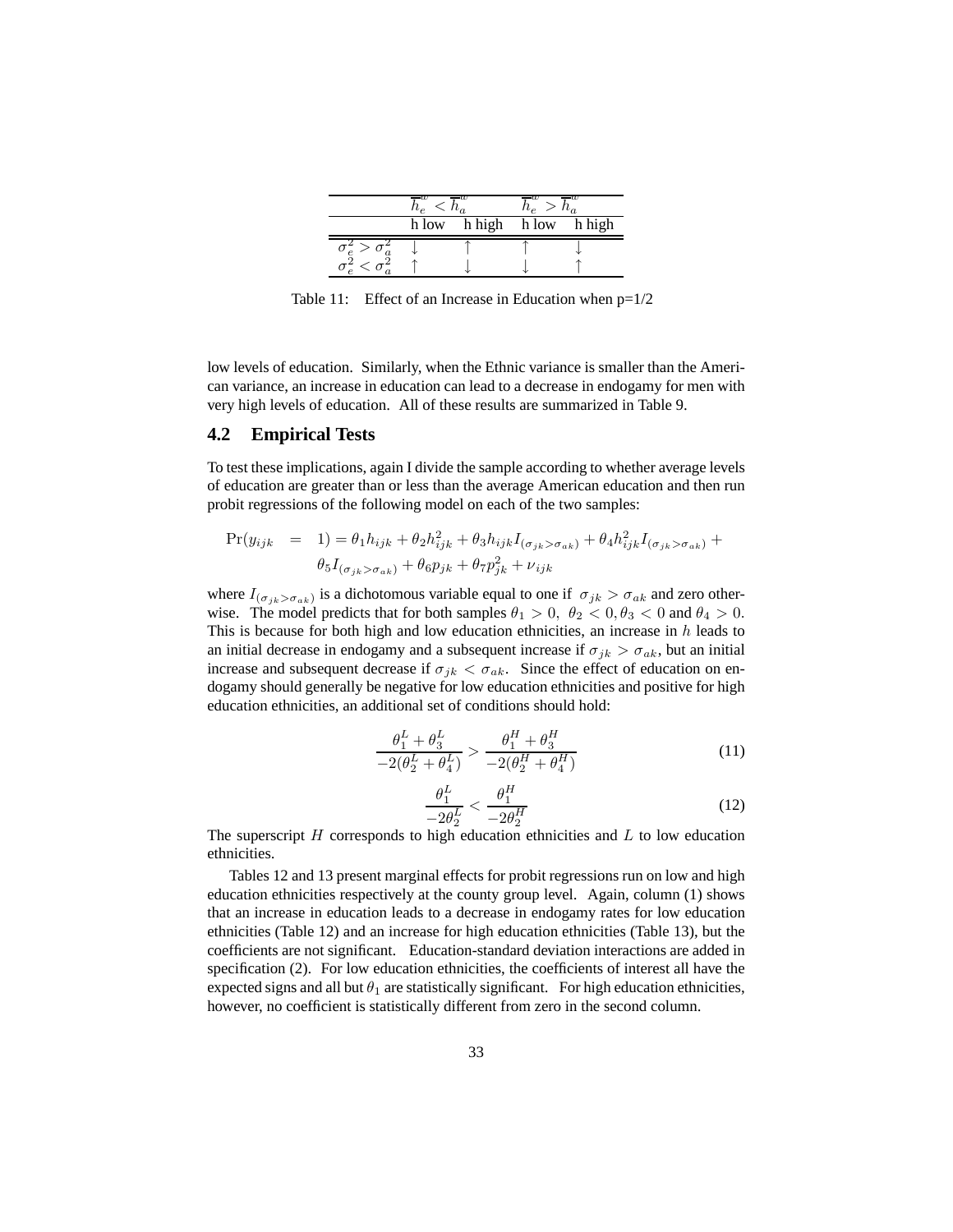|  | $\overline{h}_e^w < \overline{h}_a^w$ |  | $\overline{h}_e^w > \overline{h}_a^w$ |  |
|---|---|---|---|---|
|  | h low | h high | h low | h high |
| $\sigma_e^2 > \sigma_a^2$ | ↓ | ↑ | ↑ | ↓ |
| $\sigma_e^2 < \sigma_a^2$ | ↑ | ↓ | ↓ | ↑ |

Table 11: Effect of an Increase in Education when p=1/2

low levels of education. Similarly, when the Ethnic variance is smaller than the American variance, an increase in education can lead to a decrease in endogamy for men with very high levels of education. All of these results are summarized in Table 9.

## 4.2 Empirical Tests

To test these implications, again I divide the sample according to whether average levels of education are greater than or less than the average American education and then run probit regressions of the following model on each of the two samples:

$$
\begin{aligned}
\Pr(y_{ijk} \;\; &= \;\; 1) = \theta_1 h_{ijk} + \theta_2 h_{ijk}^2 + \theta_3 h_{ijk} I_{(\sigma_{jk} > \sigma_{ak})} + \theta_4 h_{ijk}^2 I_{(\sigma_{jk} > \sigma_{ak})} + \\
&\theta_5 I_{(\sigma_{jk} > \sigma_{ak})} + \theta_6 p_{jk} + \theta_7 p_{jk}^2 + \nu_{ijk}
\end{aligned}
$$

where $I_{(\sigma_{jk} > \sigma_{ak})}$ is a dichotomous variable equal to one if $\sigma_{jk} > \sigma_{ak}$ and zero otherwise. The model predicts that for both samples $\theta_1 > 0$, $\theta_2 < 0, \theta_3 < 0$ and $\theta_4 > 0$. This is because for both high and low education ethnicities, an increase in $h$ leads to an initial decrease in endogamy and a subsequent increase if $\sigma_{jk} > \sigma_{ak}$, but an initial increase and subsequent decrease if $\sigma_{jk} < \sigma_{ak}$. Since the effect of education on endogamy should generally be negative for low education ethnicities and positive for high education ethnicities, an additional set of conditions should hold:

$$
\frac{\theta_1^L + \theta_3^L}{-2(\theta_2^L + \theta_4^L)} > \frac{\theta_1^H + \theta_3^H}{-2(\theta_2^H + \theta_4^H)} \tag{11}
$$

$$
\frac{\theta_1^L}{-2\theta_2^L} < \frac{\theta_1^H}{-2\theta_2^H} \tag{12}
$$

The superscript $H$ corresponds to high education ethnicities and $L$ to low education ethnicities.

Tables 12 and 13 present marginal effects for probit regressions run on low and high education ethnicities respectively at the county group level. Again, column (1) shows that an increase in education leads to a decrease in endogamy rates for low education ethnicities (Table 12) and an increase for high education ethnicities (Table 13), but the coefficients are not significant. Education-standard deviation interactions are added in specification (2). For low education ethnicities, the coefficients of interest all have the expected signs and all but $\theta_1$ are statistically significant. For high education ethnicities, however, no coefficient is statistically different from zero in the second column.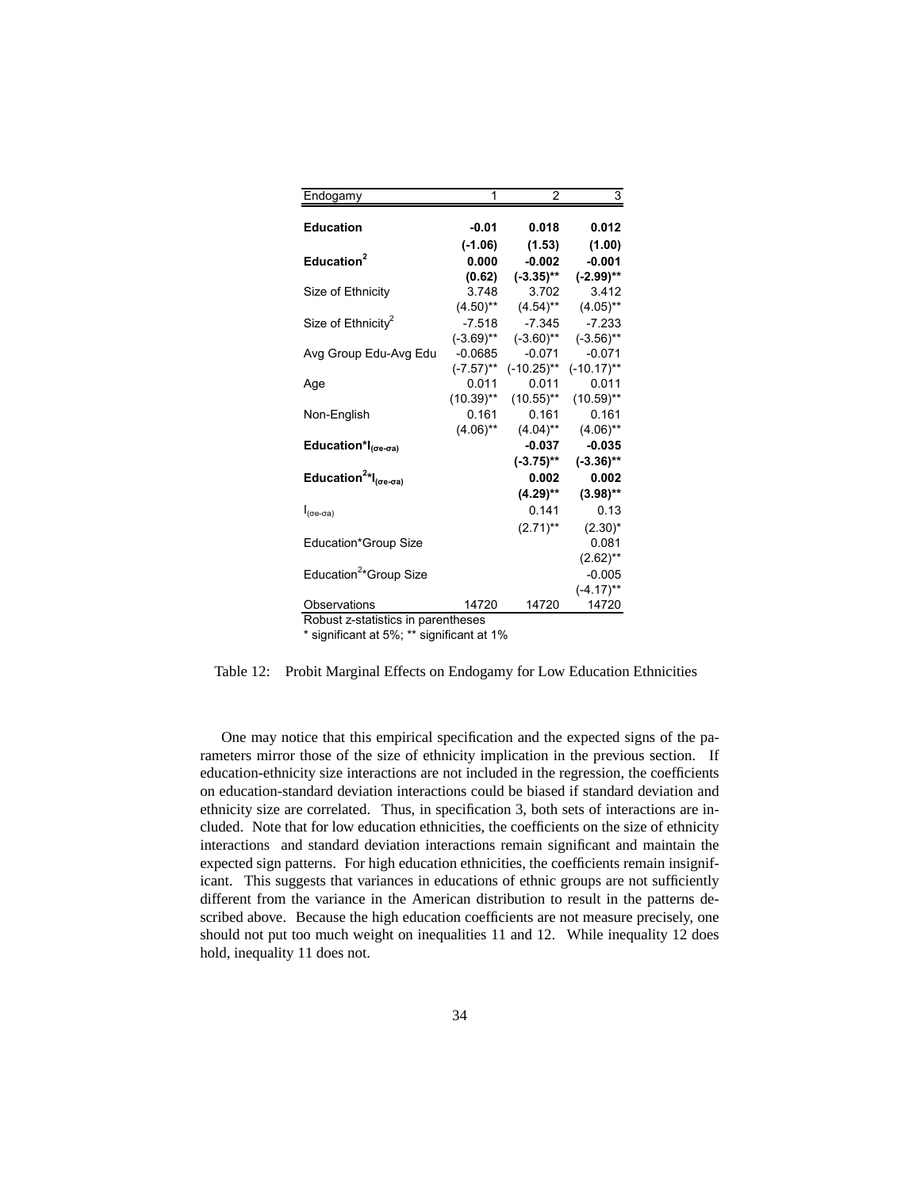| Endogamy | 1 | 2 | 3 |
|---|---|---|---|
| **Education** | **-0.01** | **0.018** | **0.012** |
| | **(-1.06)** | **(1.53)** | **(1.00)** |
| **Education$^2$** | **0.000** | **-0.002** | **-0.001** |
| | **(0.62)** | **(-3.35)\*\*** | **(-2.99)\*\*** |
| Size of Ethnicity | 3.748 | 3.702 | 3.412 |
| | (4.50)** | (4.54)** | (4.05)** |
| Size of Ethnicity$^2$ | -7.518 | -7.345 | -7.233 |
| | (-3.69)** | (-3.60)** | (-3.56)** |
| Avg Group Edu-Avg Edu | -0.0685 | -0.071 | -0.071 |
| | (-7.57)** | (-10.25)** | (-10.17)** |
| Age | 0.011 | 0.011 | 0.011 |
| | (10.39)** | (10.55)** | (10.59)** |
| Non-English | 0.161 | 0.161 | 0.161 |
| | (4.06)** | (4.04)** | (4.06)** |
| **Education*$I_{(\sigma e-\sigma a)}$** | | **-0.037** | **-0.035** |
| | | **(-3.75)\*\*** | **(-3.36)\*\*** |
| **Education$^2$*$I_{(\sigma e-\sigma a)}$** | | **0.002** | **0.002** |
| | | **(4.29)\*\*** | **(3.98)\*\*** |
| $I_{(\sigma e-\sigma a)}$ | | 0.141 | 0.13 |
| | | (2.71)** | (2.30)* |
| Education*Group Size | | | 0.081 |
| | | | (2.62)** |
| Education$^2$*Group Size | | | -0.005 |
| | | | (-4.17)** |
| Observations | 14720 | 14720 | 14720 |

Robust z-statistics in parentheses
* significant at 5%; ** significant at 1%

Table 12: Probit Marginal Effects on Endogamy for Low Education Ethnicities

One may notice that this empirical specification and the expected signs of the parameters mirror those of the size of ethnicity implication in the previous section. If education-ethnicity size interactions are not included in the regression, the coefficients on education-standard deviation interactions could be biased if standard deviation and ethnicity size are correlated. Thus, in specification 3, both sets of interactions are included. Note that for low education ethnicities, the coefficients on the size of ethnicity interactions and standard deviation interactions remain significant and maintain the expected sign patterns. For high education ethnicities, the coefficients remain insignificant. This suggests that variances in educations of ethnic groups are not sufficiently different from the variance in the American distribution to result in the patterns described above. Because the high education coefficients are not measure precisely, one should not put too much weight on inequalities 11 and 12. While inequality 12 does hold, inequality 11 does not.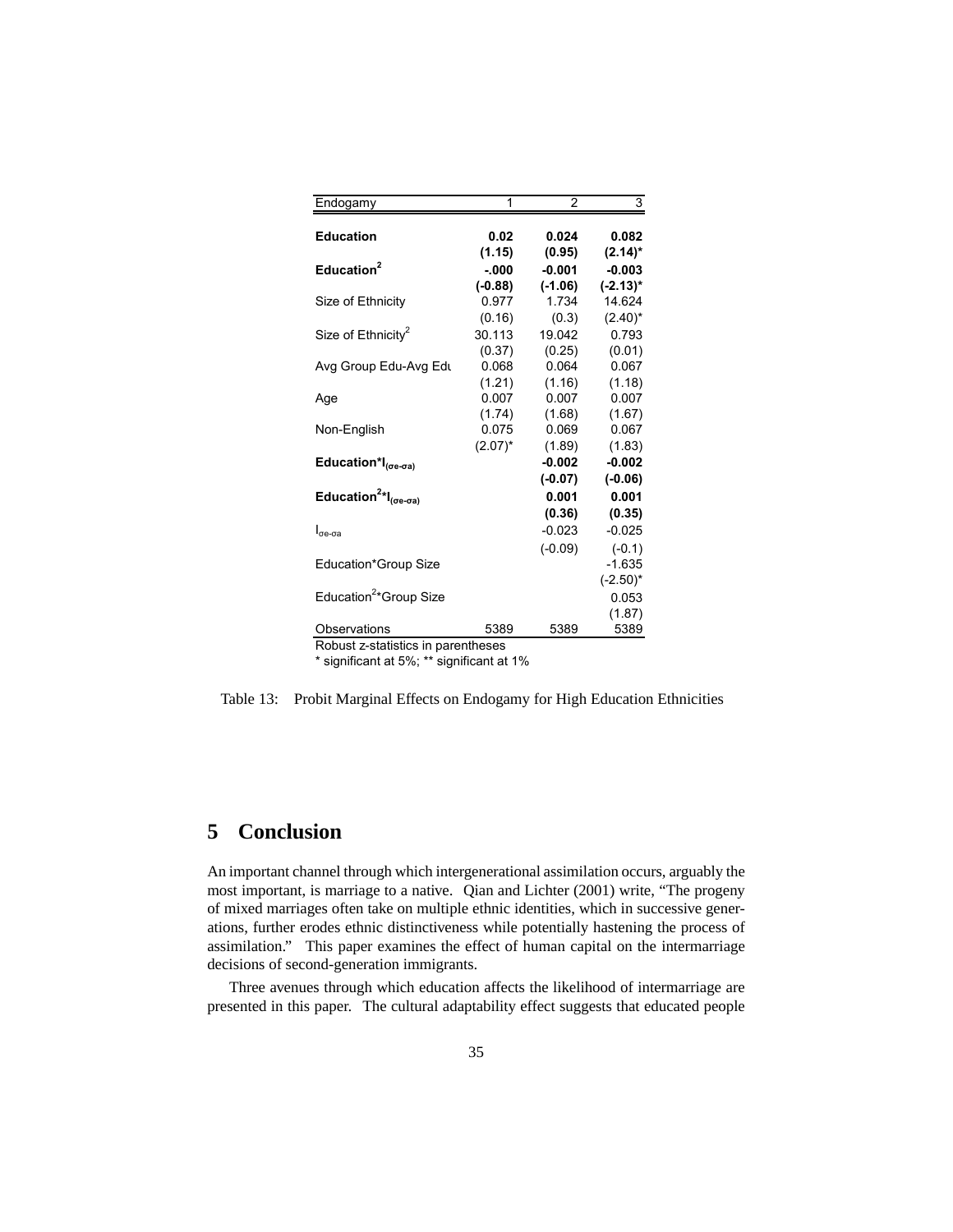| Endogamy | 1 | 2 | 3 |
|---|---|---|---|
| **Education** | **0.02** | **0.024** | **0.082** |
| | **(1.15)** | **(0.95)** | **(2.14)*** |
| **Education$^2$** | **-.000** | **-0.001** | **-0.003** |
| | **(-0.88)** | **(-1.06)** | **(-2.13)*** |
| Size of Ethnicity | 0.977 | 1.734 | 14.624 |
| | (0.16) | (0.3) | (2.40)* |
| Size of Ethnicity$^2$ | 30.113 | 19.042 | 0.793 |
| | (0.37) | (0.25) | (0.01) |
| Avg Group Edu-Avg Edu | 0.068 | 0.064 | 0.067 |
| | (1.21) | (1.16) | (1.18) |
| Age | 0.007 | 0.007 | 0.007 |
| | (1.74) | (1.68) | (1.67) |
| Non-English | 0.075 | 0.069 | 0.067 |
| | (2.07)* | (1.89) | (1.83) |
| **Education*$I_{(\sigma e-\sigma a)}$** | | **-0.002** | **-0.002** |
| | | **(-0.07)** | **(-0.06)** |
| **Education$^2$*$I_{(\sigma e-\sigma a)}$** | | **0.001** | **0.001** |
| | | **(0.36)** | **(0.35)** |
| $I_{\sigma e-\sigma a}$ | | -0.023 | -0.025 |
| | | (-0.09) | (-0.1) |
| Education*Group Size | | | -1.635 |
| | | | (-2.50)* |
| Education$^2$*Group Size | | | 0.053 |
| | | | (1.87) |
| Observations | 5389 | 5389 | 5389 |

Robust z-statistics in parentheses
* significant at 5%; ** significant at 1%

Table 13: Probit Marginal Effects on Endogamy for High Education Ethnicities

## 5 Conclusion

An important channel through which intergenerational assimilation occurs, arguably the most important, is marriage to a native. Qian and Lichter (2001) write, "The progeny of mixed marriages often take on multiple ethnic identities, which in successive generations, further erodes ethnic distinctiveness while potentially hastening the process of assimilation." This paper examines the effect of human capital on the intermarriage decisions of second-generation immigrants.

Three avenues through which education affects the likelihood of intermarriage are presented in this paper. The cultural adaptability effect suggests that educated people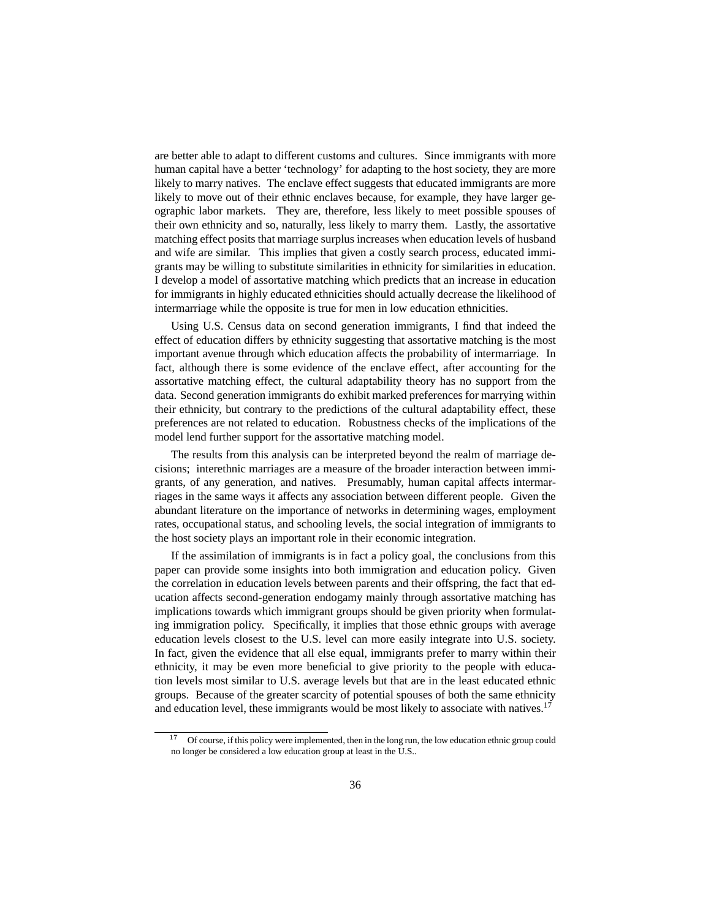are better able to adapt to different customs and cultures. Since immigrants with more human capital have a better 'technology' for adapting to the host society, they are more likely to marry natives. The enclave effect suggests that educated immigrants are more likely to move out of their ethnic enclaves because, for example, they have larger geographic labor markets. They are, therefore, less likely to meet possible spouses of their own ethnicity and so, naturally, less likely to marry them. Lastly, the assortative matching effect posits that marriage surplus increases when education levels of husband and wife are similar. This implies that given a costly search process, educated immigrants may be willing to substitute similarities in ethnicity for similarities in education. I develop a model of assortative matching which predicts that an increase in education for immigrants in highly educated ethnicities should actually decrease the likelihood of intermarriage while the opposite is true for men in low education ethnicities.

Using U.S. Census data on second generation immigrants, I find that indeed the effect of education differs by ethnicity suggesting that assortative matching is the most important avenue through which education affects the probability of intermarriage. In fact, although there is some evidence of the enclave effect, after accounting for the assortative matching effect, the cultural adaptability theory has no support from the data. Second generation immigrants do exhibit marked preferences for marrying within their ethnicity, but contrary to the predictions of the cultural adaptability effect, these preferences are not related to education. Robustness checks of the implications of the model lend further support for the assortative matching model.

The results from this analysis can be interpreted beyond the realm of marriage decisions; interethnic marriages are a measure of the broader interaction between immigrants, of any generation, and natives. Presumably, human capital affects intermarriages in the same ways it affects any association between different people. Given the abundant literature on the importance of networks in determining wages, employment rates, occupational status, and schooling levels, the social integration of immigrants to the host society plays an important role in their economic integration.

If the assimilation of immigrants is in fact a policy goal, the conclusions from this paper can provide some insights into both immigration and education policy. Given the correlation in education levels between parents and their offspring, the fact that education affects second-generation endogamy mainly through assortative matching has implications towards which immigrant groups should be given priority when formulating immigration policy. Specifically, it implies that those ethnic groups with average education levels closest to the U.S. level can more easily integrate into U.S. society. In fact, given the evidence that all else equal, immigrants prefer to marry within their ethnicity, it may be even more beneficial to give priority to the people with education levels most similar to U.S. average levels but that are in the least educated ethnic groups. Because of the greater scarcity of potential spouses of both the same ethnicity and education level, these immigrants would be most likely to associate with natives.[17]

[17] Of course, if this policy were implemented, then in the long run, the low education ethnic group could no longer be considered a low education group at least in the U.S..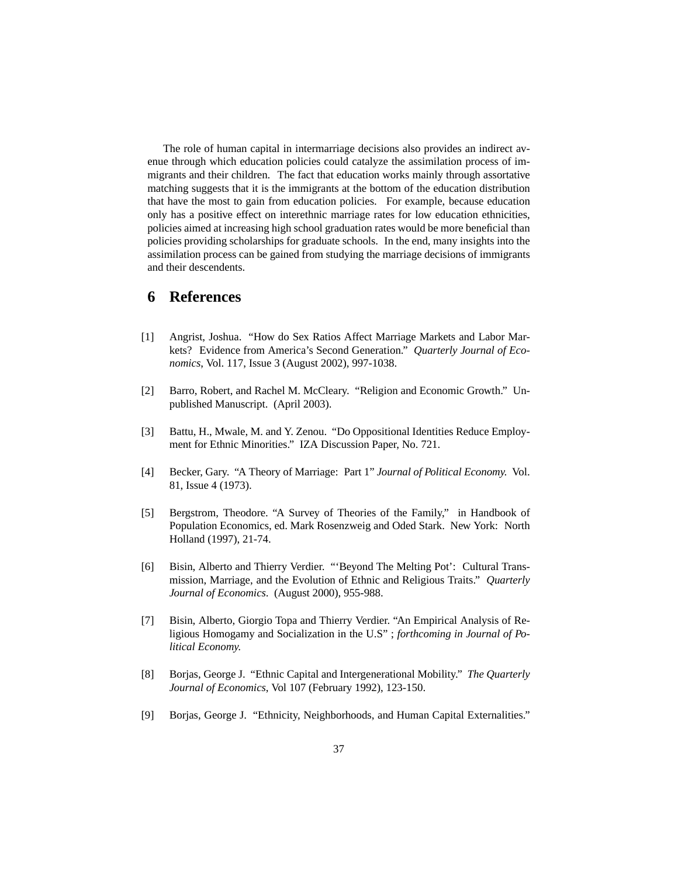The role of human capital in intermarriage decisions also provides an indirect avenue through which education policies could catalyze the assimilation process of immigrants and their children. The fact that education works mainly through assortative matching suggests that it is the immigrants at the bottom of the education distribution that have the most to gain from education policies. For example, because education only has a positive effect on interethnic marriage rates for low education ethnicities, policies aimed at increasing high school graduation rates would be more beneficial than policies providing scholarships for graduate schools. In the end, many insights into the assimilation process can be gained from studying the marriage decisions of immigrants and their descendents.

# 6 References

[1] Angrist, Joshua. "How do Sex Ratios Affect Marriage Markets and Labor Markets? Evidence from America's Second Generation." *Quarterly Journal of Economics*, Vol. 117, Issue 3 (August 2002), 997-1038.

[2] Barro, Robert, and Rachel M. McCleary. "Religion and Economic Growth." Unpublished Manuscript. (April 2003).

[3] Battu, H., Mwale, M. and Y. Zenou. "Do Oppositional Identities Reduce Employment for Ethnic Minorities." IZA Discussion Paper, No. 721.

[4] Becker, Gary. "A Theory of Marriage: Part 1" *Journal of Political Economy.* Vol. 81, Issue 4 (1973).

[5] Bergstrom, Theodore. "A Survey of Theories of the Family," in Handbook of Population Economics, ed. Mark Rosenzweig and Oded Stark. New York: North Holland (1997), 21-74.

[6] Bisin, Alberto and Thierry Verdier. "'Beyond The Melting Pot': Cultural Transmission, Marriage, and the Evolution of Ethnic and Religious Traits." *Quarterly Journal of Economics*. (August 2000), 955-988.

[7] Bisin, Alberto, Giorgio Topa and Thierry Verdier. "An Empirical Analysis of Religious Homogamy and Socialization in the U.S" ; *forthcoming in Journal of Political Economy.*

[8] Borjas, George J. "Ethnic Capital and Intergenerational Mobility." *The Quarterly Journal of Economics*, Vol 107 (February 1992), 123-150.

[9] Borjas, George J. "Ethnicity, Neighborhoods, and Human Capital Externalities."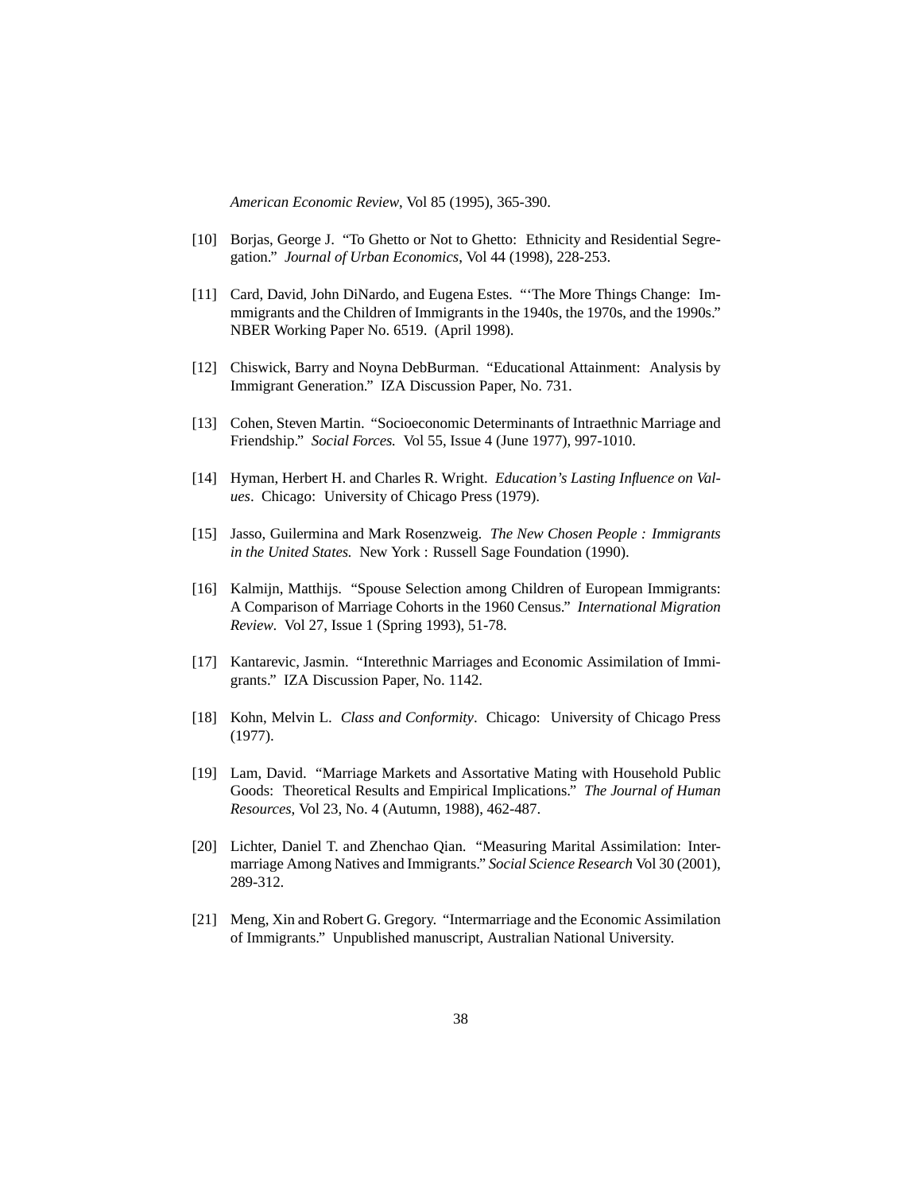*American Economic Review*, Vol 85 (1995), 365-390.

[10] Borjas, George J. "To Ghetto or Not to Ghetto: Ethnicity and Residential Segregation." *Journal of Urban Economics*, Vol 44 (1998), 228-253.

[11] Card, David, John DiNardo, and Eugena Estes. "'The More Things Change: Immmigrants and the Children of Immigrants in the 1940s, the 1970s, and the 1990s." NBER Working Paper No. 6519. (April 1998).

[12] Chiswick, Barry and Noyna DebBurman. "Educational Attainment: Analysis by Immigrant Generation." IZA Discussion Paper, No. 731.

[13] Cohen, Steven Martin. "Socioeconomic Determinants of Intraethnic Marriage and Friendship." *Social Forces.* Vol 55, Issue 4 (June 1977), 997-1010.

[14] Hyman, Herbert H. and Charles R. Wright. *Education's Lasting Influence on Values*. Chicago: University of Chicago Press (1979).

[15] Jasso, Guilermina and Mark Rosenzweig. *The New Chosen People : Immigrants in the United States.* New York : Russell Sage Foundation (1990).

[16] Kalmijn, Matthijs. "Spouse Selection among Children of European Immigrants: A Comparison of Marriage Cohorts in the 1960 Census." *International Migration Review*. Vol 27, Issue 1 (Spring 1993), 51-78.

[17] Kantarevic, Jasmin. "Interethnic Marriages and Economic Assimilation of Immigrants." IZA Discussion Paper, No. 1142.

[18] Kohn, Melvin L. *Class and Conformity*. Chicago: University of Chicago Press (1977).

[19] Lam, David. "Marriage Markets and Assortative Mating with Household Public Goods: Theoretical Results and Empirical Implications." *The Journal of Human Resources*, Vol 23, No. 4 (Autumn, 1988), 462-487.

[20] Lichter, Daniel T. and Zhenchao Qian. "Measuring Marital Assimilation: Intermarriage Among Natives and Immigrants." *Social Science Research* Vol 30 (2001), 289-312.

[21] Meng, Xin and Robert G. Gregory. "Intermarriage and the Economic Assimilation of Immigrants." Unpublished manuscript, Australian National University.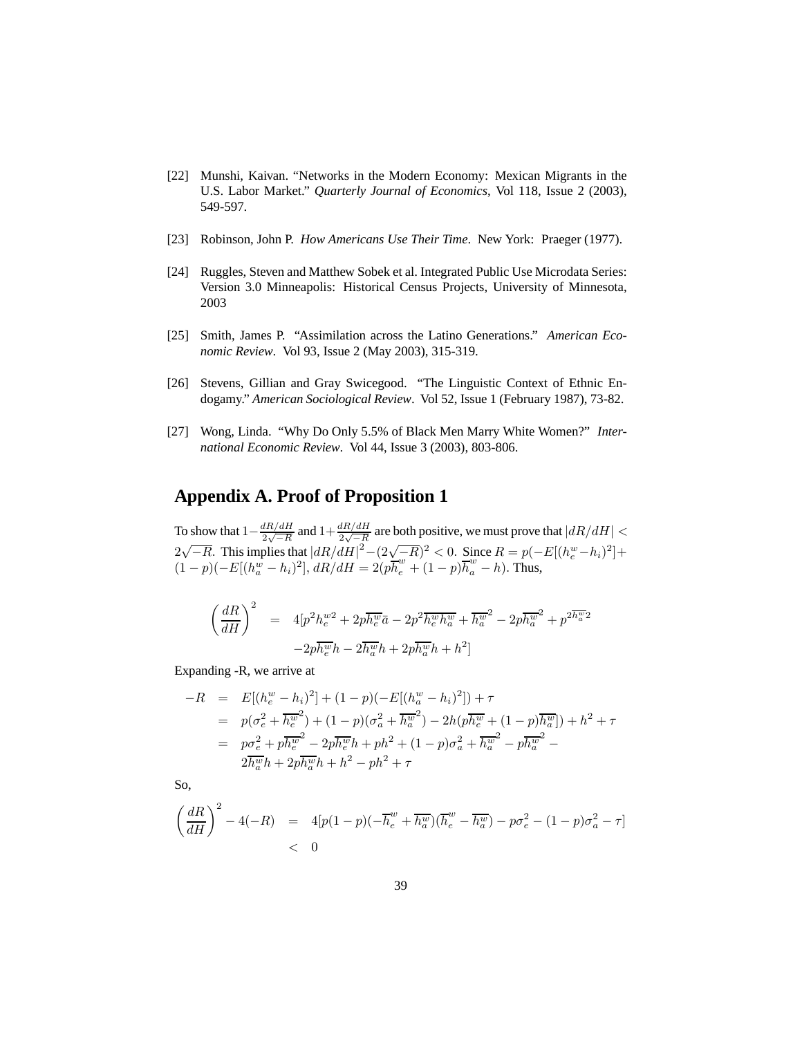[22] Munshi, Kaivan. "Networks in the Modern Economy: Mexican Migrants in the U.S. Labor Market." *Quarterly Journal of Economics*, Vol 118, Issue 2 (2003), 549-597.

[23] Robinson, John P. *How Americans Use Their Time*. New York: Praeger (1977).

[24] Ruggles, Steven and Matthew Sobek et al. Integrated Public Use Microdata Series: Version 3.0 Minneapolis: Historical Census Projects, University of Minnesota, 2003

[25] Smith, James P. "Assimilation across the Latino Generations." *American Economic Review*. Vol 93, Issue 2 (May 2003), 315-319.

[26] Stevens, Gillian and Gray Swicegood. "The Linguistic Context of Ethnic Endogamy." *American Sociological Review*. Vol 52, Issue 1 (February 1987), 73-82.

[27] Wong, Linda. "Why Do Only 5.5% of Black Men Marry White Women?" *International Economic Review*. Vol 44, Issue 3 (2003), 803-806.

## Appendix A. Proof of Proposition 1

To show that $1-\frac{dR/dH}{2\sqrt{-R}}$ and $1+\frac{dR/dH}{2\sqrt{-R}}$ are both positive, we must prove that $|dR/dH| < 2\sqrt{-R}$. This implies that $|dR/dH|^2-(2\sqrt{-R})^2 < 0$. Since $R = p(-E[(h_e^w-h_i)^2]+(1-p)(-E[(h_a^w-h_i)^2]$, $dR/dH = 2(p\overline{h}_e^w + (1-p)\overline{h}_a^w - h)$. Thus,

$$
\begin{aligned}
\left(\frac{dR}{dH}\right)^2 \;&=\; 4[p^2h_e^{w2} + 2p\overline{h_e^w}\bar{a} - 2p^2\overline{h_e^w}\overline{h_a^w} + \overline{h_a^w}^2 - 2p\overline{h_a^w}^2 + p^{2\overline{h_a^w}2} \\
&\quad -2p\overline{h_e^w}h - 2\overline{h_a^w}h + 2p\overline{h_a^w}h + h^2]
\end{aligned}
$$

Expanding -R, we arrive at

$$
\begin{aligned}
-R \;&=\; E[(h_e^w - h_i)^2] + (1-p)(-E[(h_a^w - h_i)^2]) + \tau \\
&=\; p(\sigma_e^2 + \overline{h_e^w}^2) + (1-p)(\sigma_a^2 + \overline{h_a^w}^2) - 2h(p\overline{h_e^w} + (1-p)\overline{h_a^w}]) + h^2 + \tau \\
&=\; p\sigma_e^2 + p\overline{h_e^w}^2 - 2p\overline{h_e^w}h + ph^2 + (1-p)\sigma_a^2 + \overline{h_a^w}^2 - p\overline{h_a^w}^2 - \\
&\quad 2\overline{h_a^w}h + 2p\overline{h_a^w}h + h^2 - ph^2 + \tau
\end{aligned}
$$

So,

$$
\begin{aligned}
\left(\frac{dR}{dH}\right)^2 - 4(-R) \;&=\; 4[p(1-p)(-\overline{h}_e^w + \overline{h_a^w})(\overline{h}_e^w - \overline{h_a^w}) - p\sigma_e^2 - (1-p)\sigma_a^2 - \tau] \\
&<\; 0
\end{aligned}
$$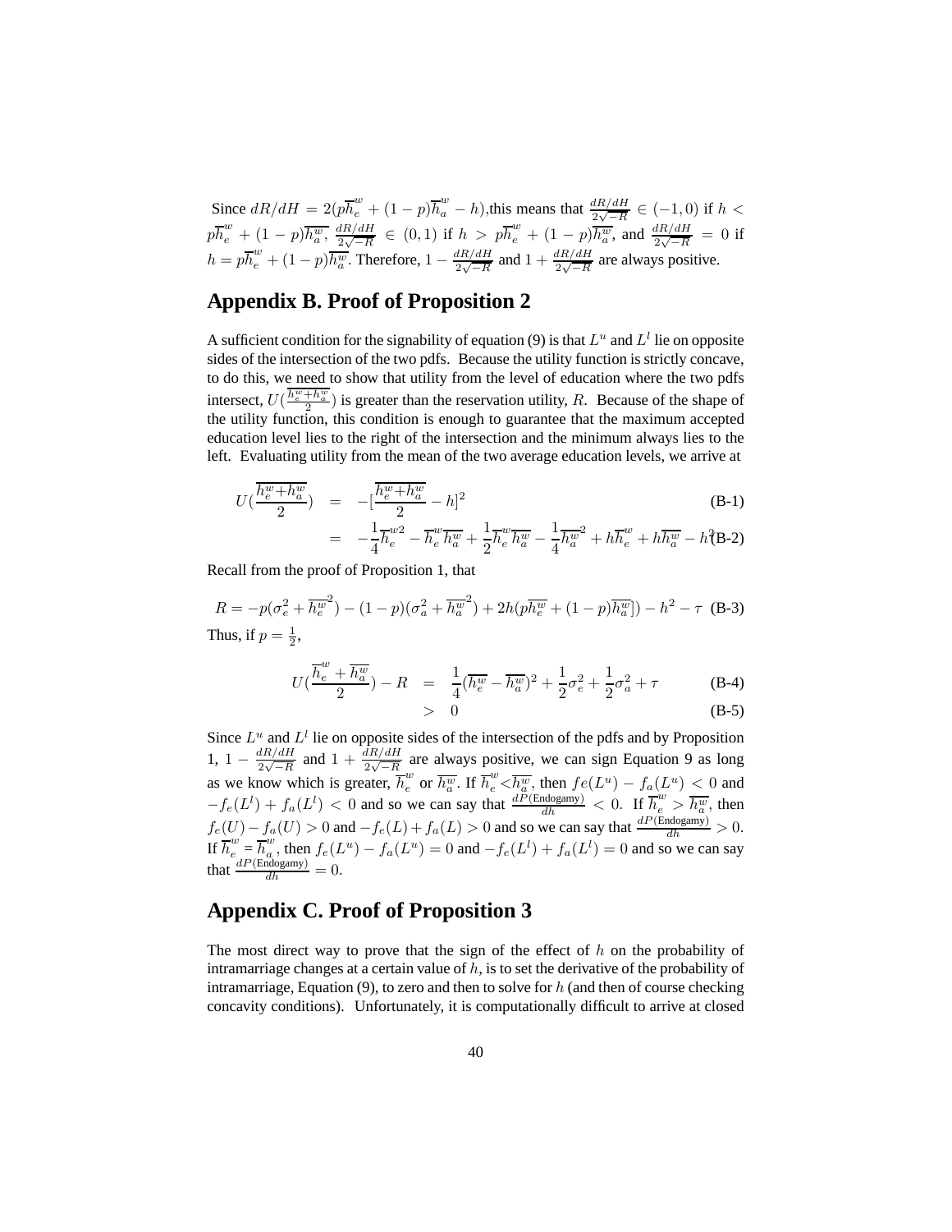Since $dR/dH = 2(p\overline{h}_e^w + (1-p)\overline{h}_a^w - h)$,this means that $\frac{dR/dH}{2\sqrt{-R}} \in (-1, 0)$ if $h < p\overline{h}_e^w + (1-p)\overline{h_a^w}$, $\frac{dR/dH}{2\sqrt{-R}} \in (0, 1)$ if $h > p\overline{h}_e^w + (1-p)\overline{h_a^w}$, and $\frac{dR/dH}{2\sqrt{-R}} = 0$ if $h = p\overline{h}_e^w + (1-p)\overline{h_a^w}$. Therefore, $1 - \frac{dR/dH}{2\sqrt{-R}}$ and $1 + \frac{dR/dH}{2\sqrt{-R}}$ are always positive.

## Appendix B. Proof of Proposition 2

A sufficient condition for the signability of equation (9) is that $L^u$ and $L^l$ lie on opposite sides of the intersection of the two pdfs. Because the utility function is strictly concave, to do this, we need to show that utility from the level of education where the two pdfs intersect, $U(\overline{\frac{h_e^w + h_a^w}{2}})$ is greater than the reservation utility, $R$. Because of the shape of the utility function, this condition is enough to guarantee that the maximum accepted education level lies to the right of the intersection and the minimum always lies to the left. Evaluating utility from the mean of the two average education levels, we arrive at

$$
\begin{aligned}
U(\overline{\frac{h_e^w + h_a^w}{2}}) &= -[\overline{\frac{h_e^w + h_a^w}{2}} - h]^2 && \text{(B-1)} \\
&= -\frac{1}{4}\overline{h}_e^{w2} - \overline{h}_e^w \overline{h_a^w} + \frac{1}{2}\overline{h}_e^w \overline{h_a^w} - \frac{1}{4}\overline{h_a^w}^2 + h\overline{h}_e^w + h\overline{h_a^w} - h^2 && \text{(B-2)}
\end{aligned}
$$

Recall from the proof of Proposition 1, that

$$
R = -p(\sigma_e^2 + \overline{h_e^w}^2) - (1-p)(\sigma_a^2 + \overline{h_a^w}^2) + 2h(p\overline{h_e^w} + (1-p)\overline{h_a^w}]) - h^2 - \tau \quad \text{(B-3)}
$$

Thus, if $p = \frac{1}{2}$,

$$
\begin{aligned}
U(\frac{\overline{h}_e^w + \overline{h_a^w}}{2}) - R &= \frac{1}{4}(\overline{h_e^w} - \overline{h_a^w})^2 + \frac{1}{2}\sigma_e^2 + \frac{1}{2}\sigma_a^2 + \tau && \text{(B-4)} \\
&> 0 && \text{(B-5)}
\end{aligned}
$$

Since $L^u$ and $L^l$ lie on opposite sides of the intersection of the pdfs and by Proposition 1, $1 - \frac{dR/dH}{2\sqrt{-R}}$ and $1 + \frac{dR/dH}{2\sqrt{-R}}$ are always positive, we can sign Equation 9 as long as we know which is greater, $\overline{h}_e^w$ or $\overline{h_a^w}$. If $\overline{h}_e^w < \overline{h_a^w}$, then $fe(L^u) - f_a(L^u) < 0$ and $-f_e(L^l) + f_a(L^l) < 0$ and so we can say that $\frac{dP(\text{Endogamy})}{dh} < 0$. If $\overline{h}_e^w > \overline{h_a^w}$, then $f_e(U) - f_a(U) > 0$ and $-f_e(L) + f_a(L) > 0$ and so we can say that $\frac{dP(\text{Endogamy})}{dh} > 0$. If $\overline{h}_e^w = \overline{h}_a^w$, then $f_e(L^u) - f_a(L^u) = 0$ and $-f_e(L^l) + f_a(L^l) = 0$ and so we can say that $\frac{dP(\text{Endogamy})}{dh} = 0$.

## Appendix C. Proof of Proposition 3

The most direct way to prove that the sign of the effect of $h$ on the probability of intramarriage changes at a certain value of $h$, is to set the derivative of the probability of intramarriage, Equation (9), to zero and then to solve for $h$ (and then of course checking concavity conditions). Unfortunately, it is computationally difficult to arrive at closed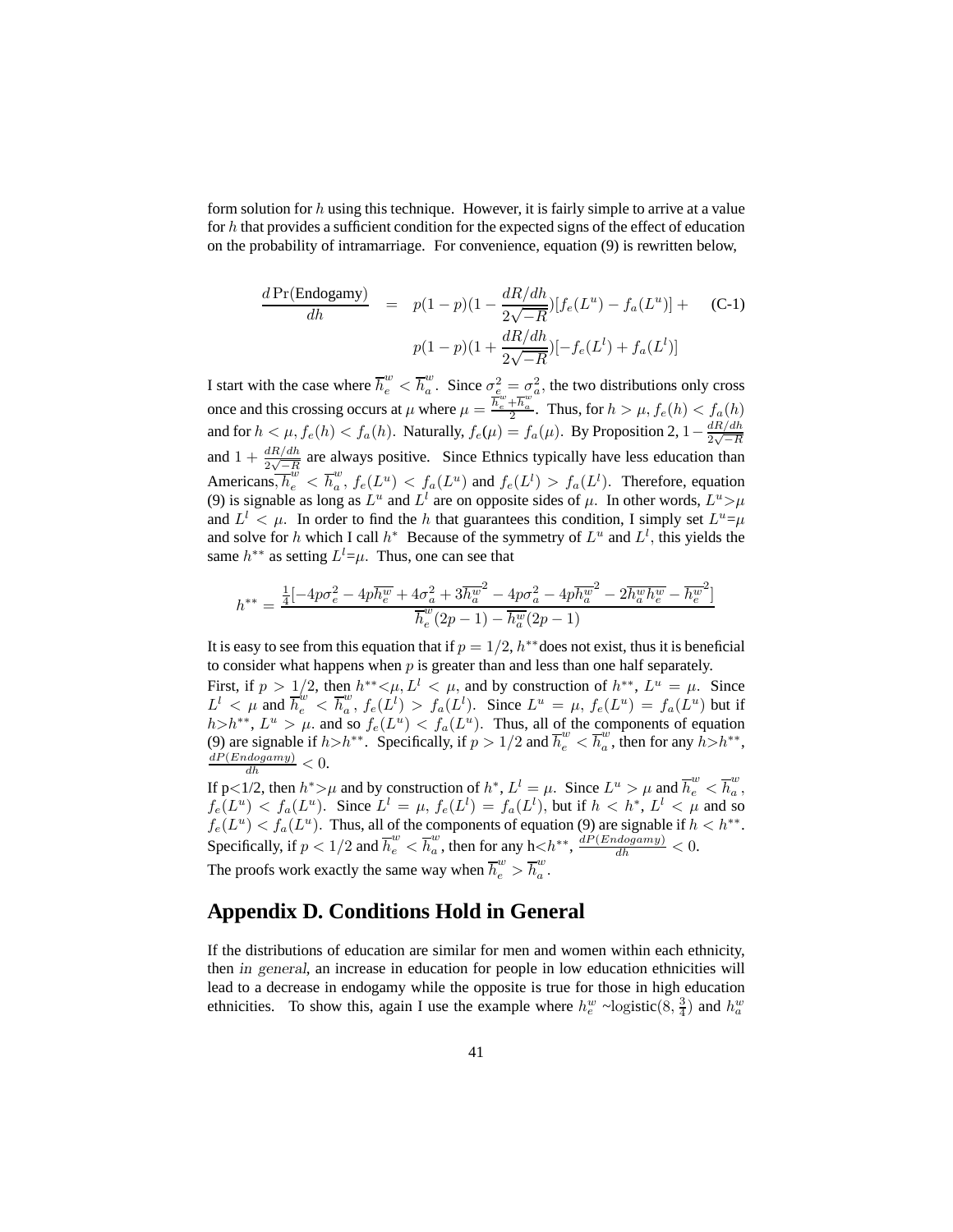form solution for $h$ using this technique. However, it is fairly simple to arrive at a value for $h$ that provides a sufficient condition for the expected signs of the effect of education on the probability of intramarriage. For convenience, equation (9) is rewritten below,

$$\frac{d\Pr(\text{Endogamy})}{dh} = p(1-p)(1-\frac{dR/dh}{2\sqrt{-R}})[f_e(L^u)-f_a(L^u)] + p(1-p)(1+\frac{dR/dh}{2\sqrt{-R}})[-f_e(L^l)+f_a(L^l)] \tag{C-1}$$

I start with the case where $\overline{h}_e^w < \overline{h}_a^w$. Since $\sigma_e^2 = \sigma_a^2$, the two distributions only cross once and this crossing occurs at $\mu$ where $\mu = \frac{\overline{h}_e^w + \overline{h}_a^w}{2}$. Thus, for $h > \mu$, $f_e(h) < f_a(h)$ and for $h < \mu$, $f_e(h) < f_a(h)$. Naturally, $f_e(\mu) = f_a(\mu)$. By Proposition 2, $1 - \frac{dR/dh}{2\sqrt{-R}}$ and $1 + \frac{dR/dh}{2\sqrt{-R}}$ are always positive. Since Ethnics typically have less education than Americans, $\overline{h}_e^w < \overline{h}_a^w$, $f_e(L^u) < f_a(L^u)$ and $f_e(L^l) > f_a(L^l)$. Therefore, equation (9) is signable as long as $L^u$ and $L^l$ are on opposite sides of $\mu$. In other words, $L^u > \mu$ and $L^l < \mu$. In order to find the $h$ that guarantees this condition, I simply set $L^u = \mu$ and solve for $h$ which I call $h^*$ Because of the symmetry of $L^u$ and $L^l$, this yields the same $h^{**}$ as setting $L^l = \mu$. Thus, one can see that

$$h^{**} = \frac{\frac{1}{4}[-4p\sigma_e^2 - 4p\overline{h_e^w} + 4\sigma_a^2 + 3\overline{h_a^w}^2 - 4p\sigma_a^2 - 4p\overline{h_a^w}^2 - 2\overline{h_a^w h_e^w} - \overline{h_e^w}^2]}{\overline{h}_e^w(2p-1) - \overline{h_a^w}(2p-1)}$$

It is easy to see from this equation that if $p = 1/2$, $h^{**}$ does not exist, thus it is beneficial to consider what happens when $p$ is greater than and less than one half separately.

First, if $p > 1/2$, then $h^{**} < \mu$, $L^l < \mu$, and by construction of $h^{**}$, $L^u = \mu$. Since $L^l < \mu$ and $\overline{h}_e^w < \overline{h}_a^w$, $f_e(L^l) > f_a(L^l)$. Since $L^u = \mu$, $f_e(L^u) = f_a(L^u)$ but if $h > h^{**}$, $L^u > \mu$. and so $f_e(L^u) < f_a(L^u)$. Thus, all of the components of equation (9) are signable if $h > h^{**}$. Specifically, if $p > 1/2$ and $\overline{h}_e^w < \overline{h}_a^w$, then for any $h > h^{**}$, $\frac{dP(Endogamy)}{dh} < 0$.

If p<1/2, then $h^* > \mu$ and by construction of $h^*$, $L^l = \mu$. Since $L^u > \mu$ and $\overline{h}_e^w < \overline{h}_a^w$, $f_e(L^u) < f_a(L^u)$. Since $L^l = \mu$, $f_e(L^l) = f_a(L^l)$, but if $h < h^*$, $L^l < \mu$ and so $f_e(L^u) < f_a(L^u)$. Thus, all of the components of equation (9) are signable if $h < h^{**}$. Specifically, if $p < 1/2$ and $\overline{h}_e^w < \overline{h}_a^w$, then for any h<$h^{**}$, $\frac{dP(Endogamy)}{dh} < 0$.

The proofs work exactly the same way when $\overline{h}_e^w > \overline{h}_a^w$.

## Appendix D. Conditions Hold in General

If the distributions of education are similar for men and women within each ethnicity, then *in general*, an increase in education for people in low education ethnicities will lead to a decrease in endogamy while the opposite is true for those in high education ethnicities. To show this, again I use the example where $h_e^w \sim \text{logistic}(8, \frac{3}{4})$ and $h_a^w$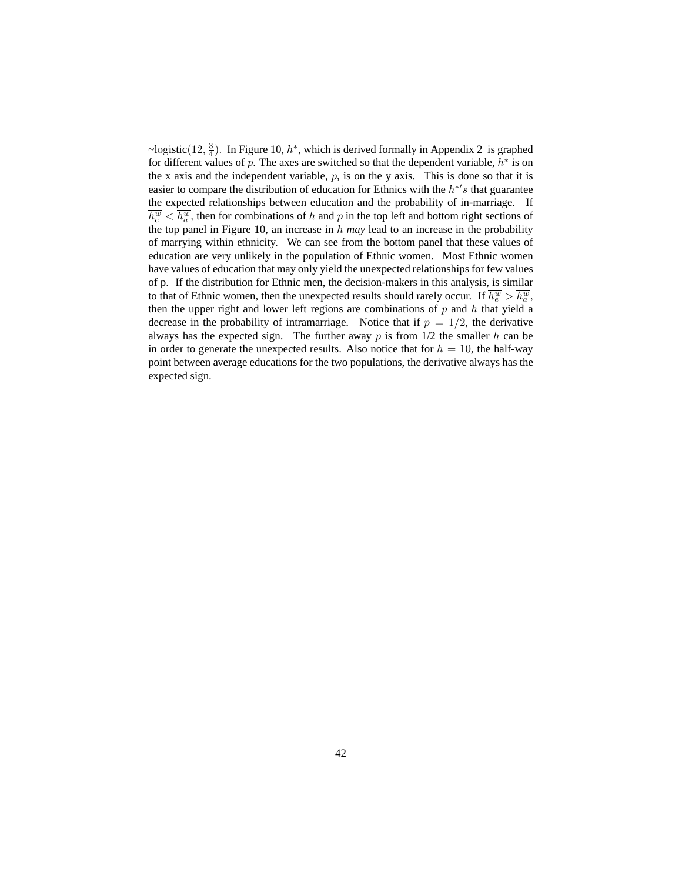~$\text{logistic}(12, \frac{3}{4})$. In Figure 10, $h^*$, which is derived formally in Appendix 2 is graphed for different values of $p$. The axes are switched so that the dependent variable, $h^*$ is on the x axis and the independent variable, $p$, is on the y axis. This is done so that it is easier to compare the distribution of education for Ethnics with the $h^{*\prime}s$ that guarantee the expected relationships between education and the probability of in-marriage. If $\overline{h_e^w} < \overline{h_a^w}$, then for combinations of $h$ and $p$ in the top left and bottom right sections of the top panel in Figure 10, an increase in $h$ *may* lead to an increase in the probability of marrying within ethnicity. We can see from the bottom panel that these values of education are very unlikely in the population of Ethnic women. Most Ethnic women have values of education that may only yield the unexpected relationships for few values of p. If the distribution for Ethnic men, the decision-makers in this analysis, is similar to that of Ethnic women, then the unexpected results should rarely occur. If $\overline{h_e^w} > \overline{h_a^w}$, then the upper right and lower left regions are combinations of $p$ and $h$ that yield a decrease in the probability of intramarriage. Notice that if $p = 1/2$, the derivative always has the expected sign. The further away $p$ is from 1/2 the smaller $h$ can be in order to generate the unexpected results. Also notice that for $h = 10$, the half-way point between average educations for the two populations, the derivative always has the expected sign.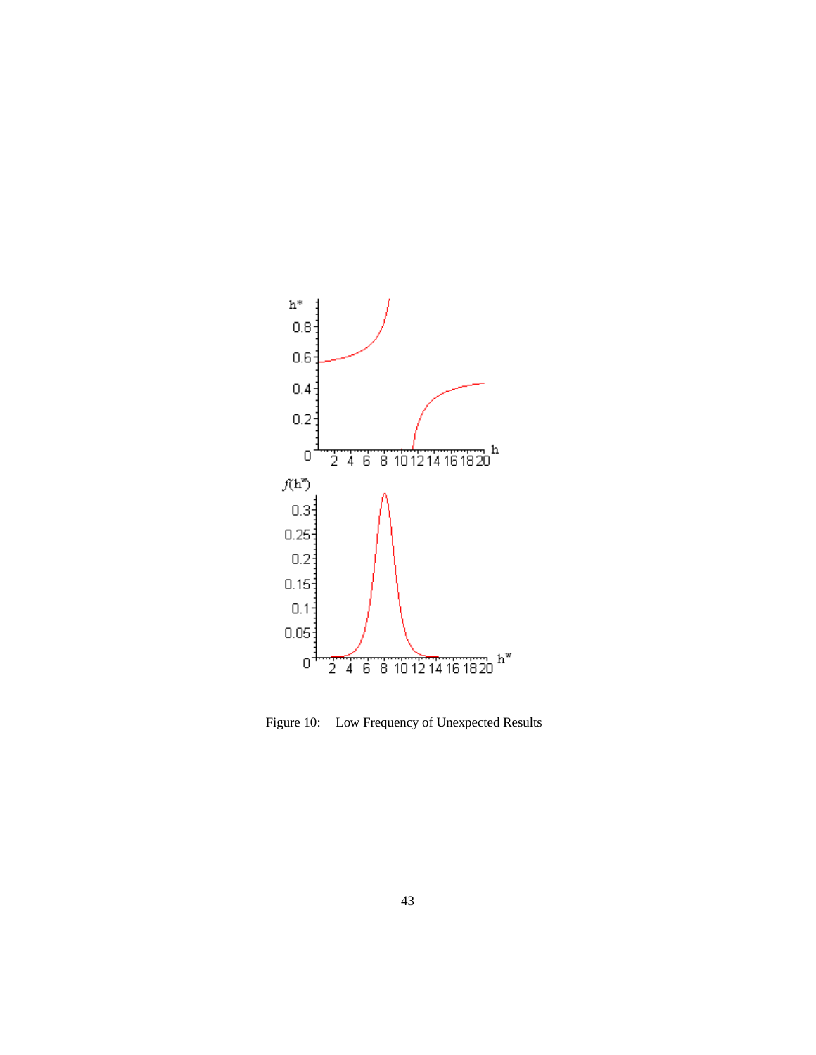h*

0.8

0.6

0.4

0.2

0

2 4 6 8 10 12 14 16 18 20 h

$f(h^w)$

0.3

0.25

0.2

0.15

0.1

0.05

0

2 4 6 8 10 12 14 16 18 20 $h^w$

Figure 10: Low Frequency of Unexpected Results